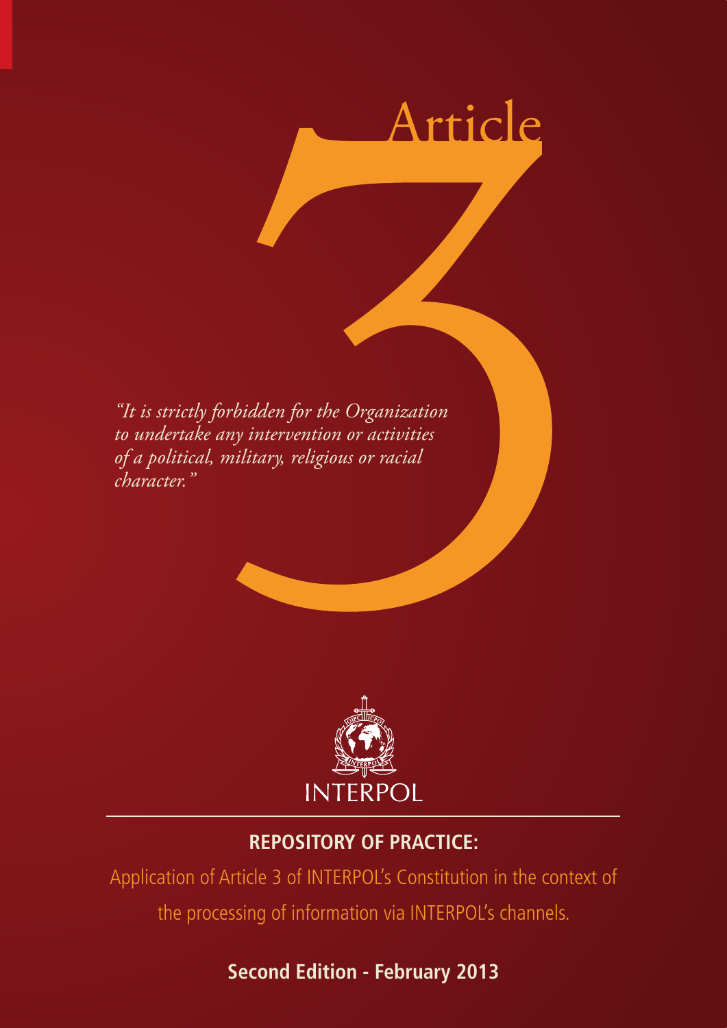# Article 3

*"It is strictly forbidden for the Organization to undertake any intervention or activities of a political, military, religious or racial character."*

INTERPOL

## REPOSITORY OF PRACTICE:

Application of Article 3 of INTERPOL's Constitution in the context of the processing of information via INTERPOL's channels.

**Second Edition - February 2013**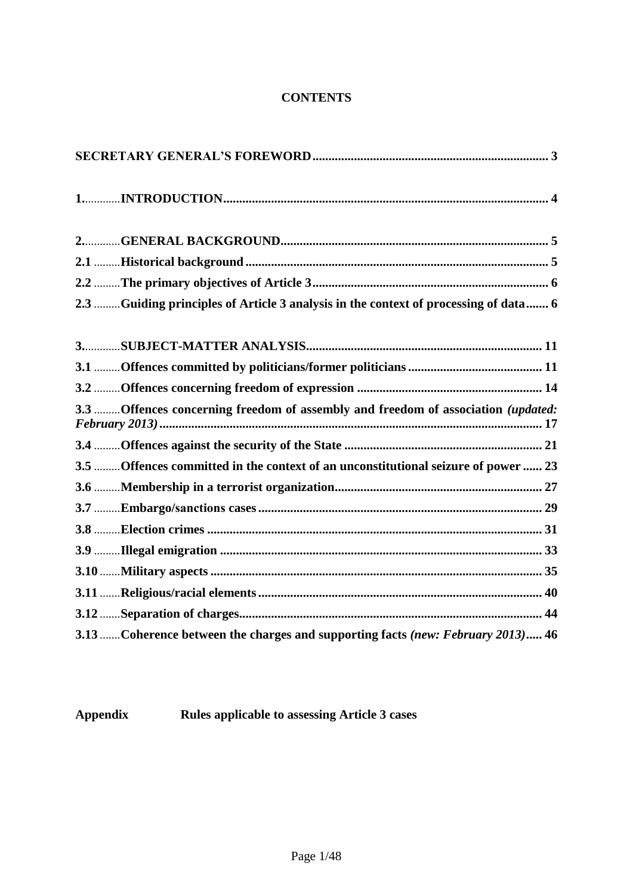# CONTENTS

**SECRETARY GENERAL'S FOREWORD** ........................................................................ 3

**1.** ............**INTRODUCTION** .................................................................................................... 4

**2.** ............**GENERAL BACKGROUND** .................................................................................. 5

**2.1** .........**Historical background** ............................................................................................. 5

**2.2** .........**The primary objectives of Article 3** ........................................................................ 6

**2.3** .........**Guiding principles of Article 3 analysis in the context of processing of data** ....... 6

**3.** ............**SUBJECT-MATTER ANALYSIS** ........................................................................ 11

**3.1** .........**Offences committed by politicians/former politicians** .......................................... 11

**3.2** .........**Offences concerning freedom of expression** .......................................................... 14

**3.3** .........**Offences concerning freedom of assembly and freedom of association** ***(updated: February 2013)*** ...................................................................................................................... 17

**3.4** .........**Offences against the security of the State** ............................................................. 21

**3.5** .........**Offences committed in the context of an unconstitutional seizure of power** ...... 23

**3.6** .........**Membership in a terrorist organization** ................................................................ 27

**3.7** .........**Embargo/sanctions cases** ........................................................................................ 29

**3.8** .........**Election crimes** ........................................................................................................ 31

**3.9** .........**Illegal emigration** .................................................................................................... 33

**3.10** .......**Military aspects** ....................................................................................................... 35

**3.11** .......**Religious/racial elements** ........................................................................................ 40

**3.12** .......**Separation of charges** .............................................................................................. 44

**3.13** .......**Coherence between the charges and supporting facts** ***(new: February 2013)*** ..... 46

**Appendix** **Rules applicable to assessing Article 3 cases**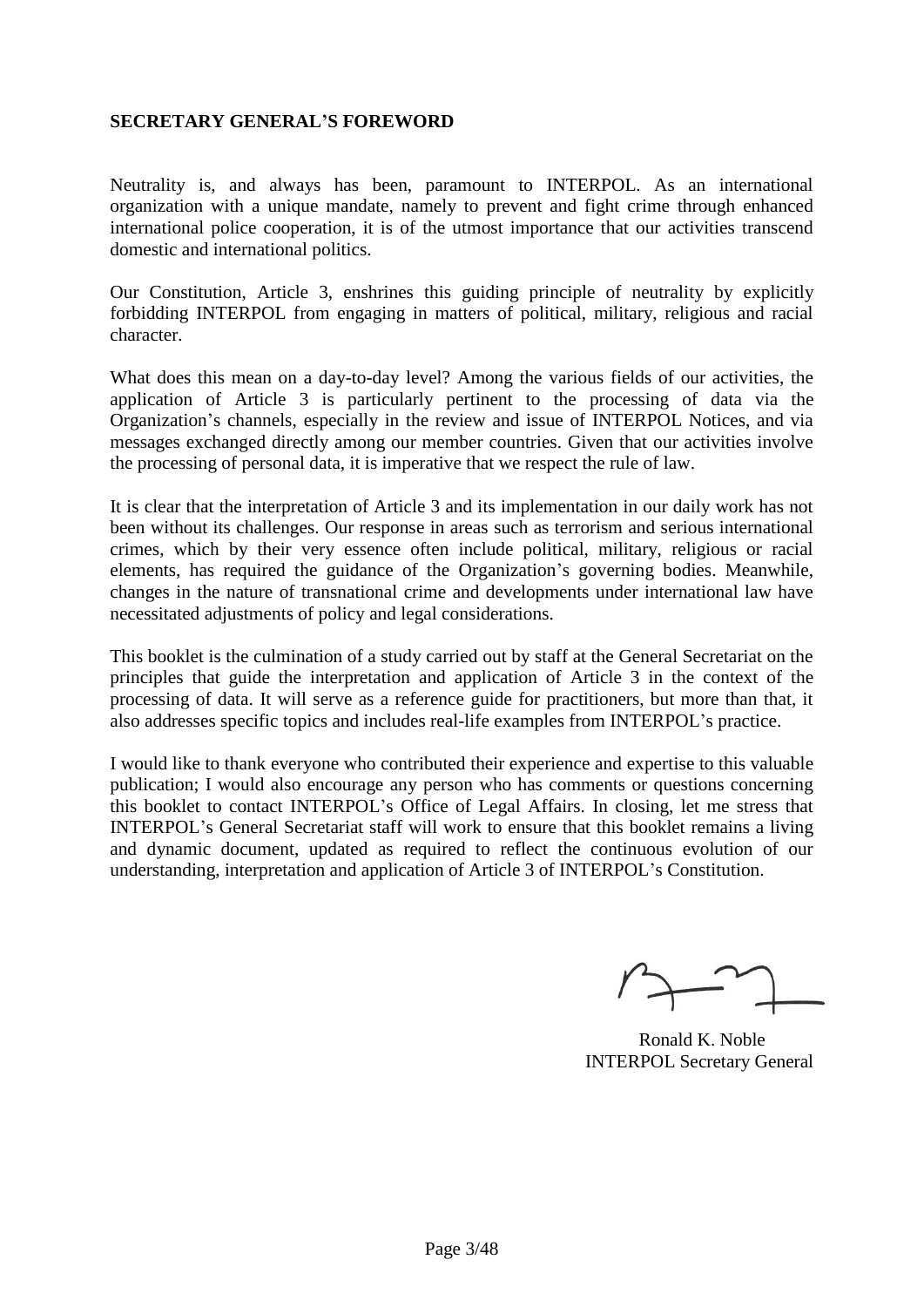## SECRETARY GENERAL'S FOREWORD

Neutrality is, and always has been, paramount to INTERPOL. As an international organization with a unique mandate, namely to prevent and fight crime through enhanced international police cooperation, it is of the utmost importance that our activities transcend domestic and international politics.

Our Constitution, Article 3, enshrines this guiding principle of neutrality by explicitly forbidding INTERPOL from engaging in matters of political, military, religious and racial character.

What does this mean on a day-to-day level? Among the various fields of our activities, the application of Article 3 is particularly pertinent to the processing of data via the Organization's channels, especially in the review and issue of INTERPOL Notices, and via messages exchanged directly among our member countries. Given that our activities involve the processing of personal data, it is imperative that we respect the rule of law.

It is clear that the interpretation of Article 3 and its implementation in our daily work has not been without its challenges. Our response in areas such as terrorism and serious international crimes, which by their very essence often include political, military, religious or racial elements, has required the guidance of the Organization's governing bodies. Meanwhile, changes in the nature of transnational crime and developments under international law have necessitated adjustments of policy and legal considerations.

This booklet is the culmination of a study carried out by staff at the General Secretariat on the principles that guide the interpretation and application of Article 3 in the context of the processing of data. It will serve as a reference guide for practitioners, but more than that, it also addresses specific topics and includes real-life examples from INTERPOL's practice.

I would like to thank everyone who contributed their experience and expertise to this valuable publication; I would also encourage any person who has comments or questions concerning this booklet to contact INTERPOL's Office of Legal Affairs. In closing, let me stress that INTERPOL's General Secretariat staff will work to ensure that this booklet remains a living and dynamic document, updated as required to reflect the continuous evolution of our understanding, interpretation and application of Article 3 of INTERPOL's Constitution.

Ronald K. Noble
INTERPOL Secretary General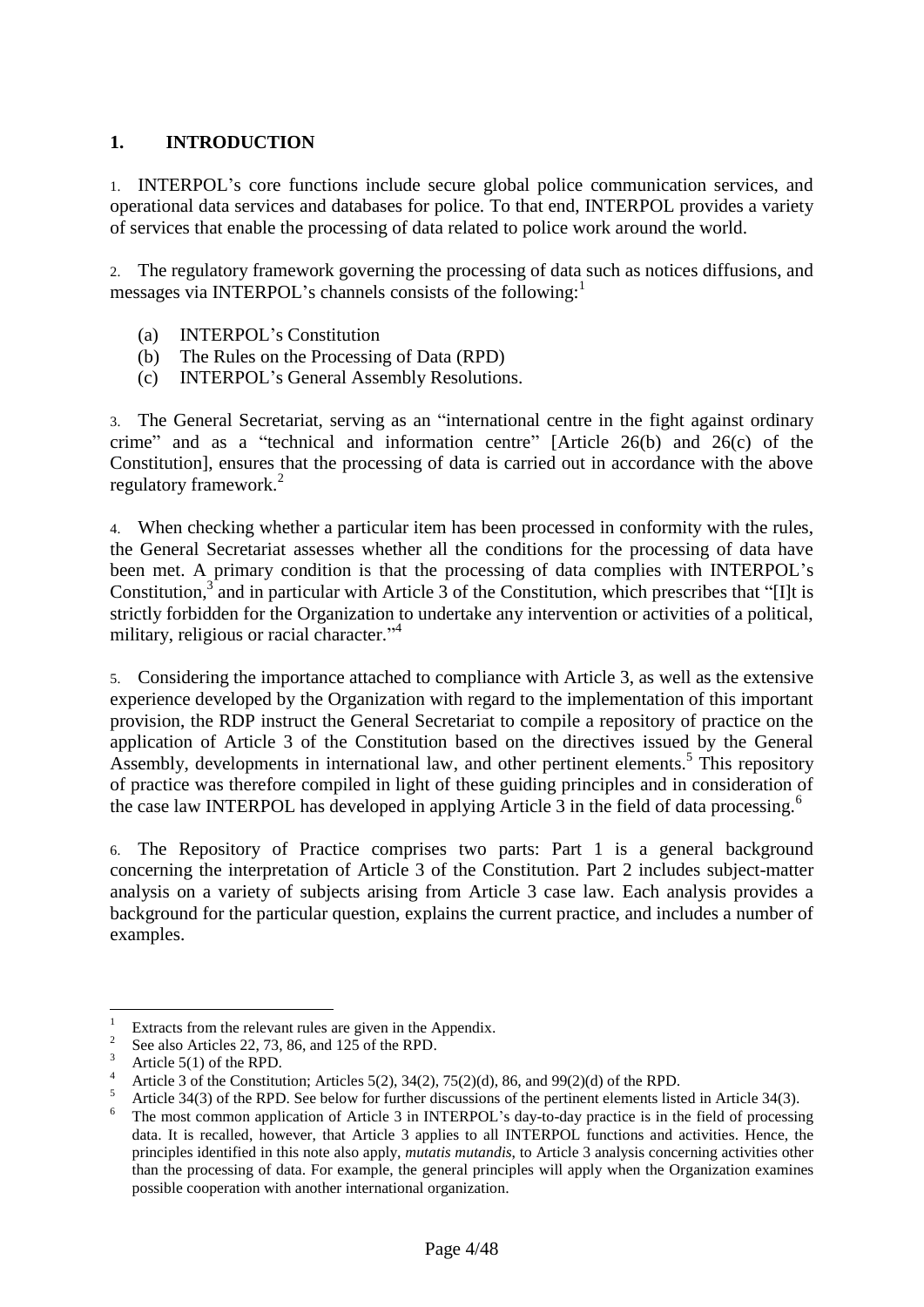## 1. INTRODUCTION

1. INTERPOL's core functions include secure global police communication services, and operational data services and databases for police. To that end, INTERPOL provides a variety of services that enable the processing of data related to police work around the world.

2. The regulatory framework governing the processing of data such as notices diffusions, and messages via INTERPOL's channels consists of the following:[1]

   (a) INTERPOL's Constitution
   (b) The Rules on the Processing of Data (RPD)
   (c) INTERPOL's General Assembly Resolutions.

3. The General Secretariat, serving as an "international centre in the fight against ordinary crime" and as a "technical and information centre" [Article 26(b) and 26(c) of the Constitution], ensures that the processing of data is carried out in accordance with the above regulatory framework.[2]

4. When checking whether a particular item has been processed in conformity with the rules, the General Secretariat assesses whether all the conditions for the processing of data have been met. A primary condition is that the processing of data complies with INTERPOL's Constitution,[3] and in particular with Article 3 of the Constitution, which prescribes that "[I]t is strictly forbidden for the Organization to undertake any intervention or activities of a political, military, religious or racial character."[4]

5. Considering the importance attached to compliance with Article 3, as well as the extensive experience developed by the Organization with regard to the implementation of this important provision, the RDP instruct the General Secretariat to compile a repository of practice on the application of Article 3 of the Constitution based on the directives issued by the General Assembly, developments in international law, and other pertinent elements.[5] This repository of practice was therefore compiled in light of these guiding principles and in consideration of the case law INTERPOL has developed in applying Article 3 in the field of data processing.[6]

6. The Repository of Practice comprises two parts: Part 1 is a general background concerning the interpretation of Article 3 of the Constitution. Part 2 includes subject-matter analysis on a variety of subjects arising from Article 3 case law. Each analysis provides a background for the particular question, explains the current practice, and includes a number of examples.

---

[1] Extracts from the relevant rules are given in the Appendix.

[2] See also Articles 22, 73, 86, and 125 of the RPD.

[3] Article 5(1) of the RPD.

[4] Article 3 of the Constitution; Articles 5(2), 34(2), 75(2)(d), 86, and 99(2)(d) of the RPD.

[5] Article 34(3) of the RPD. See below for further discussions of the pertinent elements listed in Article 34(3).

[6] The most common application of Article 3 in INTERPOL's day-to-day practice is in the field of processing data. It is recalled, however, that Article 3 applies to all INTERPOL functions and activities. Hence, the principles identified in this note also apply, *mutatis mutandis*, to Article 3 analysis concerning activities other than the processing of data. For example, the general principles will apply when the Organization examines possible cooperation with another international organization.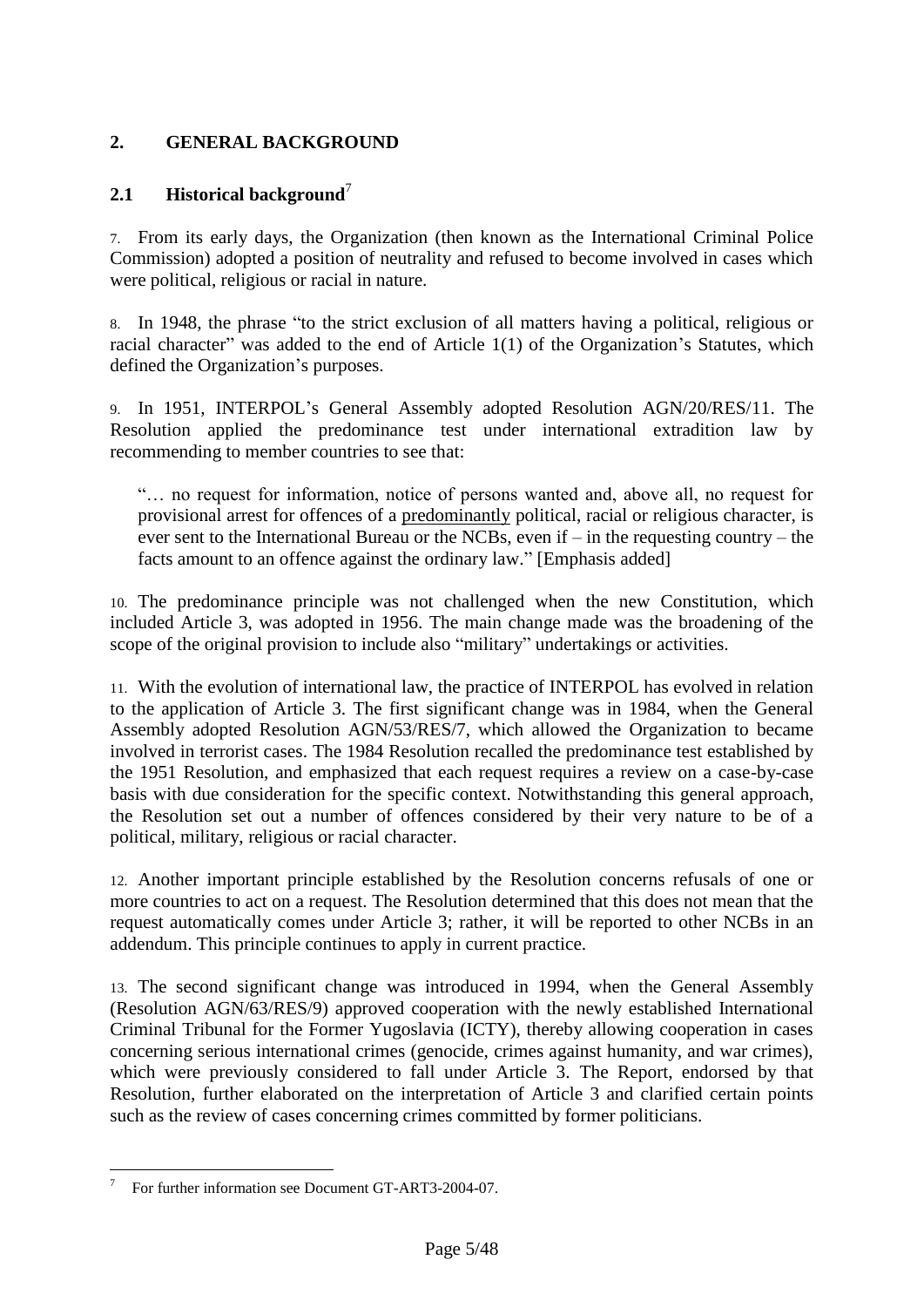## 2. GENERAL BACKGROUND

### 2.1 Historical background[7]

7. From its early days, the Organization (then known as the International Criminal Police Commission) adopted a position of neutrality and refused to become involved in cases which were political, religious or racial in nature.

8. In 1948, the phrase "to the strict exclusion of all matters having a political, religious or racial character" was added to the end of Article 1(1) of the Organization's Statutes, which defined the Organization's purposes.

9. In 1951, INTERPOL's General Assembly adopted Resolution AGN/20/RES/11. The Resolution applied the predominance test under international extradition law by recommending to member countries to see that:

> "… no request for information, notice of persons wanted and, above all, no request for provisional arrest for offences of a <u>predominantly</u> political, racial or religious character, is ever sent to the International Bureau or the NCBs, even if – in the requesting country – the facts amount to an offence against the ordinary law." [Emphasis added]

10. The predominance principle was not challenged when the new Constitution, which included Article 3, was adopted in 1956. The main change made was the broadening of the scope of the original provision to include also "military" undertakings or activities.

11. With the evolution of international law, the practice of INTERPOL has evolved in relation to the application of Article 3. The first significant change was in 1984, when the General Assembly adopted Resolution AGN/53/RES/7, which allowed the Organization to became involved in terrorist cases. The 1984 Resolution recalled the predominance test established by the 1951 Resolution, and emphasized that each request requires a review on a case-by-case basis with due consideration for the specific context. Notwithstanding this general approach, the Resolution set out a number of offences considered by their very nature to be of a political, military, religious or racial character.

12. Another important principle established by the Resolution concerns refusals of one or more countries to act on a request. The Resolution determined that this does not mean that the request automatically comes under Article 3; rather, it will be reported to other NCBs in an addendum. This principle continues to apply in current practice.

13. The second significant change was introduced in 1994, when the General Assembly (Resolution AGN/63/RES/9) approved cooperation with the newly established International Criminal Tribunal for the Former Yugoslavia (ICTY), thereby allowing cooperation in cases concerning serious international crimes (genocide, crimes against humanity, and war crimes), which were previously considered to fall under Article 3. The Report, endorsed by that Resolution, further elaborated on the interpretation of Article 3 and clarified certain points such as the review of cases concerning crimes committed by former politicians.

---

[7] For further information see Document GT-ART3-2004-07.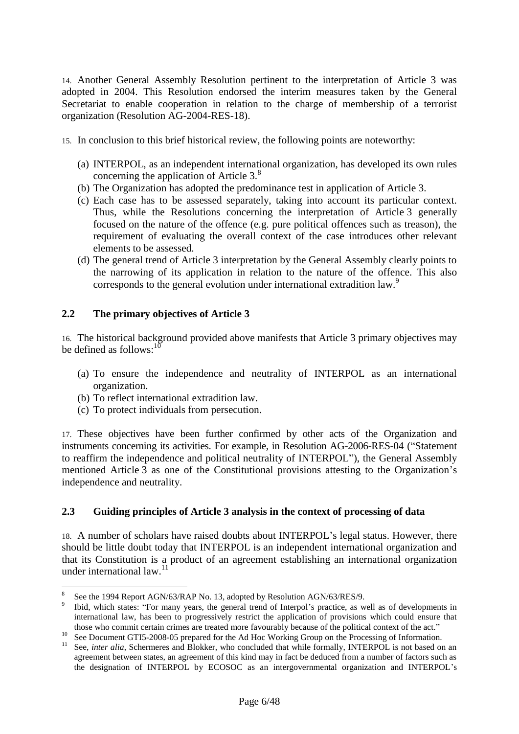14. Another General Assembly Resolution pertinent to the interpretation of Article 3 was adopted in 2004. This Resolution endorsed the interim measures taken by the General Secretariat to enable cooperation in relation to the charge of membership of a terrorist organization (Resolution AG-2004-RES-18).

15. In conclusion to this brief historical review, the following points are noteworthy:

(a) INTERPOL, as an independent international organization, has developed its own rules concerning the application of Article 3.[8]
(b) The Organization has adopted the predominance test in application of Article 3.
(c) Each case has to be assessed separately, taking into account its particular context. Thus, while the Resolutions concerning the interpretation of Article 3 generally focused on the nature of the offence (e.g. pure political offences such as treason), the requirement of evaluating the overall context of the case introduces other relevant elements to be assessed.
(d) The general trend of Article 3 interpretation by the General Assembly clearly points to the narrowing of its application in relation to the nature of the offence. This also corresponds to the general evolution under international extradition law.[9]

## 2.2 The primary objectives of Article 3

16. The historical background provided above manifests that Article 3 primary objectives may be defined as follows:[10]

(a) To ensure the independence and neutrality of INTERPOL as an international organization.
(b) To reflect international extradition law.
(c) To protect individuals from persecution.

17. These objectives have been further confirmed by other acts of the Organization and instruments concerning its activities. For example, in Resolution AG-2006-RES-04 ("Statement to reaffirm the independence and political neutrality of INTERPOL"), the General Assembly mentioned Article 3 as one of the Constitutional provisions attesting to the Organization's independence and neutrality.

## 2.3 Guiding principles of Article 3 analysis in the context of processing of data

18. A number of scholars have raised doubts about INTERPOL's legal status. However, there should be little doubt today that INTERPOL is an independent international organization and that its Constitution is a product of an agreement establishing an international organization under international law.[11]

---

[8] See the 1994 Report AGN/63/RAP No. 13, adopted by Resolution AGN/63/RES/9.

[9] Ibid, which states: "For many years, the general trend of Interpol's practice, as well as of developments in international law, has been to progressively restrict the application of provisions which could ensure that those who commit certain crimes are treated more favourably because of the political context of the act."

[10] See Document GTI5-2008-05 prepared for the Ad Hoc Working Group on the Processing of Information.

[11] See, *inter alia*, Schermeres and Blokker, who concluded that while formally, INTERPOL is not based on an agreement between states, an agreement of this kind may in fact be deduced from a number of factors such as the designation of INTERPOL by ECOSOC as an intergovernmental organization and INTERPOL's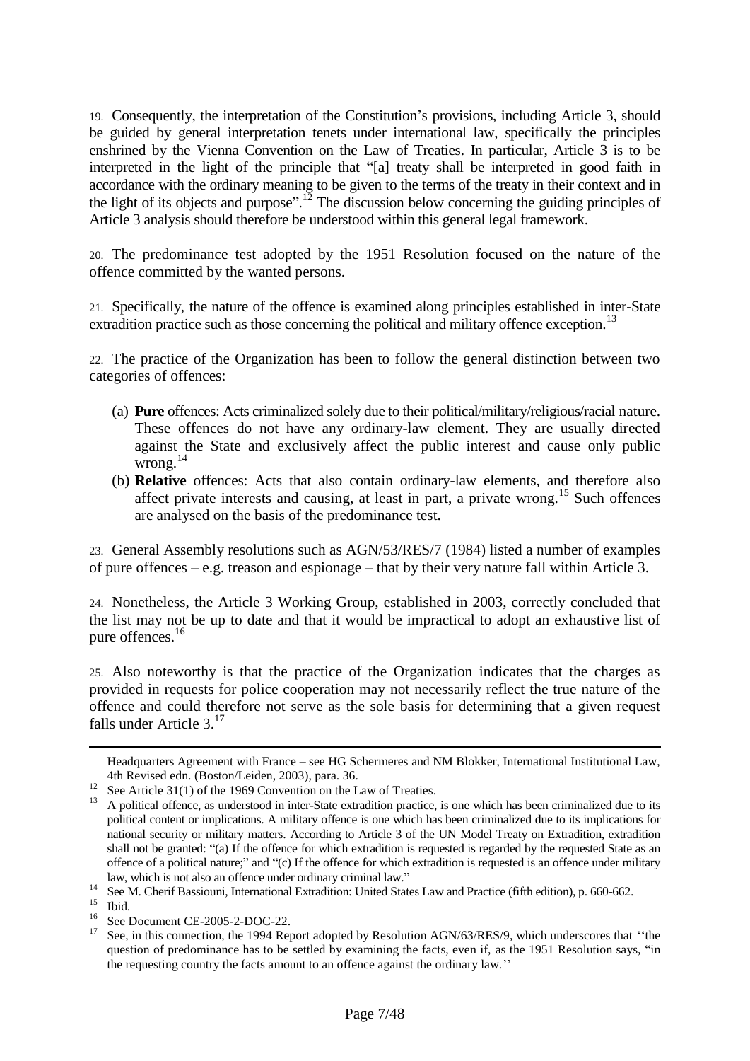19. Consequently, the interpretation of the Constitution's provisions, including Article 3, should be guided by general interpretation tenets under international law, specifically the principles enshrined by the Vienna Convention on the Law of Treaties. In particular, Article 3 is to be interpreted in the light of the principle that "[a] treaty shall be interpreted in good faith in accordance with the ordinary meaning to be given to the terms of the treaty in their context and in the light of its objects and purpose".[12] The discussion below concerning the guiding principles of Article 3 analysis should therefore be understood within this general legal framework.

20. The predominance test adopted by the 1951 Resolution focused on the nature of the offence committed by the wanted persons.

21. Specifically, the nature of the offence is examined along principles established in inter-State extradition practice such as those concerning the political and military offence exception.[13]

22. The practice of the Organization has been to follow the general distinction between two categories of offences:

(a) **Pure** offences: Acts criminalized solely due to their political/military/religious/racial nature. These offences do not have any ordinary-law element. They are usually directed against the State and exclusively affect the public interest and cause only public wrong.[14]

(b) **Relative** offences: Acts that also contain ordinary-law elements, and therefore also affect private interests and causing, at least in part, a private wrong.[15] Such offences are analysed on the basis of the predominance test.

23. General Assembly resolutions such as AGN/53/RES/7 (1984) listed a number of examples of pure offences – e.g. treason and espionage – that by their very nature fall within Article 3.

24. Nonetheless, the Article 3 Working Group, established in 2003, correctly concluded that the list may not be up to date and that it would be impractical to adopt an exhaustive list of pure offences.[16]

25. Also noteworthy is that the practice of the Organization indicates that the charges as provided in requests for police cooperation may not necessarily reflect the true nature of the offence and could therefore not serve as the sole basis for determining that a given request falls under Article 3.[17]

---

Headquarters Agreement with France – see HG Schermeres and NM Blokker, International Institutional Law, 4th Revised edn. (Boston/Leiden, 2003), para. 36.

[12] See Article 31(1) of the 1969 Convention on the Law of Treaties.

[13] A political offence, as understood in inter-State extradition practice, is one which has been criminalized due to its political content or implications. A military offence is one which has been criminalized due to its implications for national security or military matters. According to Article 3 of the UN Model Treaty on Extradition, extradition shall not be granted: "(a) If the offence for which extradition is requested is regarded by the requested State as an offence of a political nature;" and "(c) If the offence for which extradition is requested is an offence under military law, which is not also an offence under ordinary criminal law."

[14] See M. Cherif Bassiouni, International Extradition: United States Law and Practice (fifth edition), p. 660-662.

[15] Ibid.

[16] See Document CE-2005-2-DOC-22.

[17] See, in this connection, the 1994 Report adopted by Resolution AGN/63/RES/9, which underscores that ''the question of predominance has to be settled by examining the facts, even if, as the 1951 Resolution says, "in the requesting country the facts amount to an offence against the ordinary law.''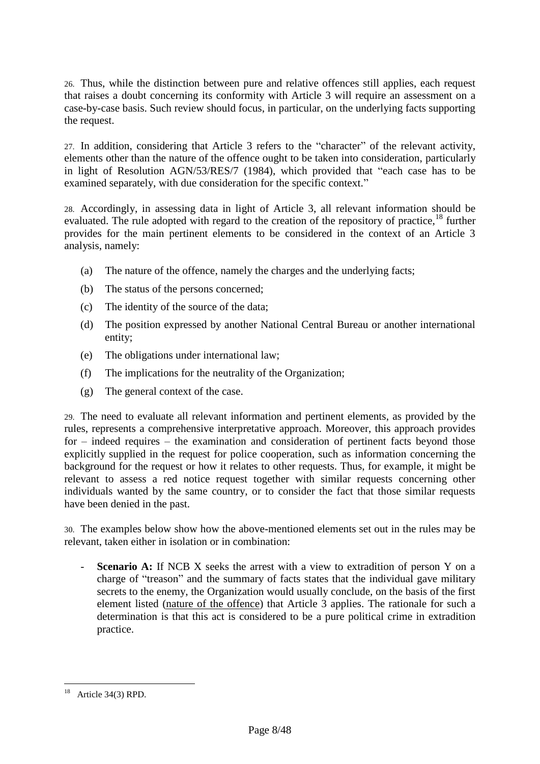26. Thus, while the distinction between pure and relative offences still applies, each request that raises a doubt concerning its conformity with Article 3 will require an assessment on a case-by-case basis. Such review should focus, in particular, on the underlying facts supporting the request.

27. In addition, considering that Article 3 refers to the "character" of the relevant activity, elements other than the nature of the offence ought to be taken into consideration, particularly in light of Resolution AGN/53/RES/7 (1984), which provided that "each case has to be examined separately, with due consideration for the specific context."

28. Accordingly, in assessing data in light of Article 3, all relevant information should be evaluated. The rule adopted with regard to the creation of the repository of practice,[18] further provides for the main pertinent elements to be considered in the context of an Article 3 analysis, namely:

(a) The nature of the offence, namely the charges and the underlying facts;

(b) The status of the persons concerned;

(c) The identity of the source of the data;

(d) The position expressed by another National Central Bureau or another international entity;

(e) The obligations under international law;

(f) The implications for the neutrality of the Organization;

(g) The general context of the case.

29. The need to evaluate all relevant information and pertinent elements, as provided by the rules, represents a comprehensive interpretative approach. Moreover, this approach provides for – indeed requires – the examination and consideration of pertinent facts beyond those explicitly supplied in the request for police cooperation, such as information concerning the background for the request or how it relates to other requests. Thus, for example, it might be relevant to assess a red notice request together with similar requests concerning other individuals wanted by the same country, or to consider the fact that those similar requests have been denied in the past.

30. The examples below show how the above-mentioned elements set out in the rules may be relevant, taken either in isolation or in combination:

- **Scenario A:** If NCB X seeks the arrest with a view to extradition of person Y on a charge of "treason" and the summary of facts states that the individual gave military secrets to the enemy, the Organization would usually conclude, on the basis of the first element listed (nature of the offence) that Article 3 applies. The rationale for such a determination is that this act is considered to be a pure political crime in extradition practice.

[18] Article 34(3) RPD.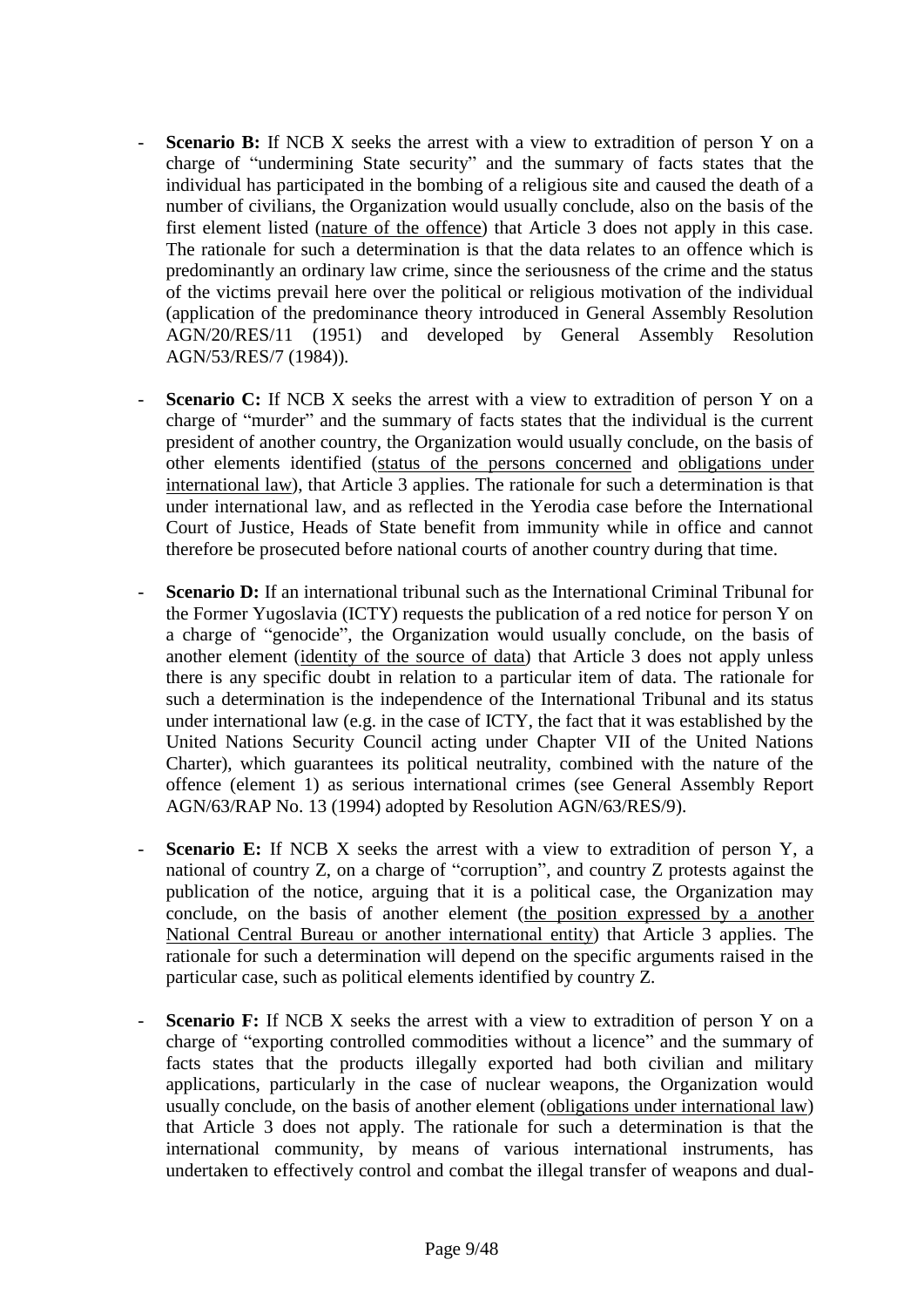- **Scenario B:** If NCB X seeks the arrest with a view to extradition of person Y on a charge of "undermining State security" and the summary of facts states that the individual has participated in the bombing of a religious site and caused the death of a number of civilians, the Organization would usually conclude, also on the basis of the first element listed (<u>nature of the offence</u>) that Article 3 does not apply in this case. The rationale for such a determination is that the data relates to an offence which is predominantly an ordinary law crime, since the seriousness of the crime and the status of the victims prevail here over the political or religious motivation of the individual (application of the predominance theory introduced in General Assembly Resolution AGN/20/RES/11 (1951) and developed by General Assembly Resolution AGN/53/RES/7 (1984)).

- **Scenario C:** If NCB X seeks the arrest with a view to extradition of person Y on a charge of "murder" and the summary of facts states that the individual is the current president of another country, the Organization would usually conclude, on the basis of other elements identified (<u>status of the persons concerned</u> and <u>obligations under international law</u>), that Article 3 applies. The rationale for such a determination is that under international law, and as reflected in the Yerodia case before the International Court of Justice, Heads of State benefit from immunity while in office and cannot therefore be prosecuted before national courts of another country during that time.

- **Scenario D:** If an international tribunal such as the International Criminal Tribunal for the Former Yugoslavia (ICTY) requests the publication of a red notice for person Y on a charge of "genocide", the Organization would usually conclude, on the basis of another element (<u>identity of the source of data</u>) that Article 3 does not apply unless there is any specific doubt in relation to a particular item of data. The rationale for such a determination is the independence of the International Tribunal and its status under international law (e.g. in the case of ICTY, the fact that it was established by the United Nations Security Council acting under Chapter VII of the United Nations Charter), which guarantees its political neutrality, combined with the nature of the offence (element 1) as serious international crimes (see General Assembly Report AGN/63/RAP No. 13 (1994) adopted by Resolution AGN/63/RES/9).

- **Scenario E:** If NCB X seeks the arrest with a view to extradition of person Y, a national of country Z, on a charge of "corruption", and country Z protests against the publication of the notice, arguing that it is a political case, the Organization may conclude, on the basis of another element (<u>the position expressed by a another National Central Bureau or another international entity</u>) that Article 3 applies. The rationale for such a determination will depend on the specific arguments raised in the particular case, such as political elements identified by country Z.

- **Scenario F:** If NCB X seeks the arrest with a view to extradition of person Y on a charge of "exporting controlled commodities without a licence" and the summary of facts states that the products illegally exported had both civilian and military applications, particularly in the case of nuclear weapons, the Organization would usually conclude, on the basis of another element (<u>obligations under international law</u>) that Article 3 does not apply. The rationale for such a determination is that the international community, by means of various international instruments, has undertaken to effectively control and combat the illegal transfer of weapons and dual-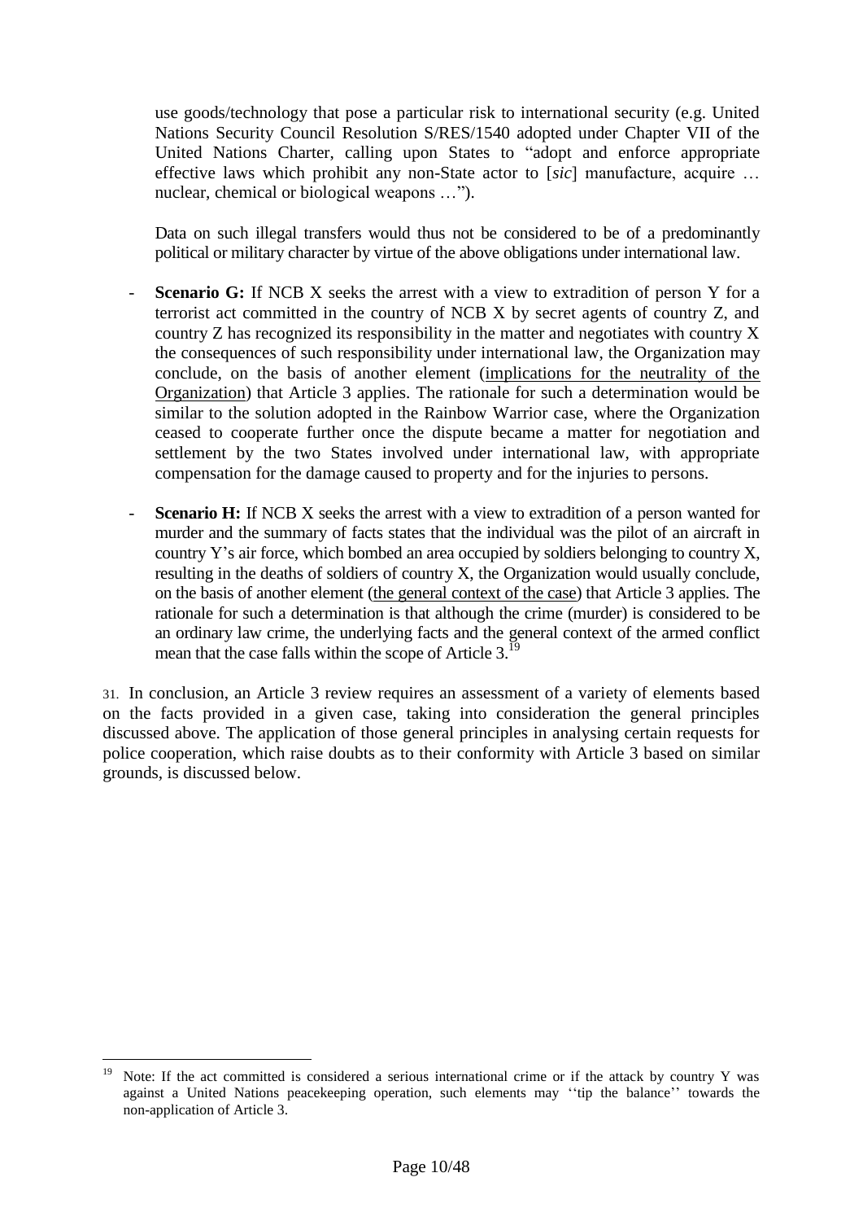use goods/technology that pose a particular risk to international security (e.g. United Nations Security Council Resolution S/RES/1540 adopted under Chapter VII of the United Nations Charter, calling upon States to "adopt and enforce appropriate effective laws which prohibit any non-State actor to [*sic*] manufacture, acquire … nuclear, chemical or biological weapons …").

Data on such illegal transfers would thus not be considered to be of a predominantly political or military character by virtue of the above obligations under international law.

- **Scenario G:** If NCB X seeks the arrest with a view to extradition of person Y for a terrorist act committed in the country of NCB X by secret agents of country Z, and country Z has recognized its responsibility in the matter and negotiates with country X the consequences of such responsibility under international law, the Organization may conclude, on the basis of another element (<u>implications for the neutrality of the Organization</u>) that Article 3 applies. The rationale for such a determination would be similar to the solution adopted in the Rainbow Warrior case, where the Organization ceased to cooperate further once the dispute became a matter for negotiation and settlement by the two States involved under international law, with appropriate compensation for the damage caused to property and for the injuries to persons.

- **Scenario H:** If NCB X seeks the arrest with a view to extradition of a person wanted for murder and the summary of facts states that the individual was the pilot of an aircraft in country Y's air force, which bombed an area occupied by soldiers belonging to country X, resulting in the deaths of soldiers of country X, the Organization would usually conclude, on the basis of another element (<u>the general context of the case</u>) that Article 3 applies. The rationale for such a determination is that although the crime (murder) is considered to be an ordinary law crime, the underlying facts and the general context of the armed conflict mean that the case falls within the scope of Article 3.[19]

31. In conclusion, an Article 3 review requires an assessment of a variety of elements based on the facts provided in a given case, taking into consideration the general principles discussed above. The application of those general principles in analysing certain requests for police cooperation, which raise doubts as to their conformity with Article 3 based on similar grounds, is discussed below.

[19] Note: If the act committed is considered a serious international crime or if the attack by country Y was against a United Nations peacekeeping operation, such elements may ''tip the balance'' towards the non-application of Article 3.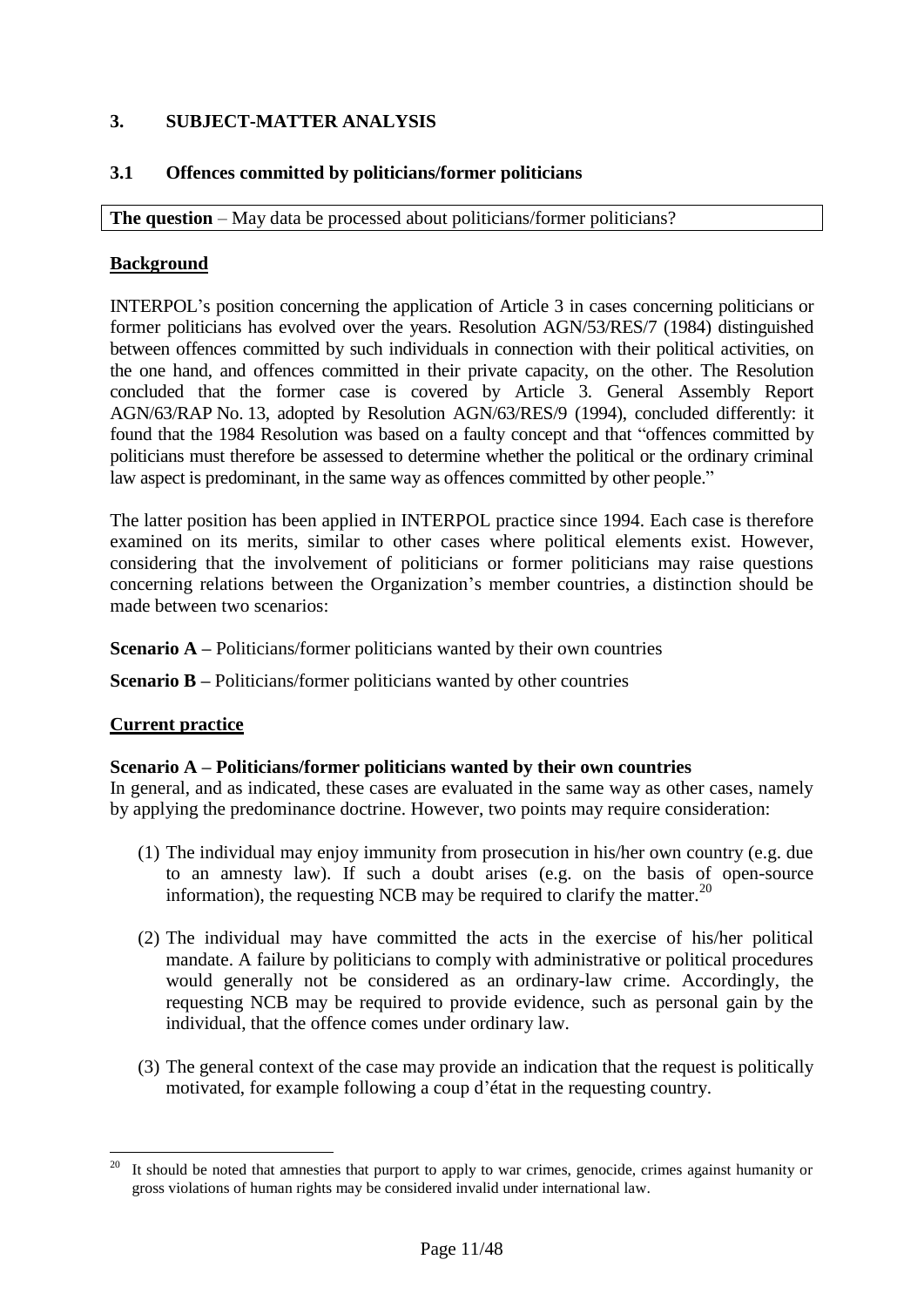## 3. SUBJECT-MATTER ANALYSIS

### 3.1 Offences committed by politicians/former politicians

**The question** – May data be processed about politicians/former politicians?

**Background**

INTERPOL's position concerning the application of Article 3 in cases concerning politicians or former politicians has evolved over the years. Resolution AGN/53/RES/7 (1984) distinguished between offences committed by such individuals in connection with their political activities, on the one hand, and offences committed in their private capacity, on the other. The Resolution concluded that the former case is covered by Article 3. General Assembly Report AGN/63/RAP No. 13, adopted by Resolution AGN/63/RES/9 (1994), concluded differently: it found that the 1984 Resolution was based on a faulty concept and that "offences committed by politicians must therefore be assessed to determine whether the political or the ordinary criminal law aspect is predominant, in the same way as offences committed by other people."

The latter position has been applied in INTERPOL practice since 1994. Each case is therefore examined on its merits, similar to other cases where political elements exist. However, considering that the involvement of politicians or former politicians may raise questions concerning relations between the Organization's member countries, a distinction should be made between two scenarios:

**Scenario A –** Politicians/former politicians wanted by their own countries

**Scenario B –** Politicians/former politicians wanted by other countries

**Current practice**

**Scenario A – Politicians/former politicians wanted by their own countries**

In general, and as indicated, these cases are evaluated in the same way as other cases, namely by applying the predominance doctrine. However, two points may require consideration:

(1) The individual may enjoy immunity from prosecution in his/her own country (e.g. due to an amnesty law). If such a doubt arises (e.g. on the basis of open-source information), the requesting NCB may be required to clarify the matter.[20]

(2) The individual may have committed the acts in the exercise of his/her political mandate. A failure by politicians to comply with administrative or political procedures would generally not be considered as an ordinary-law crime. Accordingly, the requesting NCB may be required to provide evidence, such as personal gain by the individual, that the offence comes under ordinary law.

(3) The general context of the case may provide an indication that the request is politically motivated, for example following a coup d'état in the requesting country.

---

[20] It should be noted that amnesties that purport to apply to war crimes, genocide, crimes against humanity or gross violations of human rights may be considered invalid under international law.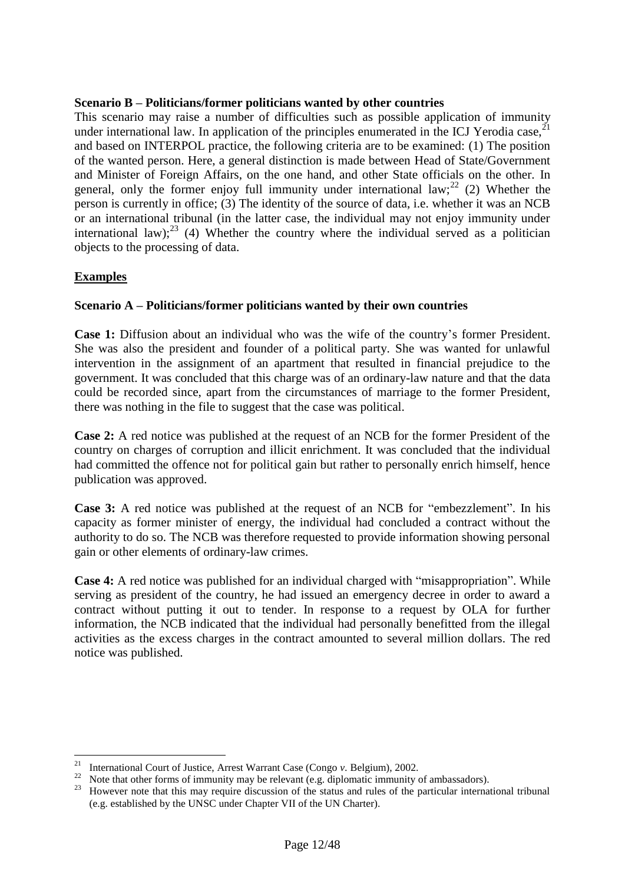**Scenario B – Politicians/former politicians wanted by other countries**

This scenario may raise a number of difficulties such as possible application of immunity under international law. In application of the principles enumerated in the ICJ Yerodia case,[21] and based on INTERPOL practice, the following criteria are to be examined: (1) The position of the wanted person. Here, a general distinction is made between Head of State/Government and Minister of Foreign Affairs, on the one hand, and other State officials on the other. In general, only the former enjoy full immunity under international law;[22] (2) Whether the person is currently in office; (3) The identity of the source of data, i.e. whether it was an NCB or an international tribunal (in the latter case, the individual may not enjoy immunity under international law);[23] (4) Whether the country where the individual served as a politician objects to the processing of data.

**<u>Examples</u>**

**Scenario A – Politicians/former politicians wanted by their own countries**

**Case 1:** Diffusion about an individual who was the wife of the country's former President. She was also the president and founder of a political party. She was wanted for unlawful intervention in the assignment of an apartment that resulted in financial prejudice to the government. It was concluded that this charge was of an ordinary-law nature and that the data could be recorded since, apart from the circumstances of marriage to the former President, there was nothing in the file to suggest that the case was political.

**Case 2:** A red notice was published at the request of an NCB for the former President of the country on charges of corruption and illicit enrichment. It was concluded that the individual had committed the offence not for political gain but rather to personally enrich himself, hence publication was approved.

**Case 3:** A red notice was published at the request of an NCB for "embezzlement". In his capacity as former minister of energy, the individual had concluded a contract without the authority to do so. The NCB was therefore requested to provide information showing personal gain or other elements of ordinary-law crimes.

**Case 4:** A red notice was published for an individual charged with "misappropriation". While serving as president of the country, he had issued an emergency decree in order to award a contract without putting it out to tender. In response to a request by OLA for further information, the NCB indicated that the individual had personally benefitted from the illegal activities as the excess charges in the contract amounted to several million dollars. The red notice was published.

---

[21] International Court of Justice, Arrest Warrant Case (Congo *v.* Belgium), 2002.

[22] Note that other forms of immunity may be relevant (e.g. diplomatic immunity of ambassadors).

[23] However note that this may require discussion of the status and rules of the particular international tribunal (e.g. established by the UNSC under Chapter VII of the UN Charter).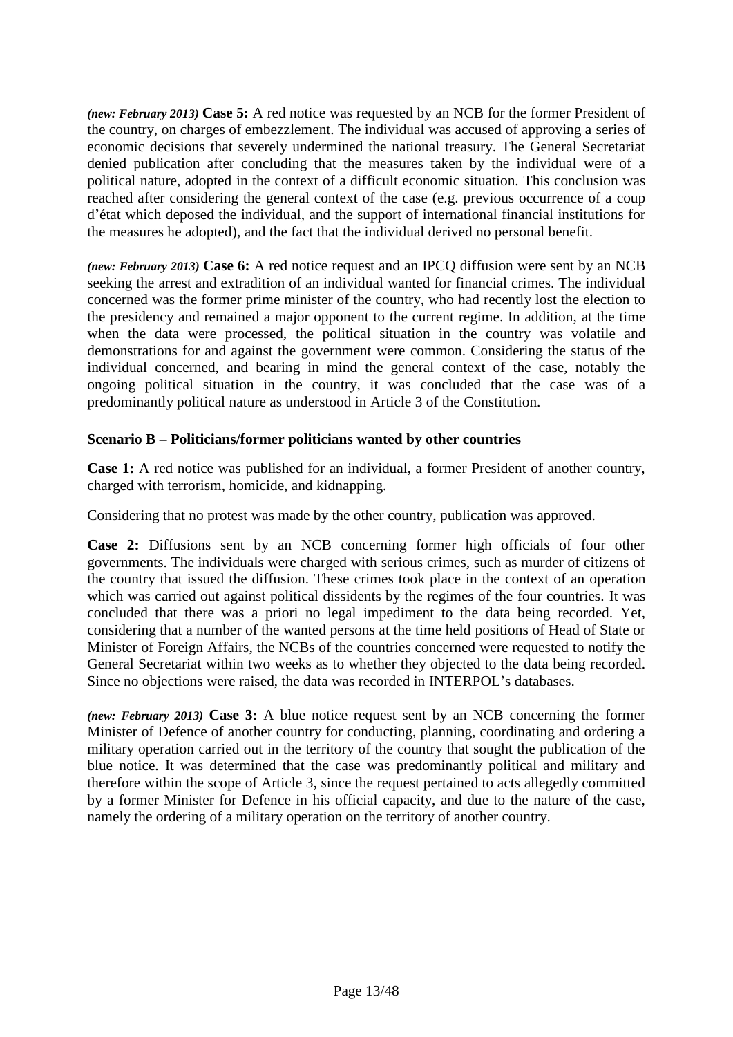***(new: February 2013)*** **Case 5:** A red notice was requested by an NCB for the former President of the country, on charges of embezzlement. The individual was accused of approving a series of economic decisions that severely undermined the national treasury. The General Secretariat denied publication after concluding that the measures taken by the individual were of a political nature, adopted in the context of a difficult economic situation. This conclusion was reached after considering the general context of the case (e.g. previous occurrence of a coup d'état which deposed the individual, and the support of international financial institutions for the measures he adopted), and the fact that the individual derived no personal benefit.

***(new: February 2013)*** **Case 6:** A red notice request and an IPCQ diffusion were sent by an NCB seeking the arrest and extradition of an individual wanted for financial crimes. The individual concerned was the former prime minister of the country, who had recently lost the election to the presidency and remained a major opponent to the current regime. In addition, at the time when the data were processed, the political situation in the country was volatile and demonstrations for and against the government were common. Considering the status of the individual concerned, and bearing in mind the general context of the case, notably the ongoing political situation in the country, it was concluded that the case was of a predominantly political nature as understood in Article 3 of the Constitution.

**Scenario B – Politicians/former politicians wanted by other countries**

**Case 1:** A red notice was published for an individual, a former President of another country, charged with terrorism, homicide, and kidnapping.

Considering that no protest was made by the other country, publication was approved.

**Case 2:** Diffusions sent by an NCB concerning former high officials of four other governments. The individuals were charged with serious crimes, such as murder of citizens of the country that issued the diffusion. These crimes took place in the context of an operation which was carried out against political dissidents by the regimes of the four countries. It was concluded that there was a priori no legal impediment to the data being recorded. Yet, considering that a number of the wanted persons at the time held positions of Head of State or Minister of Foreign Affairs, the NCBs of the countries concerned were requested to notify the General Secretariat within two weeks as to whether they objected to the data being recorded. Since no objections were raised, the data was recorded in INTERPOL's databases.

***(new: February 2013)*** **Case 3:** A blue notice request sent by an NCB concerning the former Minister of Defence of another country for conducting, planning, coordinating and ordering a military operation carried out in the territory of the country that sought the publication of the blue notice. It was determined that the case was predominantly political and military and therefore within the scope of Article 3, since the request pertained to acts allegedly committed by a former Minister for Defence in his official capacity, and due to the nature of the case, namely the ordering of a military operation on the territory of another country.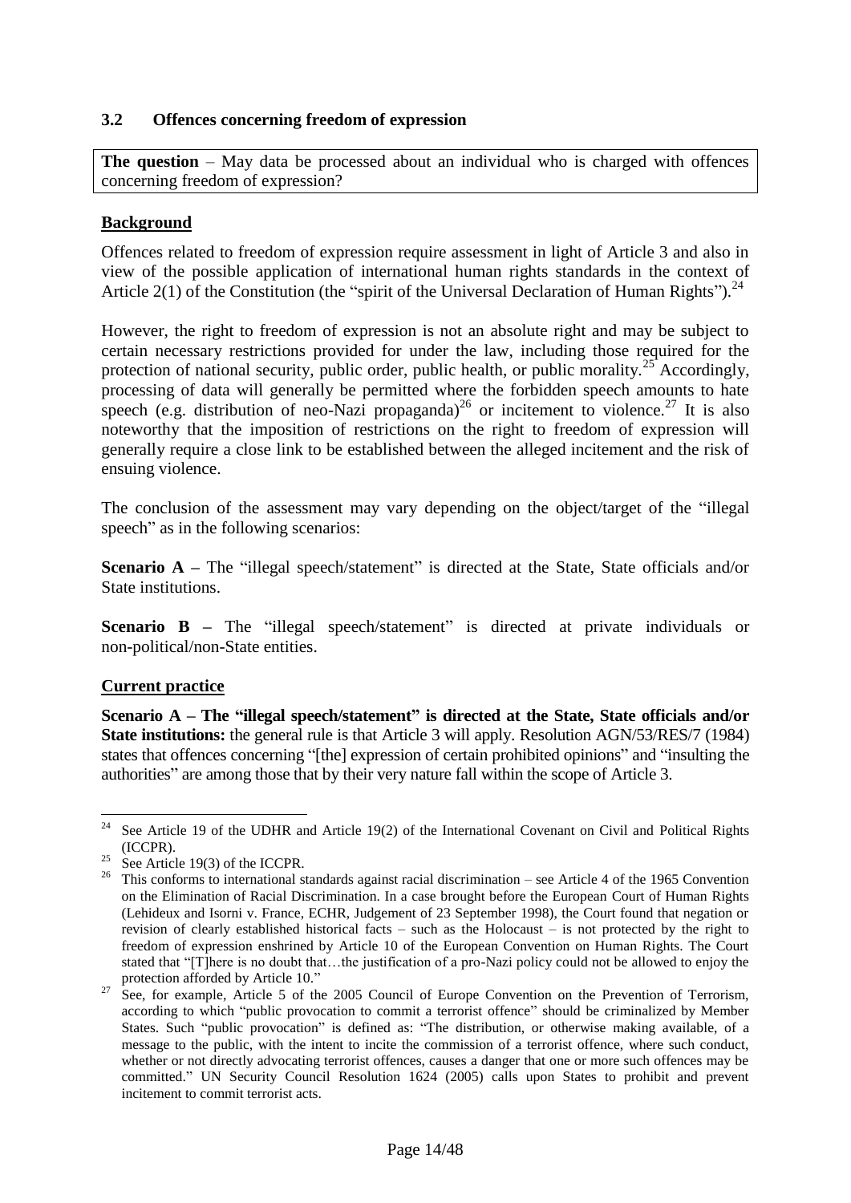### 3.2 Offences concerning freedom of expression

**The question** – May data be processed about an individual who is charged with offences concerning freedom of expression?

**Background**

Offences related to freedom of expression require assessment in light of Article 3 and also in view of the possible application of international human rights standards in the context of Article 2(1) of the Constitution (the "spirit of the Universal Declaration of Human Rights").[24]

However, the right to freedom of expression is not an absolute right and may be subject to certain necessary restrictions provided for under the law, including those required for the protection of national security, public order, public health, or public morality.[25] Accordingly, processing of data will generally be permitted where the forbidden speech amounts to hate speech (e.g. distribution of neo-Nazi propaganda)[26] or incitement to violence.[27] It is also noteworthy that the imposition of restrictions on the right to freedom of expression will generally require a close link to be established between the alleged incitement and the risk of ensuing violence.

The conclusion of the assessment may vary depending on the object/target of the "illegal speech" as in the following scenarios:

**Scenario A –** The "illegal speech/statement" is directed at the State, State officials and/or State institutions.

**Scenario B –** The "illegal speech/statement" is directed at private individuals or non-political/non-State entities.

**Current practice**

**Scenario A – The "illegal speech/statement" is directed at the State, State officials and/or State institutions:** the general rule is that Article 3 will apply. Resolution AGN/53/RES/7 (1984) states that offences concerning "[the] expression of certain prohibited opinions" and "insulting the authorities" are among those that by their very nature fall within the scope of Article 3.

---

[24] See Article 19 of the UDHR and Article 19(2) of the International Covenant on Civil and Political Rights (ICCPR).

[25] See Article 19(3) of the ICCPR.

[26] This conforms to international standards against racial discrimination – see Article 4 of the 1965 Convention on the Elimination of Racial Discrimination. In a case brought before the European Court of Human Rights (Lehideux and Isorni v. France, ECHR, Judgement of 23 September 1998), the Court found that negation or revision of clearly established historical facts – such as the Holocaust – is not protected by the right to freedom of expression enshrined by Article 10 of the European Convention on Human Rights. The Court stated that "[T]here is no doubt that…the justification of a pro-Nazi policy could not be allowed to enjoy the protection afforded by Article 10."

[27] See, for example, Article 5 of the 2005 Council of Europe Convention on the Prevention of Terrorism, according to which "public provocation to commit a terrorist offence" should be criminalized by Member States. Such "public provocation" is defined as: "The distribution, or otherwise making available, of a message to the public, with the intent to incite the commission of a terrorist offence, where such conduct, whether or not directly advocating terrorist offences, causes a danger that one or more such offences may be committed." UN Security Council Resolution 1624 (2005) calls upon States to prohibit and prevent incitement to commit terrorist acts.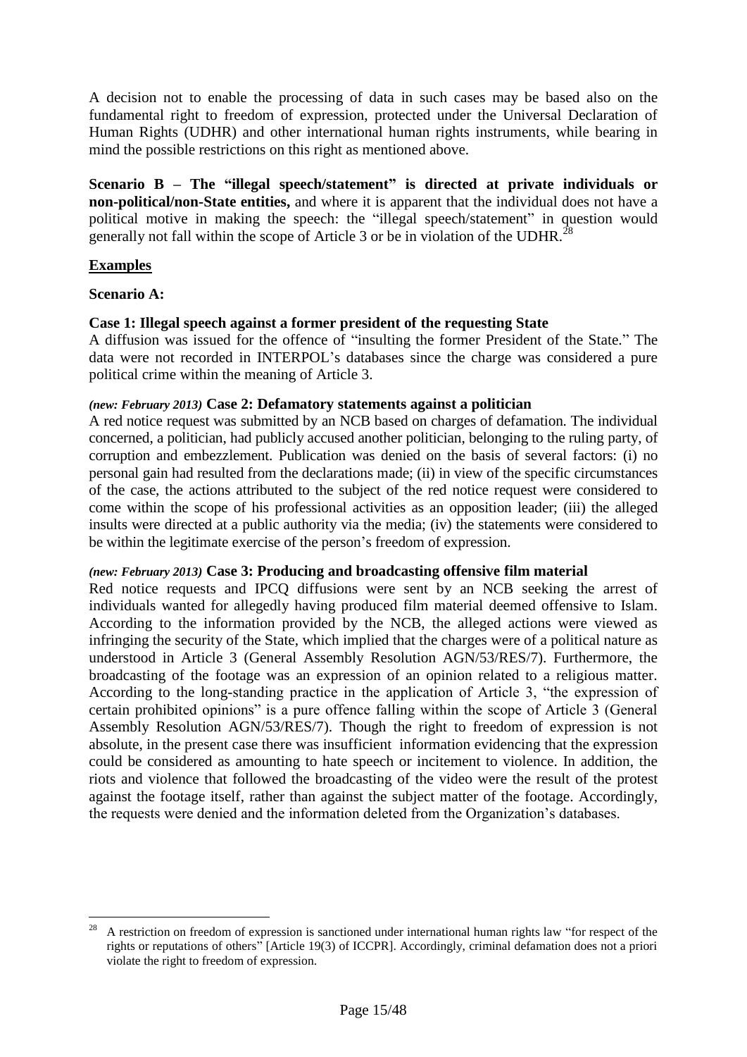A decision not to enable the processing of data in such cases may be based also on the fundamental right to freedom of expression, protected under the Universal Declaration of Human Rights (UDHR) and other international human rights instruments, while bearing in mind the possible restrictions on this right as mentioned above.

**Scenario B – The "illegal speech/statement" is directed at private individuals or non-political/non-State entities,** and where it is apparent that the individual does not have a political motive in making the speech: the "illegal speech/statement" in question would generally not fall within the scope of Article 3 or be in violation of the UDHR.[28]

**Examples**

**Scenario A:**

**Case 1: Illegal speech against a former president of the requesting State**

A diffusion was issued for the offence of "insulting the former President of the State." The data were not recorded in INTERPOL's databases since the charge was considered a pure political crime within the meaning of Article 3.

***(new: February 2013)*** **Case 2: Defamatory statements against a politician**

A red notice request was submitted by an NCB based on charges of defamation. The individual concerned, a politician, had publicly accused another politician, belonging to the ruling party, of corruption and embezzlement. Publication was denied on the basis of several factors: (i) no personal gain had resulted from the declarations made; (ii) in view of the specific circumstances of the case, the actions attributed to the subject of the red notice request were considered to come within the scope of his professional activities as an opposition leader; (iii) the alleged insults were directed at a public authority via the media; (iv) the statements were considered to be within the legitimate exercise of the person's freedom of expression.

***(new: February 2013)*** **Case 3: Producing and broadcasting offensive film material**

Red notice requests and IPCQ diffusions were sent by an NCB seeking the arrest of individuals wanted for allegedly having produced film material deemed offensive to Islam. According to the information provided by the NCB, the alleged actions were viewed as infringing the security of the State, which implied that the charges were of a political nature as understood in Article 3 (General Assembly Resolution AGN/53/RES/7). Furthermore, the broadcasting of the footage was an expression of an opinion related to a religious matter. According to the long-standing practice in the application of Article 3, "the expression of certain prohibited opinions" is a pure offence falling within the scope of Article 3 (General Assembly Resolution AGN/53/RES/7). Though the right to freedom of expression is not absolute, in the present case there was insufficient information evidencing that the expression could be considered as amounting to hate speech or incitement to violence. In addition, the riots and violence that followed the broadcasting of the video were the result of the protest against the footage itself, rather than against the subject matter of the footage. Accordingly, the requests were denied and the information deleted from the Organization's databases.

---

[28] A restriction on freedom of expression is sanctioned under international human rights law "for respect of the rights or reputations of others" [Article 19(3) of ICCPR]. Accordingly, criminal defamation does not a priori violate the right to freedom of expression.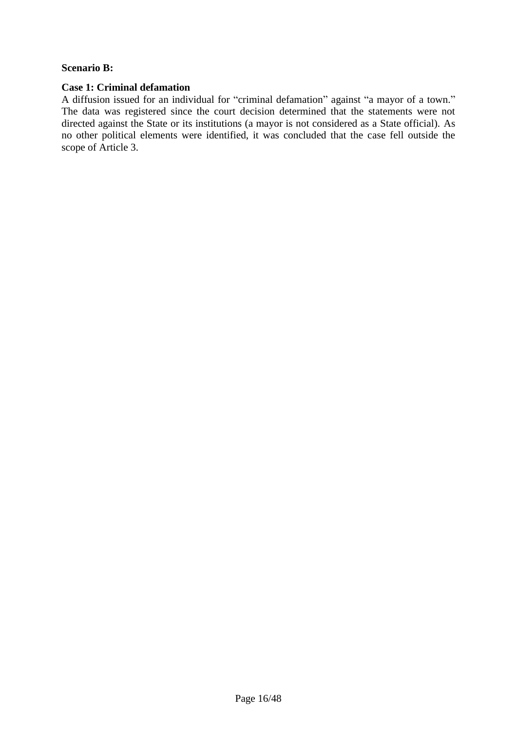**Scenario B:**

**Case 1: Criminal defamation**

A diffusion issued for an individual for "criminal defamation" against "a mayor of a town." The data was registered since the court decision determined that the statements were not directed against the State or its institutions (a mayor is not considered as a State official). As no other political elements were identified, it was concluded that the case fell outside the scope of Article 3.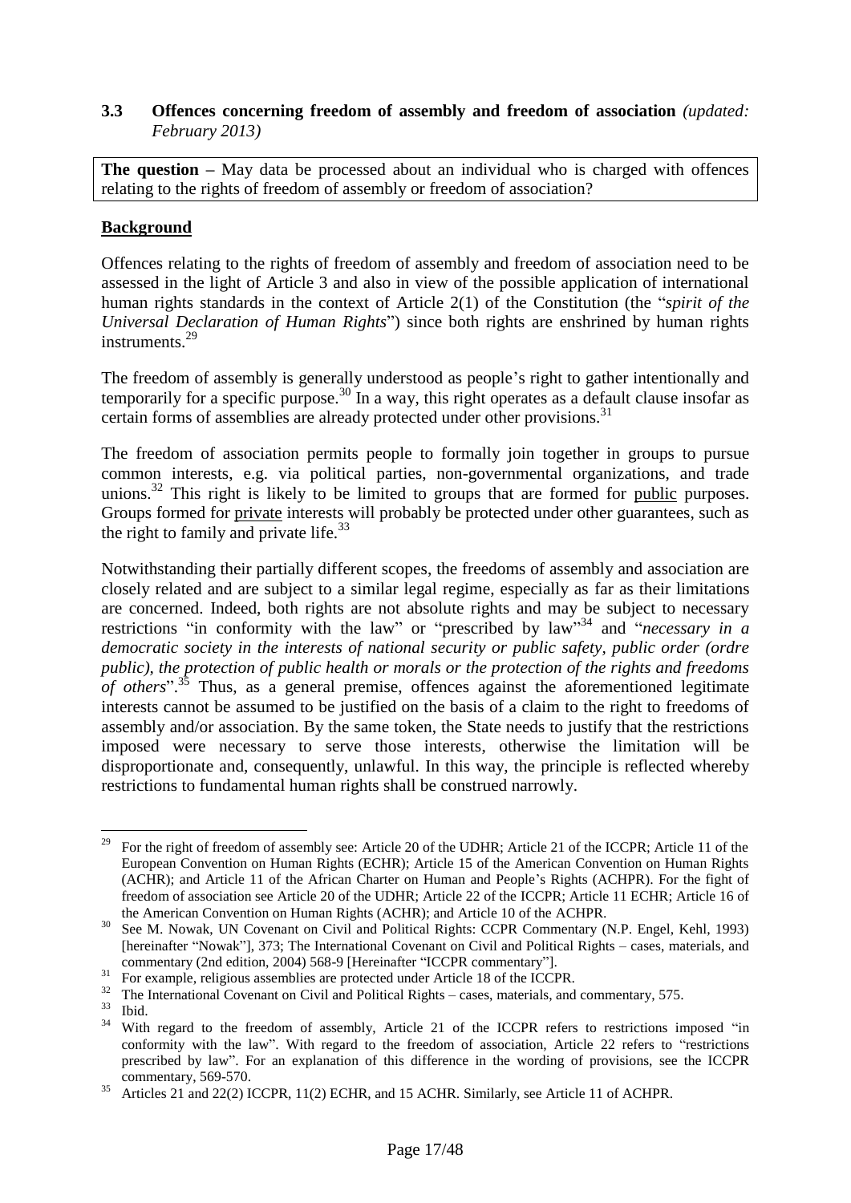### 3.3 Offences concerning freedom of assembly and freedom of association *(updated: February 2013)*

**The question –** May data be processed about an individual who is charged with offences relating to the rights of freedom of assembly or freedom of association?

**Background**

Offences relating to the rights of freedom of assembly and freedom of association need to be assessed in the light of Article 3 and also in view of the possible application of international human rights standards in the context of Article 2(1) of the Constitution (the "*spirit of the Universal Declaration of Human Rights*") since both rights are enshrined by human rights instruments.[29]

The freedom of assembly is generally understood as people's right to gather intentionally and temporarily for a specific purpose.[30] In a way, this right operates as a default clause insofar as certain forms of assemblies are already protected under other provisions.[31]

The freedom of association permits people to formally join together in groups to pursue common interests, e.g. via political parties, non-governmental organizations, and trade unions.[32] This right is likely to be limited to groups that are formed for <u>public</u> purposes. Groups formed for <u>private</u> interests will probably be protected under other guarantees, such as the right to family and private life.[33]

Notwithstanding their partially different scopes, the freedoms of assembly and association are closely related and are subject to a similar legal regime, especially as far as their limitations are concerned. Indeed, both rights are not absolute rights and may be subject to necessary restrictions "in conformity with the law" or "prescribed by law"[34] and "*necessary in a democratic society in the interests of national security or public safety, public order (ordre public), the protection of public health or morals or the protection of the rights and freedoms of others*".[35] Thus, as a general premise, offences against the aforementioned legitimate interests cannot be assumed to be justified on the basis of a claim to the right to freedoms of assembly and/or association. By the same token, the State needs to justify that the restrictions imposed were necessary to serve those interests, otherwise the limitation will be disproportionate and, consequently, unlawful. In this way, the principle is reflected whereby restrictions to fundamental human rights shall be construed narrowly.

---

[29] For the right of freedom of assembly see: Article 20 of the UDHR; Article 21 of the ICCPR; Article 11 of the European Convention on Human Rights (ECHR); Article 15 of the American Convention on Human Rights (ACHR); and Article 11 of the African Charter on Human and People's Rights (ACHPR). For the fight of freedom of association see Article 20 of the UDHR; Article 22 of the ICCPR; Article 11 ECHR; Article 16 of the American Convention on Human Rights (ACHR); and Article 10 of the ACHPR.

[30] See M. Nowak, UN Covenant on Civil and Political Rights: CCPR Commentary (N.P. Engel, Kehl, 1993) [hereinafter "Nowak"], 373; The International Covenant on Civil and Political Rights – cases, materials, and commentary (2nd edition, 2004) 568-9 [Hereinafter "ICCPR commentary"].

[31] For example, religious assemblies are protected under Article 18 of the ICCPR.

[32] The International Covenant on Civil and Political Rights – cases, materials, and commentary, 575.

[33] Ibid.

[34] With regard to the freedom of assembly, Article 21 of the ICCPR refers to restrictions imposed "in conformity with the law". With regard to the freedom of association, Article 22 refers to "restrictions prescribed by law". For an explanation of this difference in the wording of provisions, see the ICCPR commentary, 569-570.

[35] Articles 21 and 22(2) ICCPR, 11(2) ECHR, and 15 ACHR. Similarly, see Article 11 of ACHPR.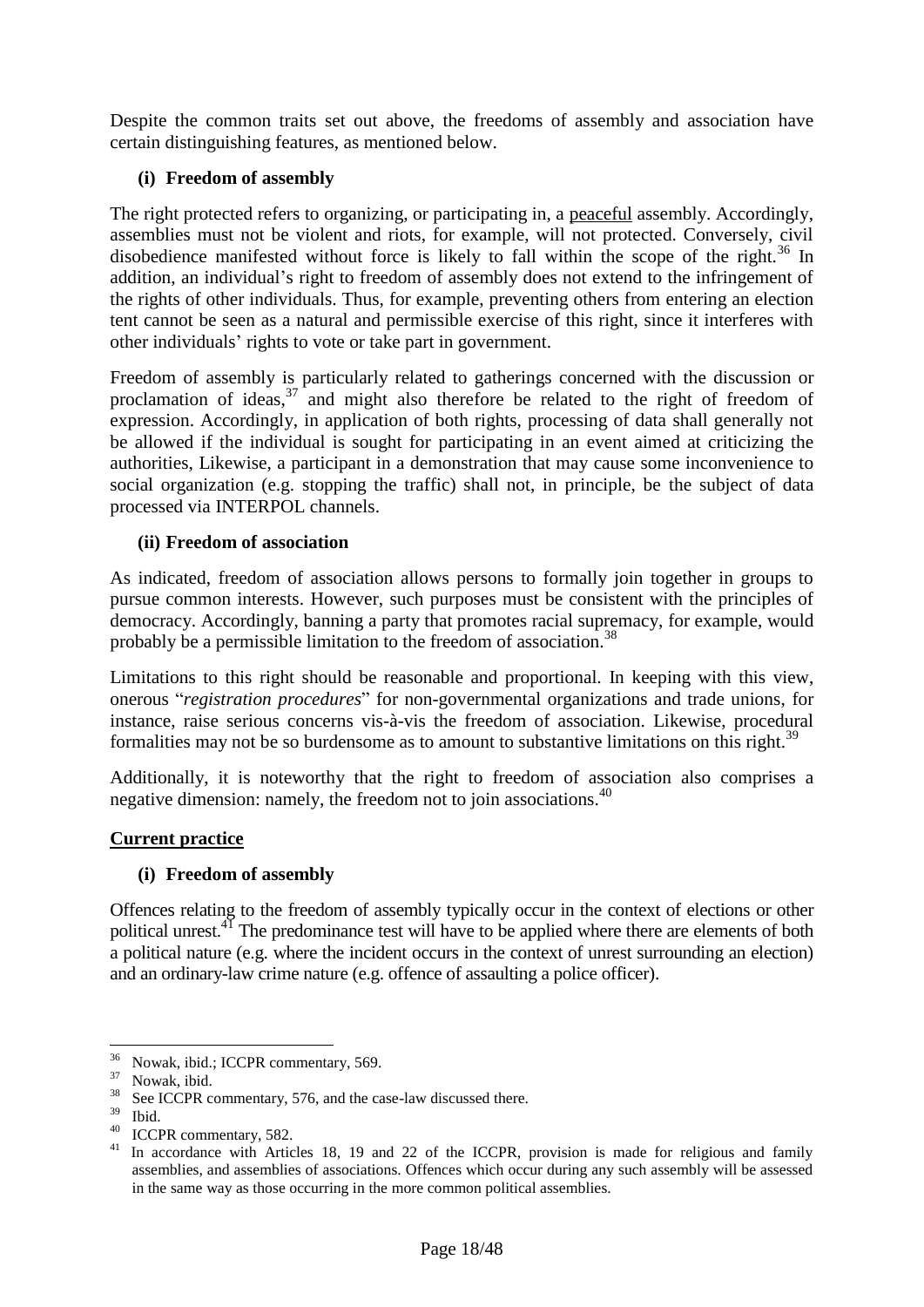Despite the common traits set out above, the freedoms of assembly and association have certain distinguishing features, as mentioned below.

**(i) Freedom of assembly**

The right protected refers to organizing, or participating in, a <u>peaceful</u> assembly. Accordingly, assemblies must not be violent and riots, for example, will not protected. Conversely, civil disobedience manifested without force is likely to fall within the scope of the right.[36] In addition, an individual's right to freedom of assembly does not extend to the infringement of the rights of other individuals. Thus, for example, preventing others from entering an election tent cannot be seen as a natural and permissible exercise of this right, since it interferes with other individuals' rights to vote or take part in government.

Freedom of assembly is particularly related to gatherings concerned with the discussion or proclamation of ideas,[37] and might also therefore be related to the right of freedom of expression. Accordingly, in application of both rights, processing of data shall generally not be allowed if the individual is sought for participating in an event aimed at criticizing the authorities, Likewise, a participant in a demonstration that may cause some inconvenience to social organization (e.g. stopping the traffic) shall not, in principle, be the subject of data processed via INTERPOL channels.

**(ii) Freedom of association**

As indicated, freedom of association allows persons to formally join together in groups to pursue common interests. However, such purposes must be consistent with the principles of democracy. Accordingly, banning a party that promotes racial supremacy, for example, would probably be a permissible limitation to the freedom of association.[38]

Limitations to this right should be reasonable and proportional. In keeping with this view, onerous "*registration procedures*" for non-governmental organizations and trade unions, for instance, raise serious concerns vis-à-vis the freedom of association. Likewise, procedural formalities may not be so burdensome as to amount to substantive limitations on this right.[39]

Additionally, it is noteworthy that the right to freedom of association also comprises a negative dimension: namely, the freedom not to join associations.[40]

## <u>Current practice</u>

**(i) Freedom of assembly**

Offences relating to the freedom of assembly typically occur in the context of elections or other political unrest.[41] The predominance test will have to be applied where there are elements of both a political nature (e.g. where the incident occurs in the context of unrest surrounding an election) and an ordinary-law crime nature (e.g. offence of assaulting a police officer).

---

[36] Nowak, ibid.; ICCPR commentary, 569.

[37] Nowak, ibid.

[38] See ICCPR commentary, 576, and the case-law discussed there.

[39] Ibid.

[40] ICCPR commentary, 582.

[41] In accordance with Articles 18, 19 and 22 of the ICCPR, provision is made for religious and family assemblies, and assemblies of associations. Offences which occur during any such assembly will be assessed in the same way as those occurring in the more common political assemblies.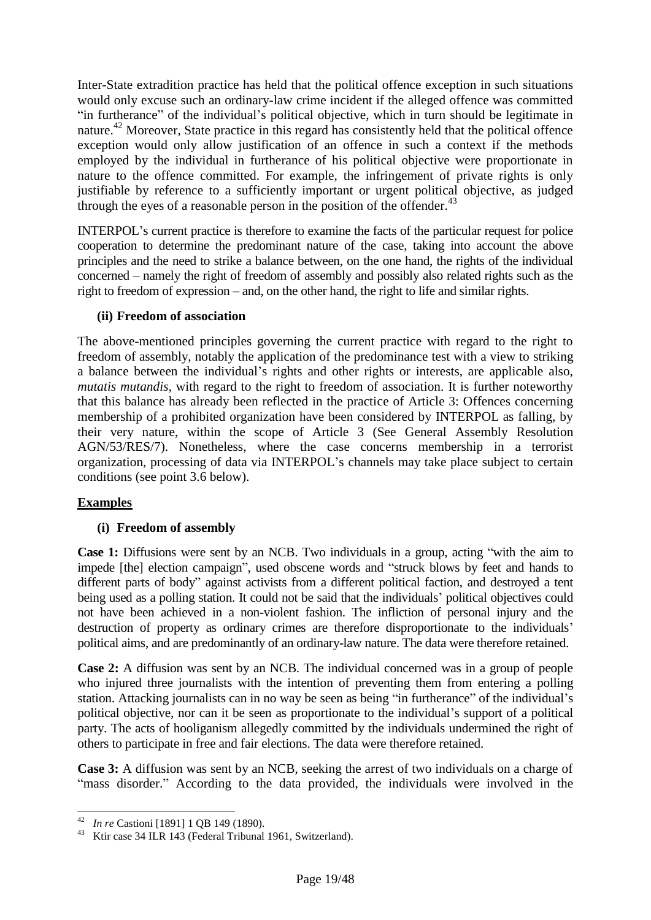Inter-State extradition practice has held that the political offence exception in such situations would only excuse such an ordinary-law crime incident if the alleged offence was committed "in furtherance" of the individual's political objective, which in turn should be legitimate in nature.[42] Moreover, State practice in this regard has consistently held that the political offence exception would only allow justification of an offence in such a context if the methods employed by the individual in furtherance of his political objective were proportionate in nature to the offence committed. For example, the infringement of private rights is only justifiable by reference to a sufficiently important or urgent political objective, as judged through the eyes of a reasonable person in the position of the offender.[43]

INTERPOL's current practice is therefore to examine the facts of the particular request for police cooperation to determine the predominant nature of the case, taking into account the above principles and the need to strike a balance between, on the one hand, the rights of the individual concerned – namely the right of freedom of assembly and possibly also related rights such as the right to freedom of expression – and, on the other hand, the right to life and similar rights.

### (ii) Freedom of association

The above-mentioned principles governing the current practice with regard to the right to freedom of assembly, notably the application of the predominance test with a view to striking a balance between the individual's rights and other rights or interests, are applicable also, *mutatis mutandis*, with regard to the right to freedom of association. It is further noteworthy that this balance has already been reflected in the practice of Article 3: Offences concerning membership of a prohibited organization have been considered by INTERPOL as falling, by their very nature, within the scope of Article 3 (See General Assembly Resolution AGN/53/RES/7). Nonetheless, where the case concerns membership in a terrorist organization, processing of data via INTERPOL's channels may take place subject to certain conditions (see point 3.6 below).

**Examples**

### (i) Freedom of assembly

**Case 1:** Diffusions were sent by an NCB. Two individuals in a group, acting "with the aim to impede [the] election campaign", used obscene words and "struck blows by feet and hands to different parts of body" against activists from a different political faction, and destroyed a tent being used as a polling station. It could not be said that the individuals' political objectives could not have been achieved in a non-violent fashion. The infliction of personal injury and the destruction of property as ordinary crimes are therefore disproportionate to the individuals' political aims, and are predominantly of an ordinary-law nature. The data were therefore retained.

**Case 2:** A diffusion was sent by an NCB. The individual concerned was in a group of people who injured three journalists with the intention of preventing them from entering a polling station. Attacking journalists can in no way be seen as being "in furtherance" of the individual's political objective, nor can it be seen as proportionate to the individual's support of a political party. The acts of hooliganism allegedly committed by the individuals undermined the right of others to participate in free and fair elections. The data were therefore retained.

**Case 3:** A diffusion was sent by an NCB, seeking the arrest of two individuals on a charge of "mass disorder." According to the data provided, the individuals were involved in the

---

[42] *In re* Castioni [1891] 1 QB 149 (1890).

[43] Ktir case 34 ILR 143 (Federal Tribunal 1961, Switzerland).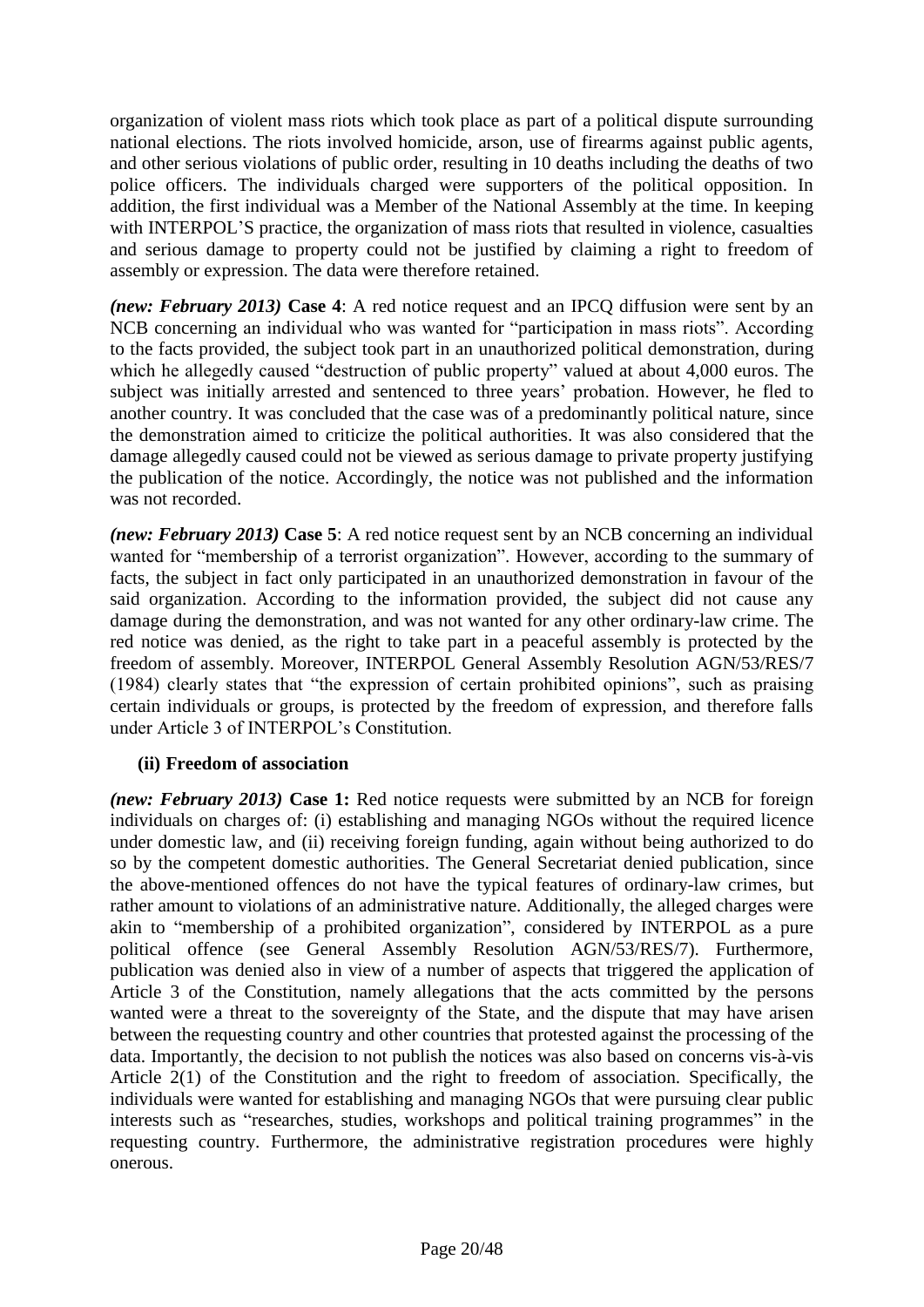organization of violent mass riots which took place as part of a political dispute surrounding national elections. The riots involved homicide, arson, use of firearms against public agents, and other serious violations of public order, resulting in 10 deaths including the deaths of two police officers. The individuals charged were supporters of the political opposition. In addition, the first individual was a Member of the National Assembly at the time. In keeping with INTERPOL'S practice, the organization of mass riots that resulted in violence, casualties and serious damage to property could not be justified by claiming a right to freedom of assembly or expression. The data were therefore retained.

***(new: February 2013)*** **Case 4**: A red notice request and an IPCQ diffusion were sent by an NCB concerning an individual who was wanted for "participation in mass riots". According to the facts provided, the subject took part in an unauthorized political demonstration, during which he allegedly caused "destruction of public property" valued at about 4,000 euros. The subject was initially arrested and sentenced to three years' probation. However, he fled to another country. It was concluded that the case was of a predominantly political nature, since the demonstration aimed to criticize the political authorities. It was also considered that the damage allegedly caused could not be viewed as serious damage to private property justifying the publication of the notice. Accordingly, the notice was not published and the information was not recorded.

***(new: February 2013)*** **Case 5**: A red notice request sent by an NCB concerning an individual wanted for "membership of a terrorist organization". However, according to the summary of facts, the subject in fact only participated in an unauthorized demonstration in favour of the said organization. According to the information provided, the subject did not cause any damage during the demonstration, and was not wanted for any other ordinary-law crime. The red notice was denied, as the right to take part in a peaceful assembly is protected by the freedom of assembly. Moreover, INTERPOL General Assembly Resolution AGN/53/RES/7 (1984) clearly states that "the expression of certain prohibited opinions", such as praising certain individuals or groups, is protected by the freedom of expression, and therefore falls under Article 3 of INTERPOL's Constitution.

**(ii) Freedom of association**

***(new: February 2013)*** **Case 1:** Red notice requests were submitted by an NCB for foreign individuals on charges of: (i) establishing and managing NGOs without the required licence under domestic law, and (ii) receiving foreign funding, again without being authorized to do so by the competent domestic authorities. The General Secretariat denied publication, since the above-mentioned offences do not have the typical features of ordinary-law crimes, but rather amount to violations of an administrative nature. Additionally, the alleged charges were akin to "membership of a prohibited organization", considered by INTERPOL as a pure political offence (see General Assembly Resolution AGN/53/RES/7). Furthermore, publication was denied also in view of a number of aspects that triggered the application of Article 3 of the Constitution, namely allegations that the acts committed by the persons wanted were a threat to the sovereignty of the State, and the dispute that may have arisen between the requesting country and other countries that protested against the processing of the data. Importantly, the decision to not publish the notices was also based on concerns vis-à-vis Article 2(1) of the Constitution and the right to freedom of association. Specifically, the individuals were wanted for establishing and managing NGOs that were pursuing clear public interests such as "researches, studies, workshops and political training programmes" in the requesting country. Furthermore, the administrative registration procedures were highly onerous.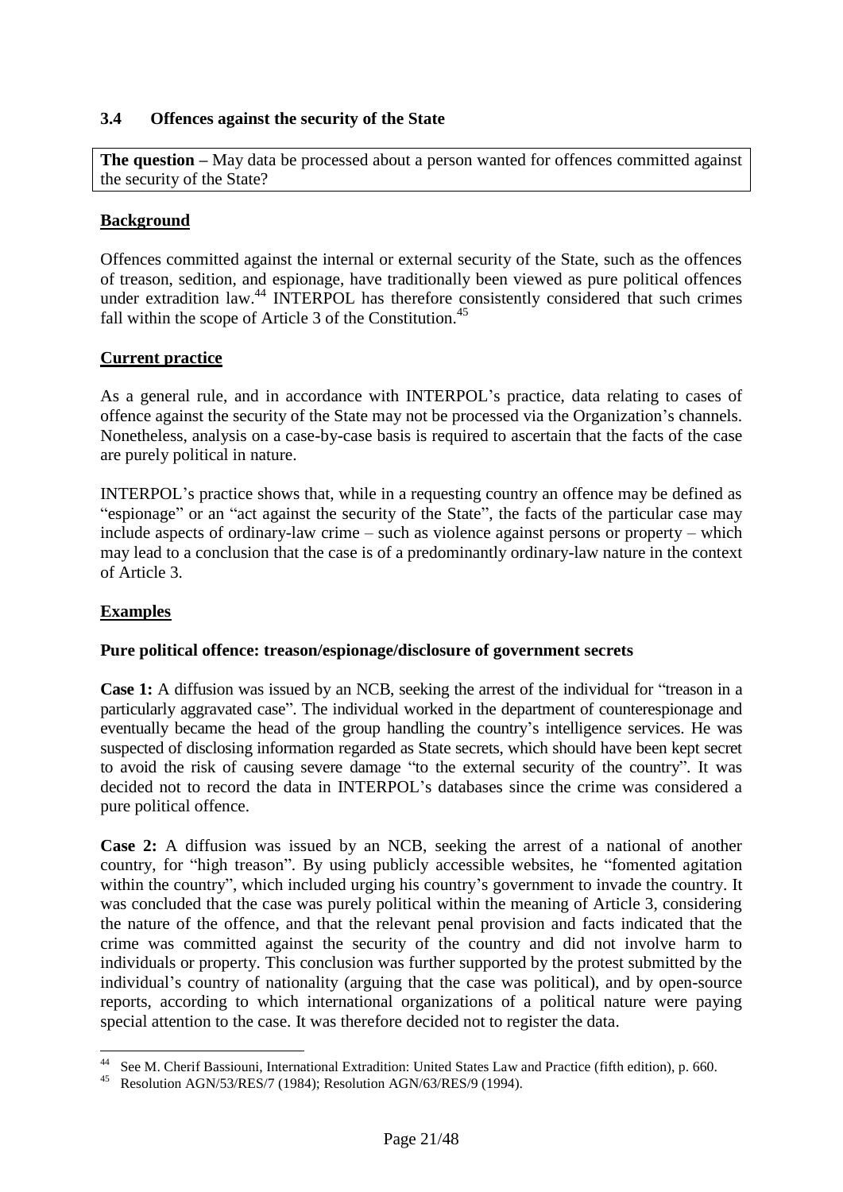### 3.4 Offences against the security of the State

**The question –** May data be processed about a person wanted for offences committed against the security of the State?

**Background**

Offences committed against the internal or external security of the State, such as the offences of treason, sedition, and espionage, have traditionally been viewed as pure political offences under extradition law.[44] INTERPOL has therefore consistently considered that such crimes fall within the scope of Article 3 of the Constitution.[45]

**Current practice**

As a general rule, and in accordance with INTERPOL's practice, data relating to cases of offence against the security of the State may not be processed via the Organization's channels. Nonetheless, analysis on a case-by-case basis is required to ascertain that the facts of the case are purely political in nature.

INTERPOL's practice shows that, while in a requesting country an offence may be defined as "espionage" or an "act against the security of the State", the facts of the particular case may include aspects of ordinary-law crime – such as violence against persons or property – which may lead to a conclusion that the case is of a predominantly ordinary-law nature in the context of Article 3.

**Examples**

**Pure political offence: treason/espionage/disclosure of government secrets**

**Case 1:** A diffusion was issued by an NCB, seeking the arrest of the individual for "treason in a particularly aggravated case". The individual worked in the department of counterespionage and eventually became the head of the group handling the country's intelligence services. He was suspected of disclosing information regarded as State secrets, which should have been kept secret to avoid the risk of causing severe damage "to the external security of the country". It was decided not to record the data in INTERPOL's databases since the crime was considered a pure political offence.

**Case 2:** A diffusion was issued by an NCB, seeking the arrest of a national of another country, for "high treason". By using publicly accessible websites, he "fomented agitation within the country", which included urging his country's government to invade the country. It was concluded that the case was purely political within the meaning of Article 3, considering the nature of the offence, and that the relevant penal provision and facts indicated that the crime was committed against the security of the country and did not involve harm to individuals or property. This conclusion was further supported by the protest submitted by the individual's country of nationality (arguing that the case was political), and by open-source reports, according to which international organizations of a political nature were paying special attention to the case. It was therefore decided not to register the data.

---

[44] See M. Cherif Bassiouni, International Extradition: United States Law and Practice (fifth edition), p. 660.

[45] Resolution AGN/53/RES/7 (1984); Resolution AGN/63/RES/9 (1994).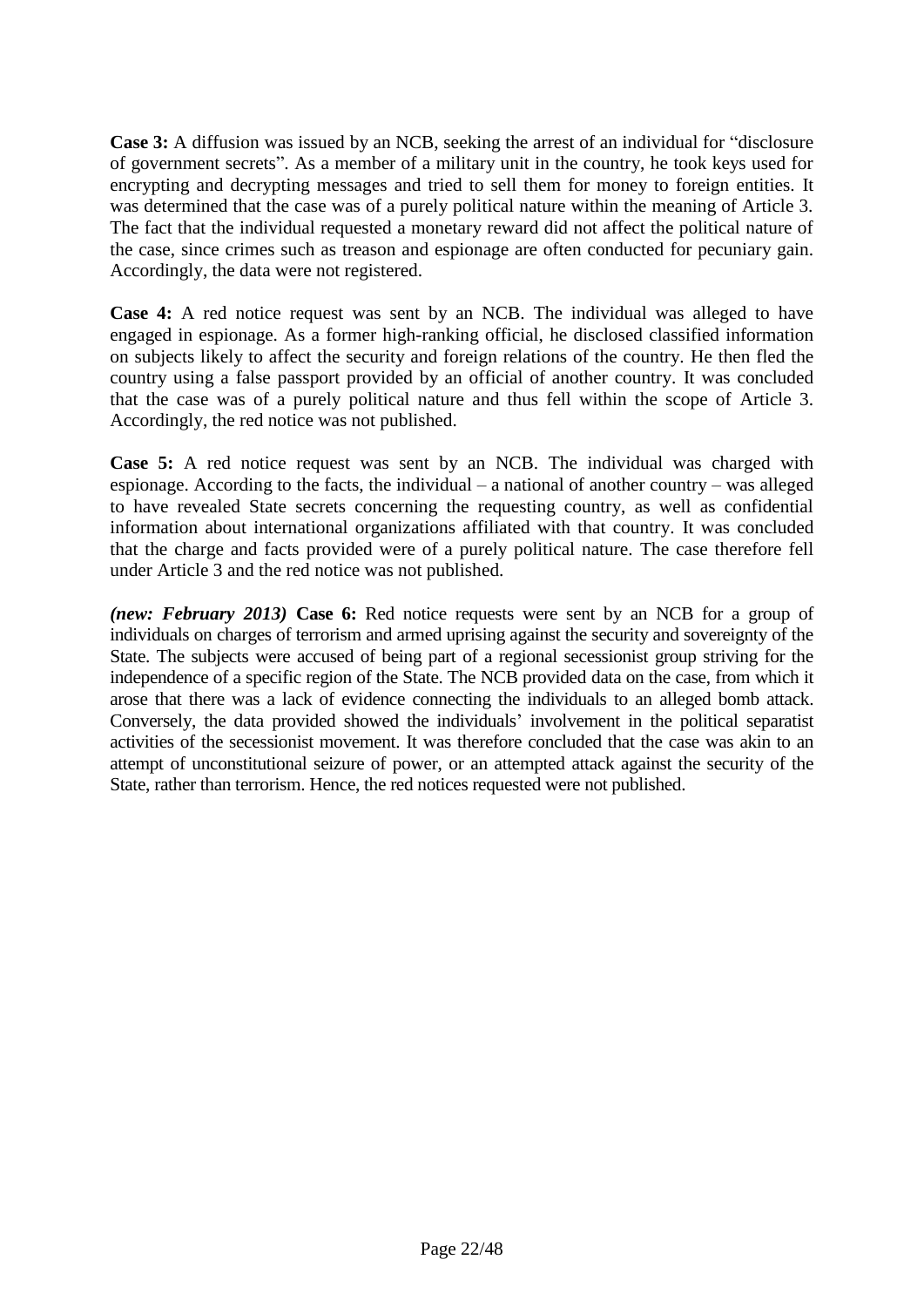**Case 3:** A diffusion was issued by an NCB, seeking the arrest of an individual for "disclosure of government secrets". As a member of a military unit in the country, he took keys used for encrypting and decrypting messages and tried to sell them for money to foreign entities. It was determined that the case was of a purely political nature within the meaning of Article 3. The fact that the individual requested a monetary reward did not affect the political nature of the case, since crimes such as treason and espionage are often conducted for pecuniary gain. Accordingly, the data were not registered.

**Case 4:** A red notice request was sent by an NCB. The individual was alleged to have engaged in espionage. As a former high-ranking official, he disclosed classified information on subjects likely to affect the security and foreign relations of the country. He then fled the country using a false passport provided by an official of another country. It was concluded that the case was of a purely political nature and thus fell within the scope of Article 3. Accordingly, the red notice was not published.

**Case 5:** A red notice request was sent by an NCB. The individual was charged with espionage. According to the facts, the individual – a national of another country – was alleged to have revealed State secrets concerning the requesting country, as well as confidential information about international organizations affiliated with that country. It was concluded that the charge and facts provided were of a purely political nature. The case therefore fell under Article 3 and the red notice was not published.

***(new: February 2013)*** **Case 6:** Red notice requests were sent by an NCB for a group of individuals on charges of terrorism and armed uprising against the security and sovereignty of the State. The subjects were accused of being part of a regional secessionist group striving for the independence of a specific region of the State. The NCB provided data on the case, from which it arose that there was a lack of evidence connecting the individuals to an alleged bomb attack. Conversely, the data provided showed the individuals' involvement in the political separatist activities of the secessionist movement. It was therefore concluded that the case was akin to an attempt of unconstitutional seizure of power, or an attempted attack against the security of the State, rather than terrorism. Hence, the red notices requested were not published.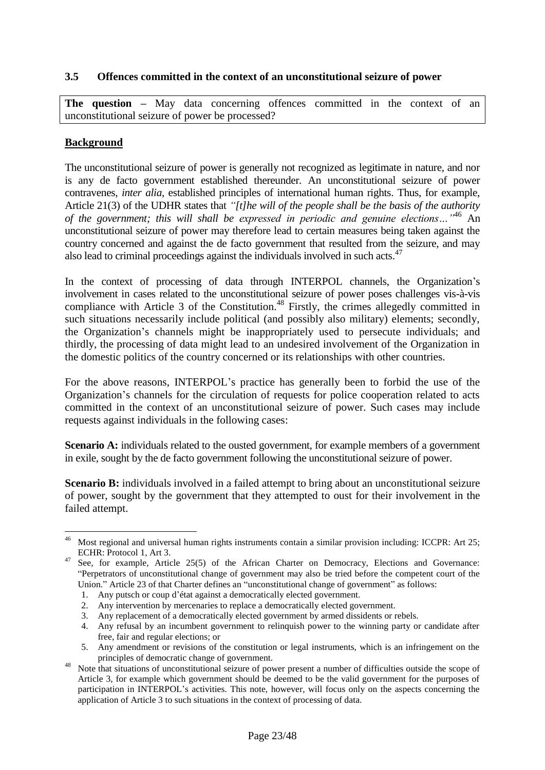### 3.5 Offences committed in the context of an unconstitutional seizure of power

**The question** – May data concerning offences committed in the context of an unconstitutional seizure of power be processed?

**Background**

The unconstitutional seizure of power is generally not recognized as legitimate in nature, and nor is any de facto government established thereunder. An unconstitutional seizure of power contravenes, *inter alia,* established principles of international human rights. Thus, for example, Article 21(3) of the UDHR states that *"[t]he will of the people shall be the basis of the authority of the government; this will shall be expressed in periodic and genuine elections…"*[46] An unconstitutional seizure of power may therefore lead to certain measures being taken against the country concerned and against the de facto government that resulted from the seizure, and may also lead to criminal proceedings against the individuals involved in such acts.[47]

In the context of processing of data through INTERPOL channels, the Organization's involvement in cases related to the unconstitutional seizure of power poses challenges vis-à-vis compliance with Article 3 of the Constitution.[48] Firstly, the crimes allegedly committed in such situations necessarily include political (and possibly also military) elements; secondly, the Organization's channels might be inappropriately used to persecute individuals; and thirdly, the processing of data might lead to an undesired involvement of the Organization in the domestic politics of the country concerned or its relationships with other countries.

For the above reasons, INTERPOL's practice has generally been to forbid the use of the Organization's channels for the circulation of requests for police cooperation related to acts committed in the context of an unconstitutional seizure of power. Such cases may include requests against individuals in the following cases:

**Scenario A:** individuals related to the ousted government, for example members of a government in exile, sought by the de facto government following the unconstitutional seizure of power.

**Scenario B:** individuals involved in a failed attempt to bring about an unconstitutional seizure of power, sought by the government that they attempted to oust for their involvement in the failed attempt.

---

[46] Most regional and universal human rights instruments contain a similar provision including: ICCPR: Art 25; ECHR: Protocol 1, Art 3.

[47] See, for example, Article 25(5) of the African Charter on Democracy, Elections and Governance: "Perpetrators of unconstitutional change of government may also be tried before the competent court of the Union." Article 23 of that Charter defines an "unconstitutional change of government" as follows:

1. Any putsch or coup d'état against a democratically elected government.
2. Any intervention by mercenaries to replace a democratically elected government.
3. Any replacement of a democratically elected government by armed dissidents or rebels.
4. Any refusal by an incumbent government to relinquish power to the winning party or candidate after free, fair and regular elections; or
5. Any amendment or revisions of the constitution or legal instruments, which is an infringement on the principles of democratic change of government.

[48] Note that situations of unconstitutional seizure of power present a number of difficulties outside the scope of Article 3, for example which government should be deemed to be the valid government for the purposes of participation in INTERPOL's activities. This note, however, will focus only on the aspects concerning the application of Article 3 to such situations in the context of processing of data.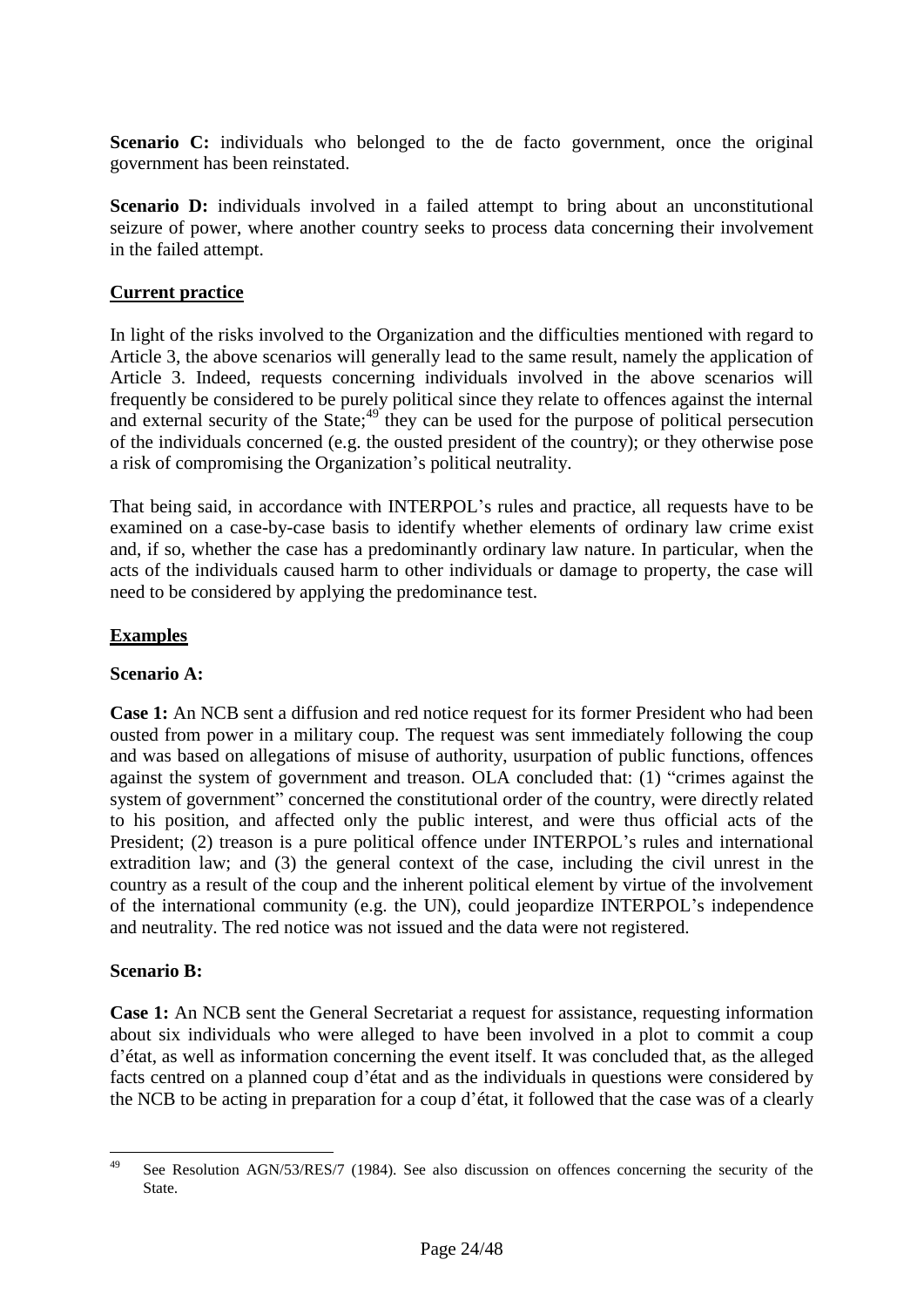**Scenario C:** individuals who belonged to the de facto government, once the original government has been reinstated.

**Scenario D:** individuals involved in a failed attempt to bring about an unconstitutional seizure of power, where another country seeks to process data concerning their involvement in the failed attempt.

## Current practice

In light of the risks involved to the Organization and the difficulties mentioned with regard to Article 3, the above scenarios will generally lead to the same result, namely the application of Article 3. Indeed, requests concerning individuals involved in the above scenarios will frequently be considered to be purely political since they relate to offences against the internal and external security of the State;[49] they can be used for the purpose of political persecution of the individuals concerned (e.g. the ousted president of the country); or they otherwise pose a risk of compromising the Organization's political neutrality.

That being said, in accordance with INTERPOL's rules and practice, all requests have to be examined on a case-by-case basis to identify whether elements of ordinary law crime exist and, if so, whether the case has a predominantly ordinary law nature. In particular, when the acts of the individuals caused harm to other individuals or damage to property, the case will need to be considered by applying the predominance test.

## Examples

### Scenario A:

**Case 1:** An NCB sent a diffusion and red notice request for its former President who had been ousted from power in a military coup. The request was sent immediately following the coup and was based on allegations of misuse of authority, usurpation of public functions, offences against the system of government and treason. OLA concluded that: (1) "crimes against the system of government" concerned the constitutional order of the country, were directly related to his position, and affected only the public interest, and were thus official acts of the President; (2) treason is a pure political offence under INTERPOL's rules and international extradition law; and (3) the general context of the case, including the civil unrest in the country as a result of the coup and the inherent political element by virtue of the involvement of the international community (e.g. the UN), could jeopardize INTERPOL's independence and neutrality. The red notice was not issued and the data were not registered.

### Scenario B:

**Case 1:** An NCB sent the General Secretariat a request for assistance, requesting information about six individuals who were alleged to have been involved in a plot to commit a coup d'état, as well as information concerning the event itself. It was concluded that, as the alleged facts centred on a planned coup d'état and as the individuals in questions were considered by the NCB to be acting in preparation for a coup d'état, it followed that the case was of a clearly

---

[49] See Resolution AGN/53/RES/7 (1984). See also discussion on offences concerning the security of the State.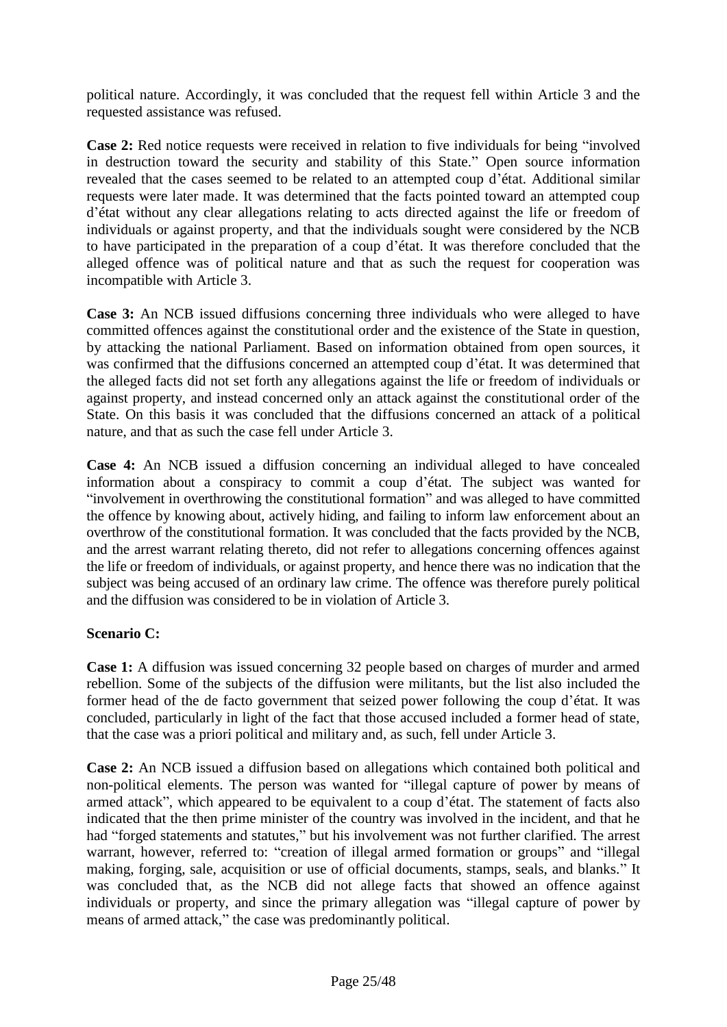political nature. Accordingly, it was concluded that the request fell within Article 3 and the requested assistance was refused.

**Case 2:** Red notice requests were received in relation to five individuals for being "involved in destruction toward the security and stability of this State." Open source information revealed that the cases seemed to be related to an attempted coup d'état. Additional similar requests were later made. It was determined that the facts pointed toward an attempted coup d'état without any clear allegations relating to acts directed against the life or freedom of individuals or against property, and that the individuals sought were considered by the NCB to have participated in the preparation of a coup d'état. It was therefore concluded that the alleged offence was of political nature and that as such the request for cooperation was incompatible with Article 3.

**Case 3:** An NCB issued diffusions concerning three individuals who were alleged to have committed offences against the constitutional order and the existence of the State in question, by attacking the national Parliament. Based on information obtained from open sources, it was confirmed that the diffusions concerned an attempted coup d'état. It was determined that the alleged facts did not set forth any allegations against the life or freedom of individuals or against property, and instead concerned only an attack against the constitutional order of the State. On this basis it was concluded that the diffusions concerned an attack of a political nature, and that as such the case fell under Article 3.

**Case 4:** An NCB issued a diffusion concerning an individual alleged to have concealed information about a conspiracy to commit a coup d'état. The subject was wanted for "involvement in overthrowing the constitutional formation" and was alleged to have committed the offence by knowing about, actively hiding, and failing to inform law enforcement about an overthrow of the constitutional formation. It was concluded that the facts provided by the NCB, and the arrest warrant relating thereto, did not refer to allegations concerning offences against the life or freedom of individuals, or against property, and hence there was no indication that the subject was being accused of an ordinary law crime. The offence was therefore purely political and the diffusion was considered to be in violation of Article 3.

**Scenario C:**

**Case 1:** A diffusion was issued concerning 32 people based on charges of murder and armed rebellion. Some of the subjects of the diffusion were militants, but the list also included the former head of the de facto government that seized power following the coup d'état. It was concluded, particularly in light of the fact that those accused included a former head of state, that the case was a priori political and military and, as such, fell under Article 3.

**Case 2:** An NCB issued a diffusion based on allegations which contained both political and non-political elements. The person was wanted for "illegal capture of power by means of armed attack", which appeared to be equivalent to a coup d'état. The statement of facts also indicated that the then prime minister of the country was involved in the incident, and that he had "forged statements and statutes," but his involvement was not further clarified. The arrest warrant, however, referred to: "creation of illegal armed formation or groups" and "illegal making, forging, sale, acquisition or use of official documents, stamps, seals, and blanks." It was concluded that, as the NCB did not allege facts that showed an offence against individuals or property, and since the primary allegation was "illegal capture of power by means of armed attack," the case was predominantly political.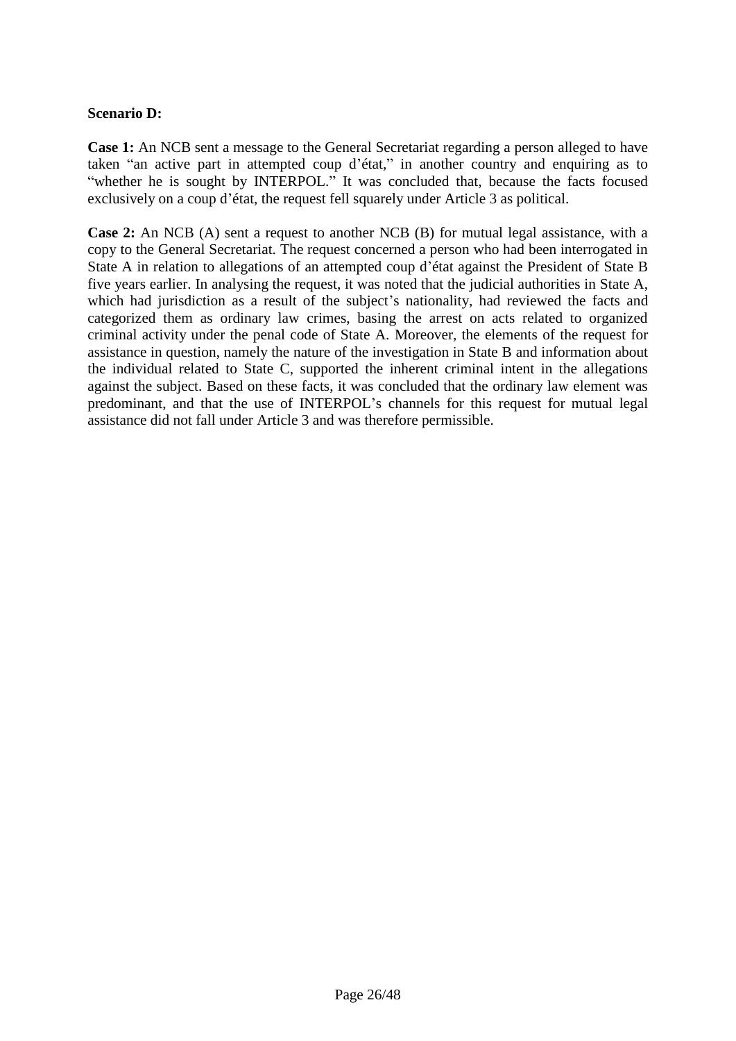**Scenario D:**

**Case 1:** An NCB sent a message to the General Secretariat regarding a person alleged to have taken "an active part in attempted coup d'état," in another country and enquiring as to "whether he is sought by INTERPOL." It was concluded that, because the facts focused exclusively on a coup d'état, the request fell squarely under Article 3 as political.

**Case 2:** An NCB (A) sent a request to another NCB (B) for mutual legal assistance, with a copy to the General Secretariat. The request concerned a person who had been interrogated in State A in relation to allegations of an attempted coup d'état against the President of State B five years earlier. In analysing the request, it was noted that the judicial authorities in State A, which had jurisdiction as a result of the subject's nationality, had reviewed the facts and categorized them as ordinary law crimes, basing the arrest on acts related to organized criminal activity under the penal code of State A. Moreover, the elements of the request for assistance in question, namely the nature of the investigation in State B and information about the individual related to State C, supported the inherent criminal intent in the allegations against the subject. Based on these facts, it was concluded that the ordinary law element was predominant, and that the use of INTERPOL's channels for this request for mutual legal assistance did not fall under Article 3 and was therefore permissible.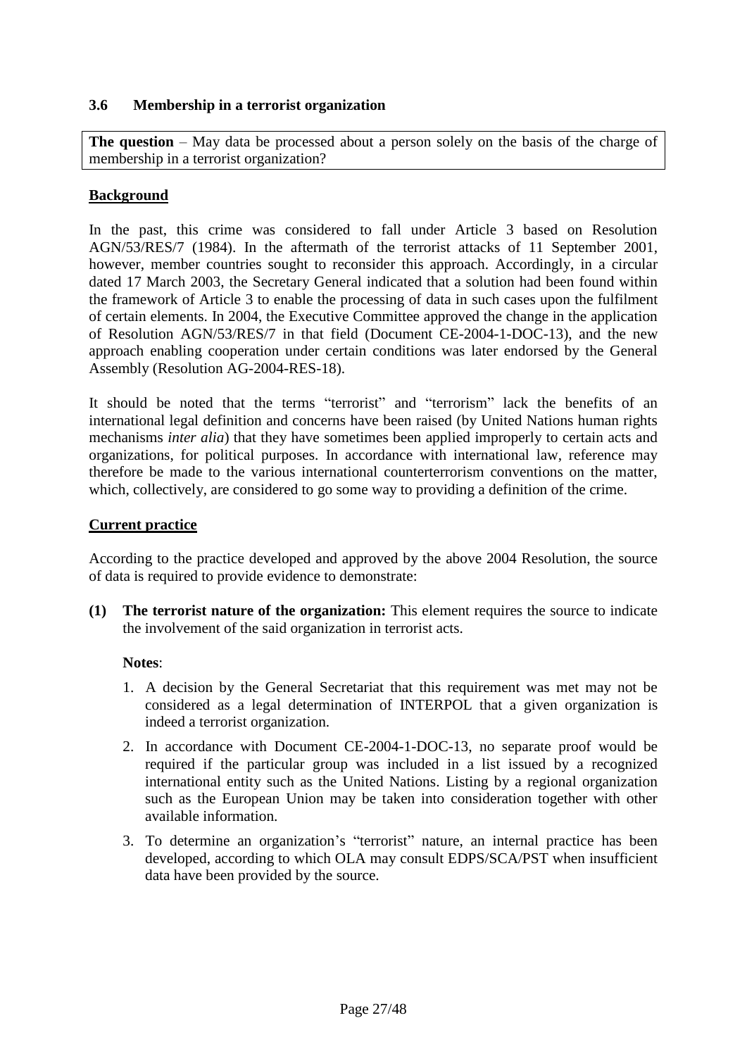### 3.6 Membership in a terrorist organization

**The question** – May data be processed about a person solely on the basis of the charge of membership in a terrorist organization?

**Background**

In the past, this crime was considered to fall under Article 3 based on Resolution AGN/53/RES/7 (1984). In the aftermath of the terrorist attacks of 11 September 2001, however, member countries sought to reconsider this approach. Accordingly, in a circular dated 17 March 2003, the Secretary General indicated that a solution had been found within the framework of Article 3 to enable the processing of data in such cases upon the fulfilment of certain elements. In 2004, the Executive Committee approved the change in the application of Resolution AGN/53/RES/7 in that field (Document CE-2004-1-DOC-13), and the new approach enabling cooperation under certain conditions was later endorsed by the General Assembly (Resolution AG-2004-RES-18).

It should be noted that the terms "terrorist" and "terrorism" lack the benefits of an international legal definition and concerns have been raised (by United Nations human rights mechanisms *inter alia*) that they have sometimes been applied improperly to certain acts and organizations, for political purposes. In accordance with international law, reference may therefore be made to the various international counterterrorism conventions on the matter, which, collectively, are considered to go some way to providing a definition of the crime.

**Current practice**

According to the practice developed and approved by the above 2004 Resolution, the source of data is required to provide evidence to demonstrate:

**(1) The terrorist nature of the organization:** This element requires the source to indicate the involvement of the said organization in terrorist acts.

**Notes**:

1. A decision by the General Secretariat that this requirement was met may not be considered as a legal determination of INTERPOL that a given organization is indeed a terrorist organization.
2. In accordance with Document CE-2004-1-DOC-13, no separate proof would be required if the particular group was included in a list issued by a recognized international entity such as the United Nations. Listing by a regional organization such as the European Union may be taken into consideration together with other available information.
3. To determine an organization's "terrorist" nature, an internal practice has been developed, according to which OLA may consult EDPS/SCA/PST when insufficient data have been provided by the source.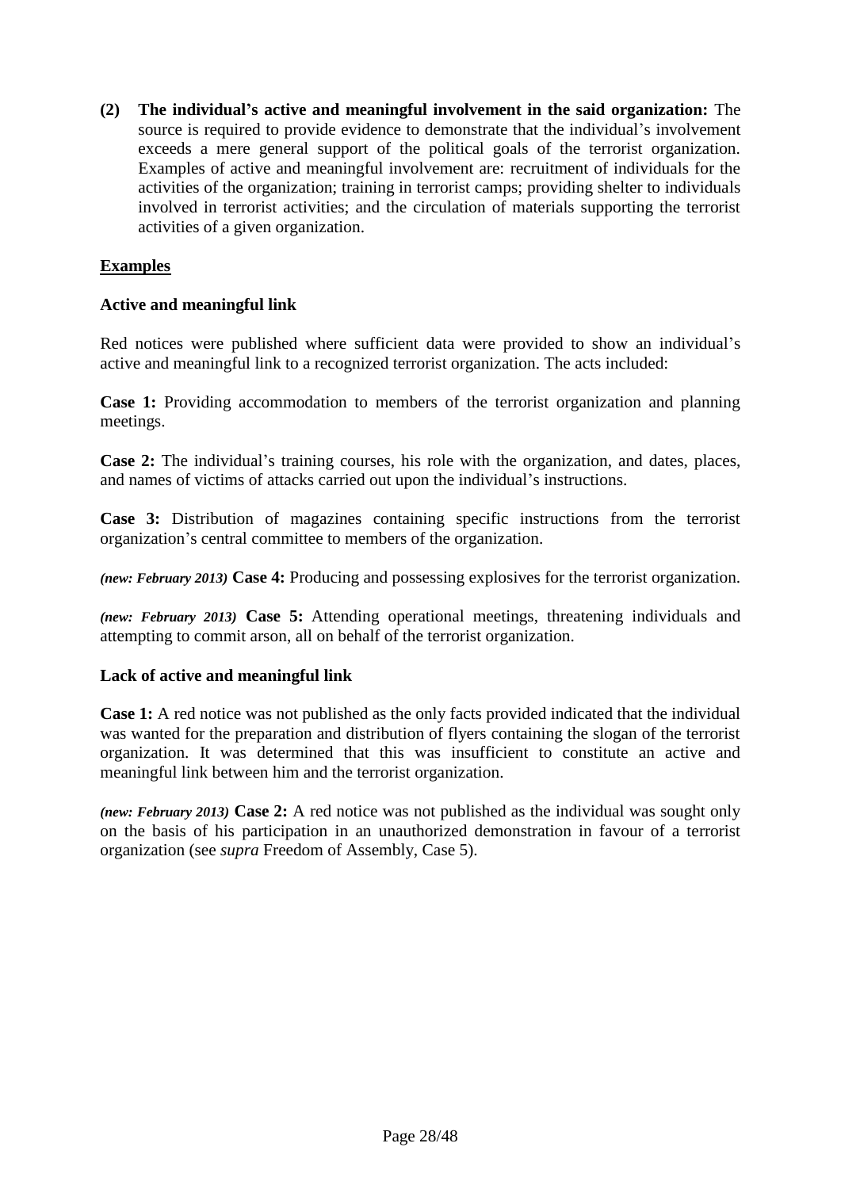**(2) The individual's active and meaningful involvement in the said organization:** The source is required to provide evidence to demonstrate that the individual's involvement exceeds a mere general support of the political goals of the terrorist organization. Examples of active and meaningful involvement are: recruitment of individuals for the activities of the organization; training in terrorist camps; providing shelter to individuals involved in terrorist activities; and the circulation of materials supporting the terrorist activities of a given organization.

**<u>Examples</u>**

**Active and meaningful link**

Red notices were published where sufficient data were provided to show an individual's active and meaningful link to a recognized terrorist organization. The acts included:

**Case 1:** Providing accommodation to members of the terrorist organization and planning meetings.

**Case 2:** The individual's training courses, his role with the organization, and dates, places, and names of victims of attacks carried out upon the individual's instructions.

**Case 3:** Distribution of magazines containing specific instructions from the terrorist organization's central committee to members of the organization.

***(new: February 2013)*** **Case 4:** Producing and possessing explosives for the terrorist organization.

***(new: February 2013)*** **Case 5:** Attending operational meetings, threatening individuals and attempting to commit arson, all on behalf of the terrorist organization.

**Lack of active and meaningful link**

**Case 1:** A red notice was not published as the only facts provided indicated that the individual was wanted for the preparation and distribution of flyers containing the slogan of the terrorist organization. It was determined that this was insufficient to constitute an active and meaningful link between him and the terrorist organization.

***(new: February 2013)*** **Case 2:** A red notice was not published as the individual was sought only on the basis of his participation in an unauthorized demonstration in favour of a terrorist organization (see *supra* Freedom of Assembly, Case 5).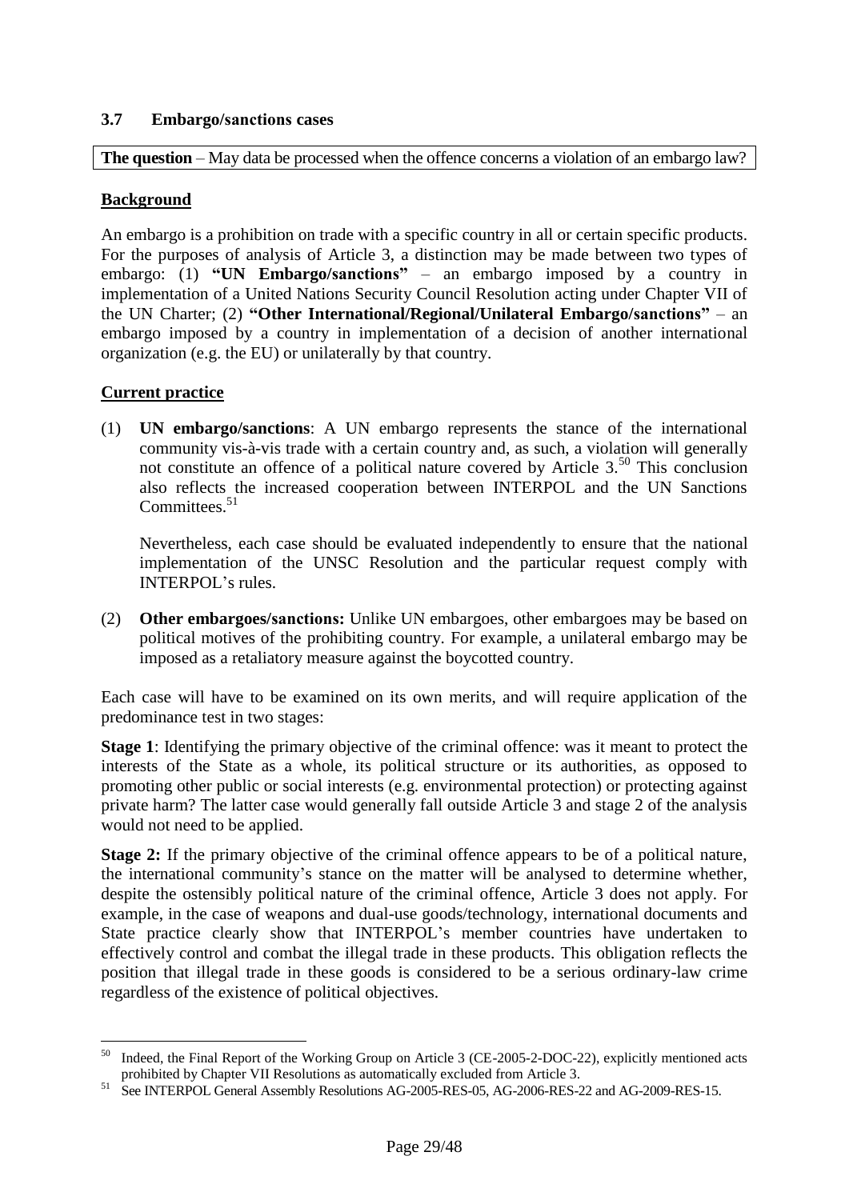### 3.7 Embargo/sanctions cases

**The question** – May data be processed when the offence concerns a violation of an embargo law?

**Background**

An embargo is a prohibition on trade with a specific country in all or certain specific products. For the purposes of analysis of Article 3, a distinction may be made between two types of embargo: (1) **"UN Embargo/sanctions"** – an embargo imposed by a country in implementation of a United Nations Security Council Resolution acting under Chapter VII of the UN Charter; (2) **"Other International/Regional/Unilateral Embargo/sanctions"** – an embargo imposed by a country in implementation of a decision of another international organization (e.g. the EU) or unilaterally by that country.

**Current practice**

(1) **UN embargo/sanctions**: A UN embargo represents the stance of the international community vis-à-vis trade with a certain country and, as such, a violation will generally not constitute an offence of a political nature covered by Article 3.[50] This conclusion also reflects the increased cooperation between INTERPOL and the UN Sanctions Committees.[51]

Nevertheless, each case should be evaluated independently to ensure that the national implementation of the UNSC Resolution and the particular request comply with INTERPOL's rules.

(2) **Other embargoes/sanctions:** Unlike UN embargoes, other embargoes may be based on political motives of the prohibiting country. For example, a unilateral embargo may be imposed as a retaliatory measure against the boycotted country.

Each case will have to be examined on its own merits, and will require application of the predominance test in two stages:

**Stage 1**: Identifying the primary objective of the criminal offence: was it meant to protect the interests of the State as a whole, its political structure or its authorities, as opposed to promoting other public or social interests (e.g. environmental protection) or protecting against private harm? The latter case would generally fall outside Article 3 and stage 2 of the analysis would not need to be applied.

**Stage 2:** If the primary objective of the criminal offence appears to be of a political nature, the international community's stance on the matter will be analysed to determine whether, despite the ostensibly political nature of the criminal offence, Article 3 does not apply. For example, in the case of weapons and dual-use goods/technology, international documents and State practice clearly show that INTERPOL's member countries have undertaken to effectively control and combat the illegal trade in these products. This obligation reflects the position that illegal trade in these goods is considered to be a serious ordinary-law crime regardless of the existence of political objectives.

---

[50] Indeed, the Final Report of the Working Group on Article 3 (CE-2005-2-DOC-22), explicitly mentioned acts prohibited by Chapter VII Resolutions as automatically excluded from Article 3.

[51] See INTERPOL General Assembly Resolutions AG-2005-RES-05, AG-2006-RES-22 and AG-2009-RES-15.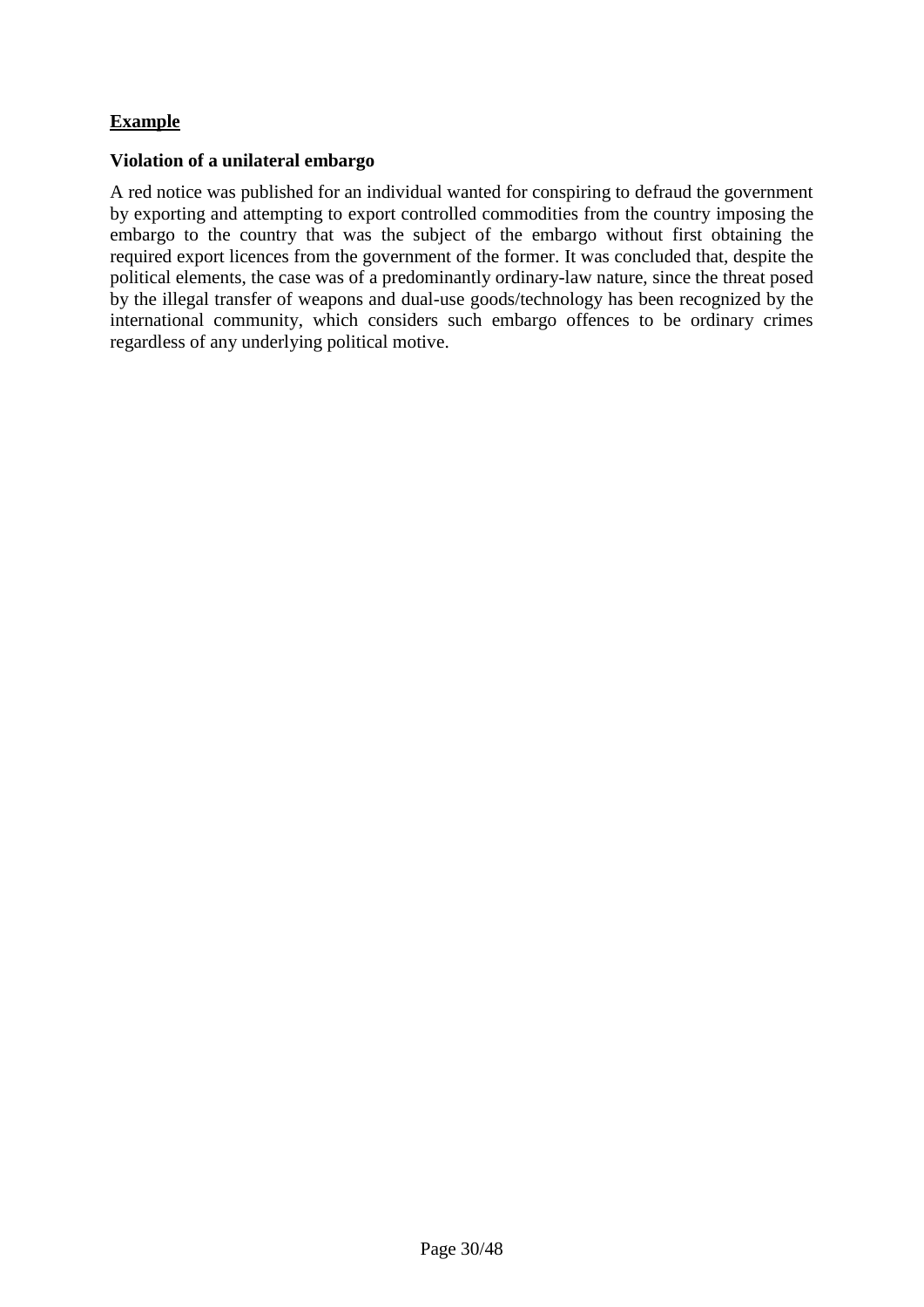**<u>Example</u>**

**Violation of a unilateral embargo**

A red notice was published for an individual wanted for conspiring to defraud the government by exporting and attempting to export controlled commodities from the country imposing the embargo to the country that was the subject of the embargo without first obtaining the required export licences from the government of the former. It was concluded that, despite the political elements, the case was of a predominantly ordinary-law nature, since the threat posed by the illegal transfer of weapons and dual-use goods/technology has been recognized by the international community, which considers such embargo offences to be ordinary crimes regardless of any underlying political motive.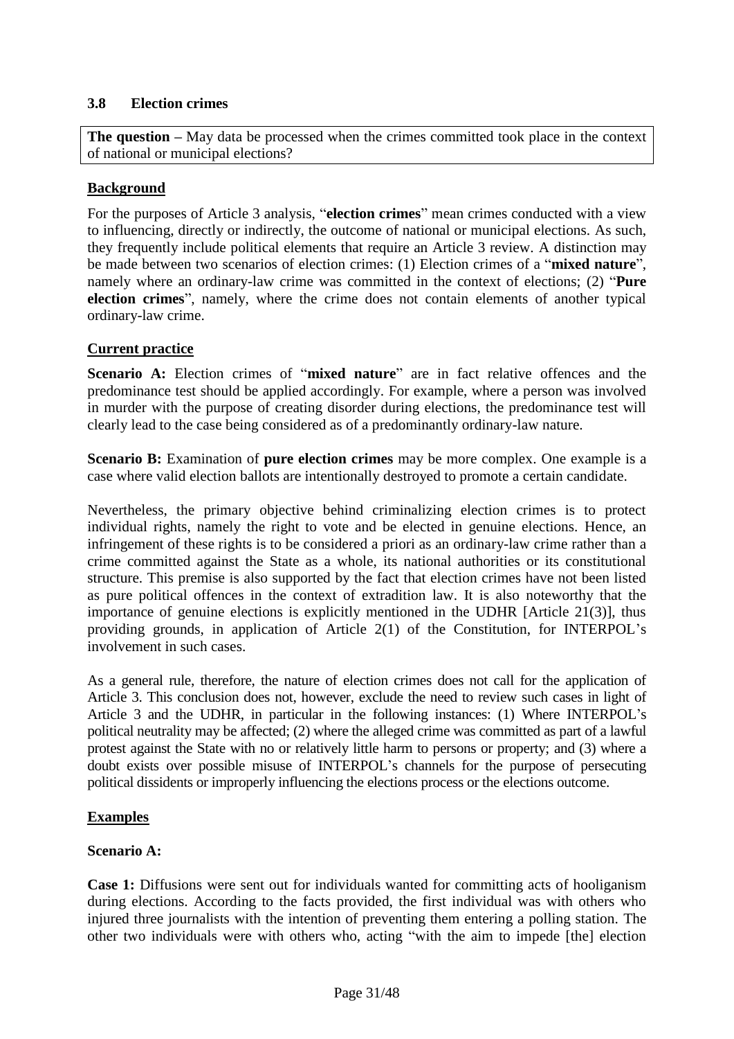### 3.8 Election crimes

**The question –** May data be processed when the crimes committed took place in the context of national or municipal elections?

**Background**

For the purposes of Article 3 analysis, "**election crimes**" mean crimes conducted with a view to influencing, directly or indirectly, the outcome of national or municipal elections. As such, they frequently include political elements that require an Article 3 review. A distinction may be made between two scenarios of election crimes: (1) Election crimes of a "**mixed nature**", namely where an ordinary-law crime was committed in the context of elections; (2) "**Pure election crimes**", namely, where the crime does not contain elements of another typical ordinary-law crime.

**Current practice**

**Scenario A:** Election crimes of "**mixed nature**" are in fact relative offences and the predominance test should be applied accordingly. For example, where a person was involved in murder with the purpose of creating disorder during elections, the predominance test will clearly lead to the case being considered as of a predominantly ordinary-law nature.

**Scenario B:** Examination of **pure election crimes** may be more complex. One example is a case where valid election ballots are intentionally destroyed to promote a certain candidate.

Nevertheless, the primary objective behind criminalizing election crimes is to protect individual rights, namely the right to vote and be elected in genuine elections. Hence, an infringement of these rights is to be considered a priori as an ordinary-law crime rather than a crime committed against the State as a whole, its national authorities or its constitutional structure. This premise is also supported by the fact that election crimes have not been listed as pure political offences in the context of extradition law. It is also noteworthy that the importance of genuine elections is explicitly mentioned in the UDHR [Article 21(3)], thus providing grounds, in application of Article 2(1) of the Constitution, for INTERPOL's involvement in such cases.

As a general rule, therefore, the nature of election crimes does not call for the application of Article 3. This conclusion does not, however, exclude the need to review such cases in light of Article 3 and the UDHR, in particular in the following instances: (1) Where INTERPOL's political neutrality may be affected; (2) where the alleged crime was committed as part of a lawful protest against the State with no or relatively little harm to persons or property; and (3) where a doubt exists over possible misuse of INTERPOL's channels for the purpose of persecuting political dissidents or improperly influencing the elections process or the elections outcome.

**Examples**

**Scenario A:**

**Case 1:** Diffusions were sent out for individuals wanted for committing acts of hooliganism during elections. According to the facts provided, the first individual was with others who injured three journalists with the intention of preventing them entering a polling station. The other two individuals were with others who, acting "with the aim to impede [the] election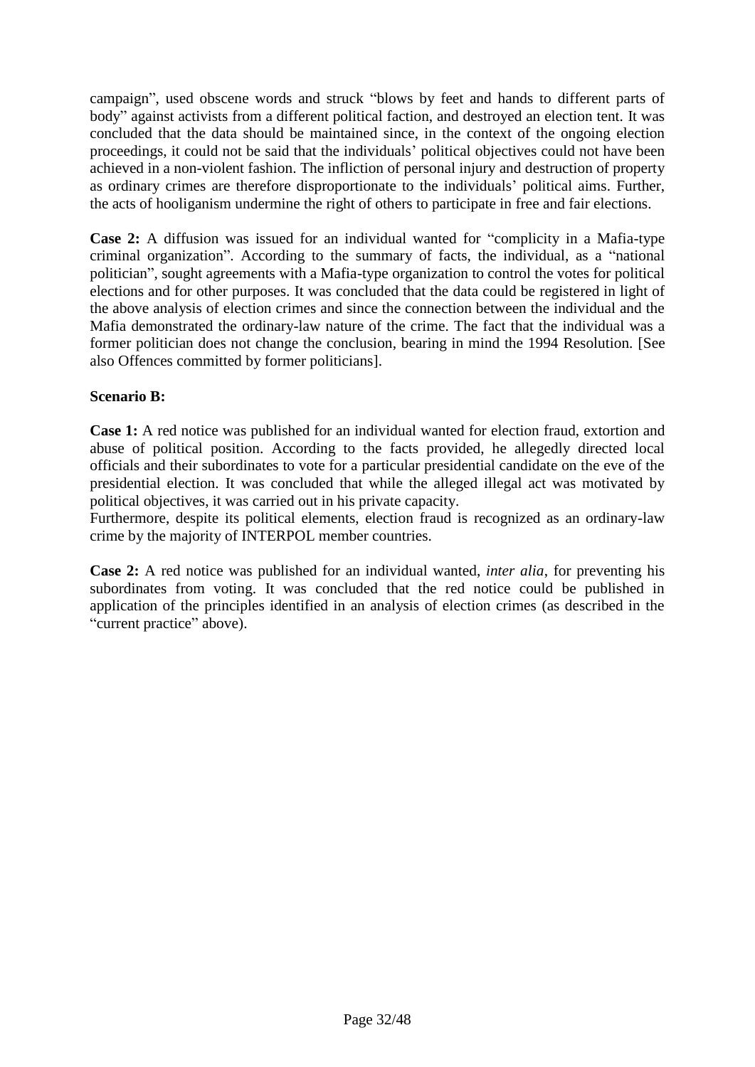campaign", used obscene words and struck "blows by feet and hands to different parts of body" against activists from a different political faction, and destroyed an election tent. It was concluded that the data should be maintained since, in the context of the ongoing election proceedings, it could not be said that the individuals' political objectives could not have been achieved in a non-violent fashion. The infliction of personal injury and destruction of property as ordinary crimes are therefore disproportionate to the individuals' political aims. Further, the acts of hooliganism undermine the right of others to participate in free and fair elections.

**Case 2:** A diffusion was issued for an individual wanted for "complicity in a Mafia-type criminal organization". According to the summary of facts, the individual, as a "national politician", sought agreements with a Mafia-type organization to control the votes for political elections and for other purposes. It was concluded that the data could be registered in light of the above analysis of election crimes and since the connection between the individual and the Mafia demonstrated the ordinary-law nature of the crime. The fact that the individual was a former politician does not change the conclusion, bearing in mind the 1994 Resolution. [See also Offences committed by former politicians].

**Scenario B:**

**Case 1:** A red notice was published for an individual wanted for election fraud, extortion and abuse of political position. According to the facts provided, he allegedly directed local officials and their subordinates to vote for a particular presidential candidate on the eve of the presidential election. It was concluded that while the alleged illegal act was motivated by political objectives, it was carried out in his private capacity.
Furthermore, despite its political elements, election fraud is recognized as an ordinary-law crime by the majority of INTERPOL member countries.

**Case 2:** A red notice was published for an individual wanted, *inter alia*, for preventing his subordinates from voting. It was concluded that the red notice could be published in application of the principles identified in an analysis of election crimes (as described in the "current practice" above).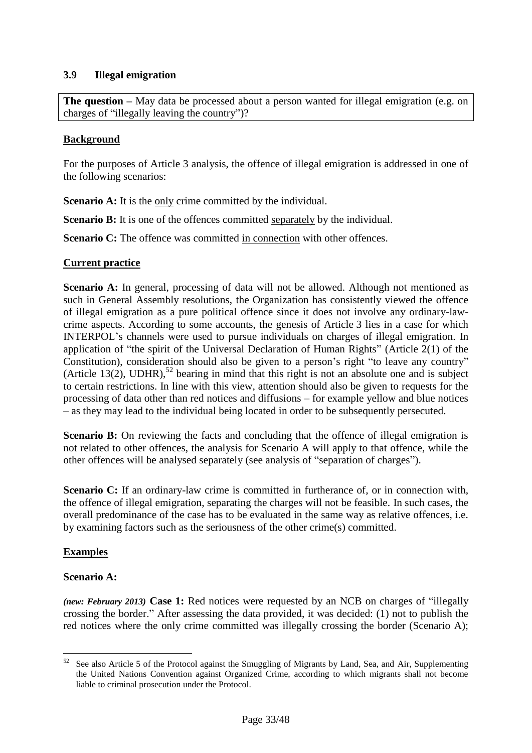### 3.9 Illegal emigration

**The question –** May data be processed about a person wanted for illegal emigration (e.g. on charges of "illegally leaving the country")?

**Background**

For the purposes of Article 3 analysis, the offence of illegal emigration is addressed in one of the following scenarios:

**Scenario A:** It is the <u>only</u> crime committed by the individual.

**Scenario B:** It is one of the offences committed <u>separately</u> by the individual.

**Scenario C:** The offence was committed <u>in connection</u> with other offences.

**Current practice**

**Scenario A:** In general, processing of data will not be allowed. Although not mentioned as such in General Assembly resolutions, the Organization has consistently viewed the offence of illegal emigration as a pure political offence since it does not involve any ordinary-law-crime aspects. According to some accounts, the genesis of Article 3 lies in a case for which INTERPOL's channels were used to pursue individuals on charges of illegal emigration. In application of "the spirit of the Universal Declaration of Human Rights" (Article 2(1) of the Constitution), consideration should also be given to a person's right "to leave any country" (Article 13(2), UDHR),[52] bearing in mind that this right is not an absolute one and is subject to certain restrictions. In line with this view, attention should also be given to requests for the processing of data other than red notices and diffusions – for example yellow and blue notices – as they may lead to the individual being located in order to be subsequently persecuted.

**Scenario B:** On reviewing the facts and concluding that the offence of illegal emigration is not related to other offences, the analysis for Scenario A will apply to that offence, while the other offences will be analysed separately (see analysis of "separation of charges").

**Scenario C:** If an ordinary-law crime is committed in furtherance of, or in connection with, the offence of illegal emigration, separating the charges will not be feasible. In such cases, the overall predominance of the case has to be evaluated in the same way as relative offences, i.e. by examining factors such as the seriousness of the other crime(s) committed.

**Examples**

**Scenario A:**

***(new: February 2013)*** **Case 1:** Red notices were requested by an NCB on charges of "illegally crossing the border." After assessing the data provided, it was decided: (1) not to publish the red notices where the only crime committed was illegally crossing the border (Scenario A);

---

[52] See also Article 5 of the Protocol against the Smuggling of Migrants by Land, Sea, and Air, Supplementing the United Nations Convention against Organized Crime, according to which migrants shall not become liable to criminal prosecution under the Protocol.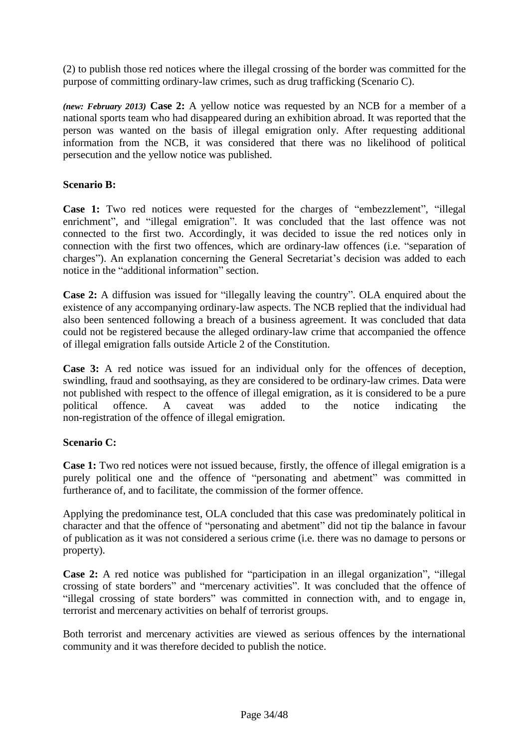(2) to publish those red notices where the illegal crossing of the border was committed for the purpose of committing ordinary-law crimes, such as drug trafficking (Scenario C).

***(new: February 2013)*** **Case 2:** A yellow notice was requested by an NCB for a member of a national sports team who had disappeared during an exhibition abroad. It was reported that the person was wanted on the basis of illegal emigration only. After requesting additional information from the NCB, it was considered that there was no likelihood of political persecution and the yellow notice was published.

**Scenario B:**

**Case 1:** Two red notices were requested for the charges of "embezzlement", "illegal enrichment", and "illegal emigration". It was concluded that the last offence was not connected to the first two. Accordingly, it was decided to issue the red notices only in connection with the first two offences, which are ordinary-law offences (i.e. "separation of charges"). An explanation concerning the General Secretariat's decision was added to each notice in the "additional information" section.

**Case 2:** A diffusion was issued for "illegally leaving the country". OLA enquired about the existence of any accompanying ordinary-law aspects. The NCB replied that the individual had also been sentenced following a breach of a business agreement. It was concluded that data could not be registered because the alleged ordinary-law crime that accompanied the offence of illegal emigration falls outside Article 2 of the Constitution.

**Case 3:** A red notice was issued for an individual only for the offences of deception, swindling, fraud and soothsaying, as they are considered to be ordinary-law crimes. Data were not published with respect to the offence of illegal emigration, as it is considered to be a pure political offence. A caveat was added to the notice indicating the non-registration of the offence of illegal emigration.

**Scenario C:**

**Case 1:** Two red notices were not issued because, firstly, the offence of illegal emigration is a purely political one and the offence of "personating and abetment" was committed in furtherance of, and to facilitate, the commission of the former offence.

Applying the predominance test, OLA concluded that this case was predominately political in character and that the offence of "personating and abetment" did not tip the balance in favour of publication as it was not considered a serious crime (i.e. there was no damage to persons or property).

**Case 2:** A red notice was published for "participation in an illegal organization", "illegal crossing of state borders" and "mercenary activities". It was concluded that the offence of "illegal crossing of state borders" was committed in connection with, and to engage in, terrorist and mercenary activities on behalf of terrorist groups.

Both terrorist and mercenary activities are viewed as serious offences by the international community and it was therefore decided to publish the notice.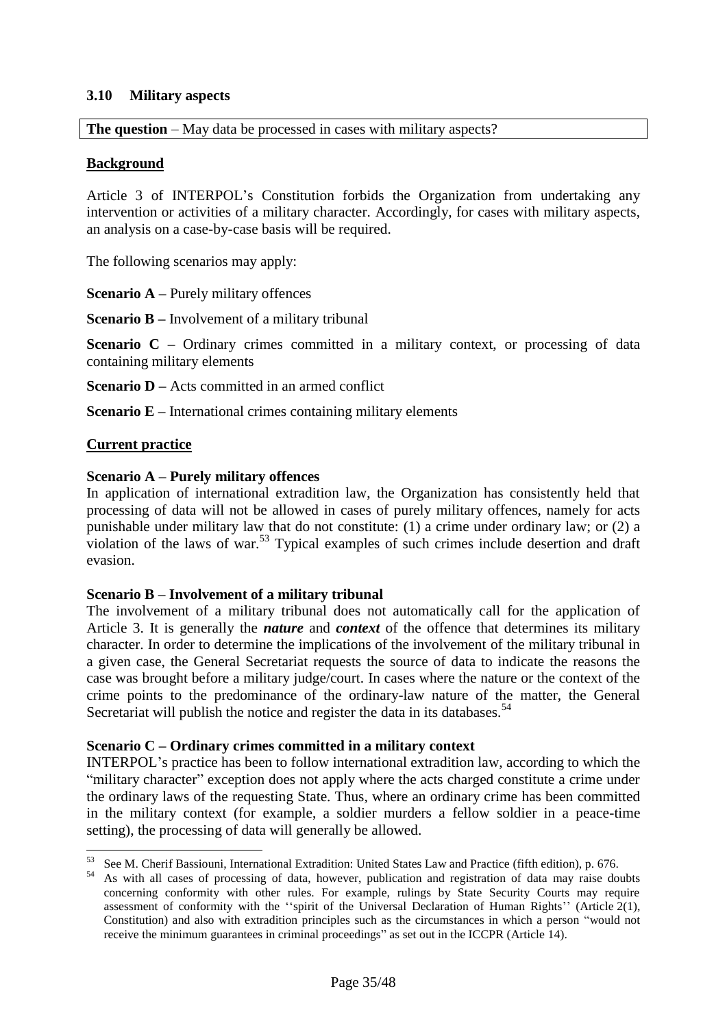### 3.10 Military aspects

**The question** – May data be processed in cases with military aspects?

**Background**

Article 3 of INTERPOL's Constitution forbids the Organization from undertaking any intervention or activities of a military character. Accordingly, for cases with military aspects, an analysis on a case-by-case basis will be required.

The following scenarios may apply:

**Scenario A –** Purely military offences

**Scenario B –** Involvement of a military tribunal

**Scenario C –** Ordinary crimes committed in a military context, or processing of data containing military elements

**Scenario D –** Acts committed in an armed conflict

**Scenario E –** International crimes containing military elements

**Current practice**

**Scenario A – Purely military offences**

In application of international extradition law, the Organization has consistently held that processing of data will not be allowed in cases of purely military offences, namely for acts punishable under military law that do not constitute: (1) a crime under ordinary law; or (2) a violation of the laws of war.[53] Typical examples of such crimes include desertion and draft evasion.

**Scenario B – Involvement of a military tribunal**

The involvement of a military tribunal does not automatically call for the application of Article 3. It is generally the ***nature*** and ***context*** of the offence that determines its military character. In order to determine the implications of the involvement of the military tribunal in a given case, the General Secretariat requests the source of data to indicate the reasons the case was brought before a military judge/court. In cases where the nature or the context of the crime points to the predominance of the ordinary-law nature of the matter, the General Secretariat will publish the notice and register the data in its databases.[54]

**Scenario C – Ordinary crimes committed in a military context**

INTERPOL's practice has been to follow international extradition law, according to which the "military character" exception does not apply where the acts charged constitute a crime under the ordinary laws of the requesting State. Thus, where an ordinary crime has been committed in the military context (for example, a soldier murders a fellow soldier in a peace-time setting), the processing of data will generally be allowed.

---

[53] See M. Cherif Bassiouni, International Extradition: United States Law and Practice (fifth edition), p. 676.

[54] As with all cases of processing of data, however, publication and registration of data may raise doubts concerning conformity with other rules. For example, rulings by State Security Courts may require assessment of conformity with the ''spirit of the Universal Declaration of Human Rights'' (Article 2(1), Constitution) and also with extradition principles such as the circumstances in which a person "would not receive the minimum guarantees in criminal proceedings" as set out in the ICCPR (Article 14).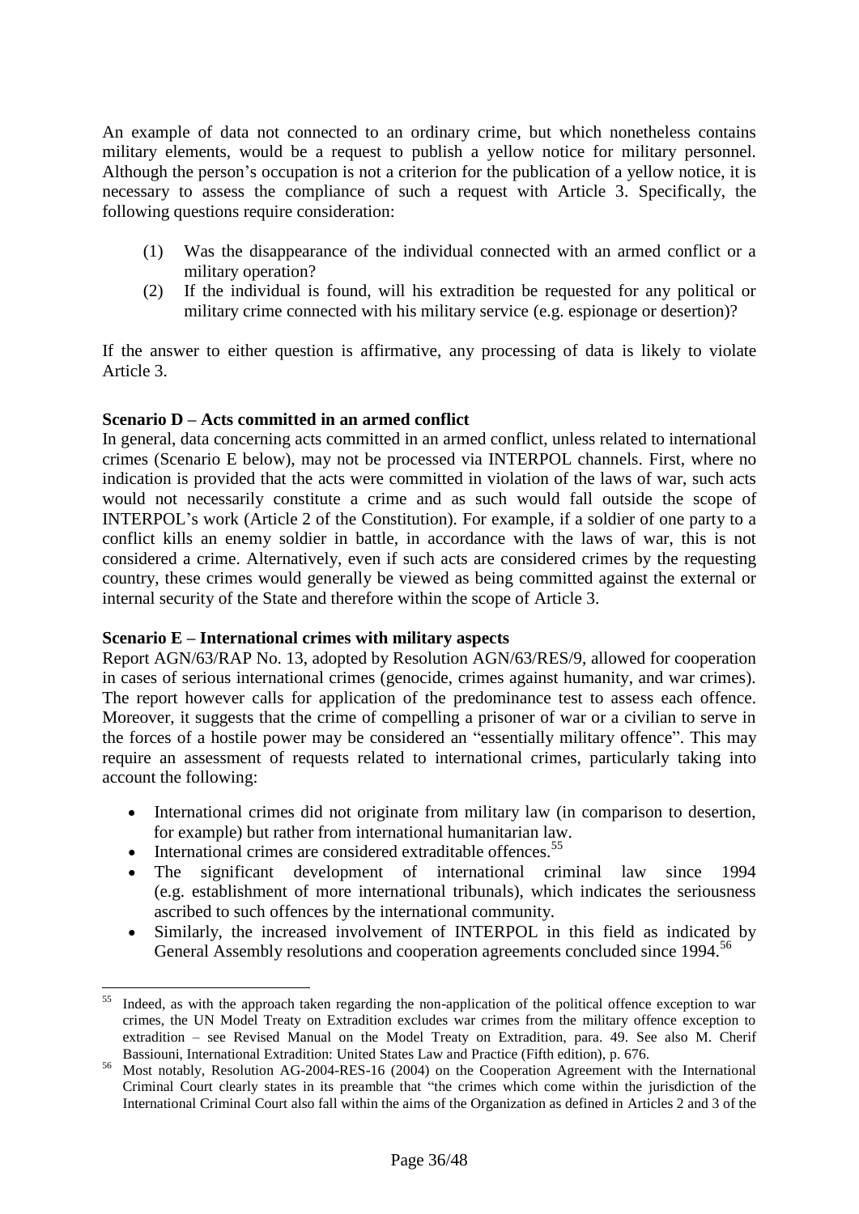An example of data not connected to an ordinary crime, but which nonetheless contains military elements, would be a request to publish a yellow notice for military personnel. Although the person's occupation is not a criterion for the publication of a yellow notice, it is necessary to assess the compliance of such a request with Article 3. Specifically, the following questions require consideration:

(1) Was the disappearance of the individual connected with an armed conflict or a military operation?

(2) If the individual is found, will his extradition be requested for any political or military crime connected with his military service (e.g. espionage or desertion)?

If the answer to either question is affirmative, any processing of data is likely to violate Article 3.

**Scenario D – Acts committed in an armed conflict**

In general, data concerning acts committed in an armed conflict, unless related to international crimes (Scenario E below), may not be processed via INTERPOL channels. First, where no indication is provided that the acts were committed in violation of the laws of war, such acts would not necessarily constitute a crime and as such would fall outside the scope of INTERPOL's work (Article 2 of the Constitution). For example, if a soldier of one party to a conflict kills an enemy soldier in battle, in accordance with the laws of war, this is not considered a crime. Alternatively, even if such acts are considered crimes by the requesting country, these crimes would generally be viewed as being committed against the external or internal security of the State and therefore within the scope of Article 3.

**Scenario E – International crimes with military aspects**

Report AGN/63/RAP No. 13, adopted by Resolution AGN/63/RES/9, allowed for cooperation in cases of serious international crimes (genocide, crimes against humanity, and war crimes). The report however calls for application of the predominance test to assess each offence. Moreover, it suggests that the crime of compelling a prisoner of war or a civilian to serve in the forces of a hostile power may be considered an "essentially military offence". This may require an assessment of requests related to international crimes, particularly taking into account the following:

- International crimes did not originate from military law (in comparison to desertion, for example) but rather from international humanitarian law.
- International crimes are considered extraditable offences.[55]
- The significant development of international criminal law since 1994 (e.g. establishment of more international tribunals), which indicates the seriousness ascribed to such offences by the international community.
- Similarly, the increased involvement of INTERPOL in this field as indicated by General Assembly resolutions and cooperation agreements concluded since 1994.[56]

---

[55] Indeed, as with the approach taken regarding the non-application of the political offence exception to war crimes, the UN Model Treaty on Extradition excludes war crimes from the military offence exception to extradition – see Revised Manual on the Model Treaty on Extradition, para. 49. See also M. Cherif Bassiouni, International Extradition: United States Law and Practice (Fifth edition), p. 676.

[56] Most notably, Resolution AG-2004-RES-16 (2004) on the Cooperation Agreement with the International Criminal Court clearly states in its preamble that "the crimes which come within the jurisdiction of the International Criminal Court also fall within the aims of the Organization as defined in Articles 2 and 3 of the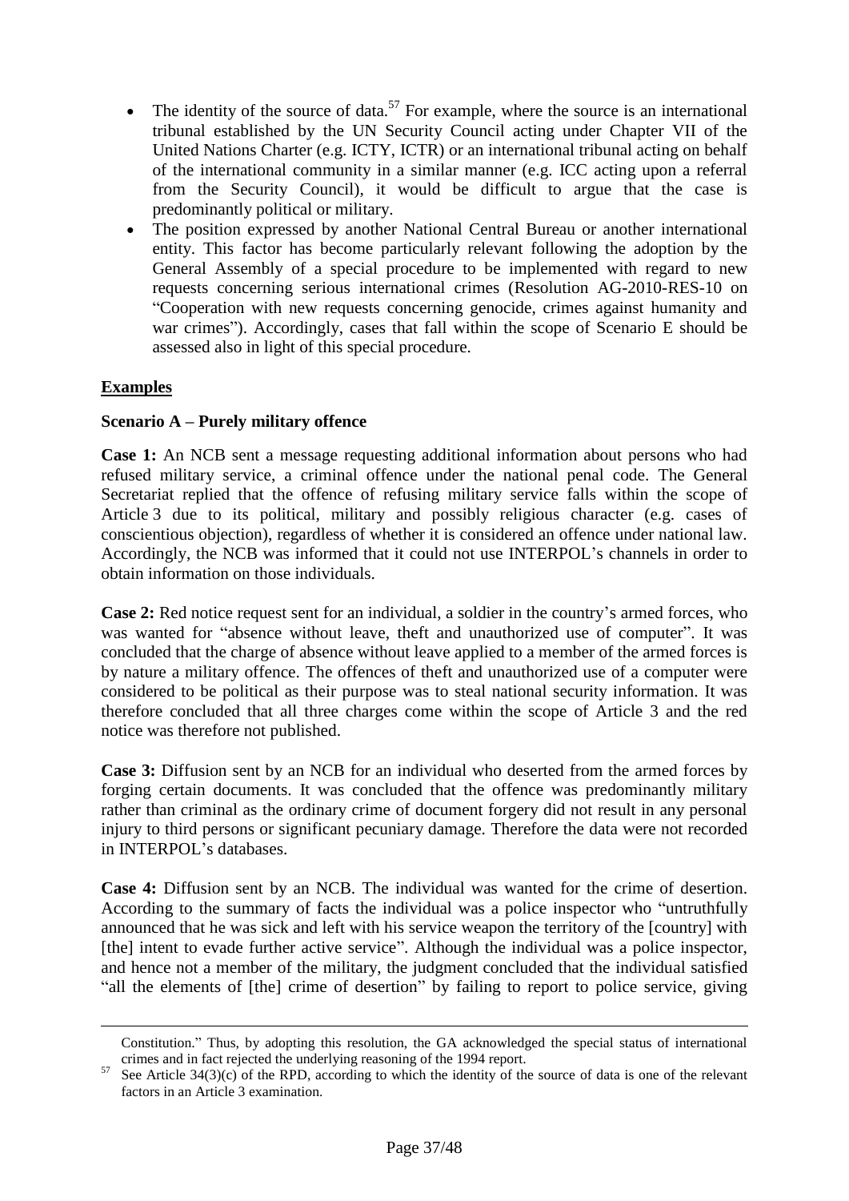- The identity of the source of data.[57] For example, where the source is an international tribunal established by the UN Security Council acting under Chapter VII of the United Nations Charter (e.g. ICTY, ICTR) or an international tribunal acting on behalf of the international community in a similar manner (e.g. ICC acting upon a referral from the Security Council), it would be difficult to argue that the case is predominantly political or military.
- The position expressed by another National Central Bureau or another international entity. This factor has become particularly relevant following the adoption by the General Assembly of a special procedure to be implemented with regard to new requests concerning serious international crimes (Resolution AG-2010-RES-10 on "Cooperation with new requests concerning genocide, crimes against humanity and war crimes"). Accordingly, cases that fall within the scope of Scenario E should be assessed also in light of this special procedure.

## Examples

### Scenario A – Purely military offence

**Case 1:** An NCB sent a message requesting additional information about persons who had refused military service, a criminal offence under the national penal code. The General Secretariat replied that the offence of refusing military service falls within the scope of Article 3 due to its political, military and possibly religious character (e.g. cases of conscientious objection), regardless of whether it is considered an offence under national law. Accordingly, the NCB was informed that it could not use INTERPOL's channels in order to obtain information on those individuals.

**Case 2:** Red notice request sent for an individual, a soldier in the country's armed forces, who was wanted for "absence without leave, theft and unauthorized use of computer". It was concluded that the charge of absence without leave applied to a member of the armed forces is by nature a military offence. The offences of theft and unauthorized use of a computer were considered to be political as their purpose was to steal national security information. It was therefore concluded that all three charges come within the scope of Article 3 and the red notice was therefore not published.

**Case 3:** Diffusion sent by an NCB for an individual who deserted from the armed forces by forging certain documents. It was concluded that the offence was predominantly military rather than criminal as the ordinary crime of document forgery did not result in any personal injury to third persons or significant pecuniary damage. Therefore the data were not recorded in INTERPOL's databases.

**Case 4:** Diffusion sent by an NCB. The individual was wanted for the crime of desertion. According to the summary of facts the individual was a police inspector who "untruthfully announced that he was sick and left with his service weapon the territory of the [country] with [the] intent to evade further active service". Although the individual was a police inspector, and hence not a member of the military, the judgment concluded that the individual satisfied "all the elements of [the] crime of desertion" by failing to report to police service, giving

---

Constitution." Thus, by adopting this resolution, the GA acknowledged the special status of international crimes and in fact rejected the underlying reasoning of the 1994 report.

[57] See Article 34(3)(c) of the RPD, according to which the identity of the source of data is one of the relevant factors in an Article 3 examination.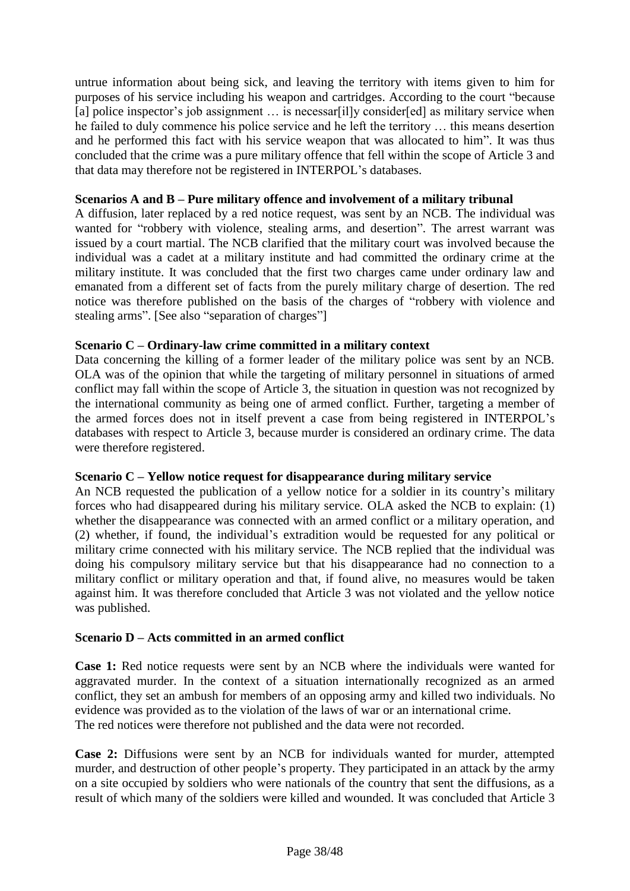untrue information about being sick, and leaving the territory with items given to him for purposes of his service including his weapon and cartridges. According to the court "because [a] police inspector's job assignment … is necessar[il]y consider[ed] as military service when he failed to duly commence his police service and he left the territory … this means desertion and he performed this fact with his service weapon that was allocated to him". It was thus concluded that the crime was a pure military offence that fell within the scope of Article 3 and that data may therefore not be registered in INTERPOL's databases.

**Scenarios A and B – Pure military offence and involvement of a military tribunal**

A diffusion, later replaced by a red notice request, was sent by an NCB. The individual was wanted for "robbery with violence, stealing arms, and desertion". The arrest warrant was issued by a court martial. The NCB clarified that the military court was involved because the individual was a cadet at a military institute and had committed the ordinary crime at the military institute. It was concluded that the first two charges came under ordinary law and emanated from a different set of facts from the purely military charge of desertion. The red notice was therefore published on the basis of the charges of "robbery with violence and stealing arms". [See also "separation of charges"]

**Scenario C – Ordinary-law crime committed in a military context**

Data concerning the killing of a former leader of the military police was sent by an NCB. OLA was of the opinion that while the targeting of military personnel in situations of armed conflict may fall within the scope of Article 3, the situation in question was not recognized by the international community as being one of armed conflict. Further, targeting a member of the armed forces does not in itself prevent a case from being registered in INTERPOL's databases with respect to Article 3, because murder is considered an ordinary crime. The data were therefore registered.

**Scenario C – Yellow notice request for disappearance during military service**

An NCB requested the publication of a yellow notice for a soldier in its country's military forces who had disappeared during his military service. OLA asked the NCB to explain: (1) whether the disappearance was connected with an armed conflict or a military operation, and (2) whether, if found, the individual's extradition would be requested for any political or military crime connected with his military service. The NCB replied that the individual was doing his compulsory military service but that his disappearance had no connection to a military conflict or military operation and that, if found alive, no measures would be taken against him. It was therefore concluded that Article 3 was not violated and the yellow notice was published.

**Scenario D – Acts committed in an armed conflict**

**Case 1:** Red notice requests were sent by an NCB where the individuals were wanted for aggravated murder. In the context of a situation internationally recognized as an armed conflict, they set an ambush for members of an opposing army and killed two individuals. No evidence was provided as to the violation of the laws of war or an international crime. The red notices were therefore not published and the data were not recorded.

**Case 2:** Diffusions were sent by an NCB for individuals wanted for murder, attempted murder, and destruction of other people's property. They participated in an attack by the army on a site occupied by soldiers who were nationals of the country that sent the diffusions, as a result of which many of the soldiers were killed and wounded. It was concluded that Article 3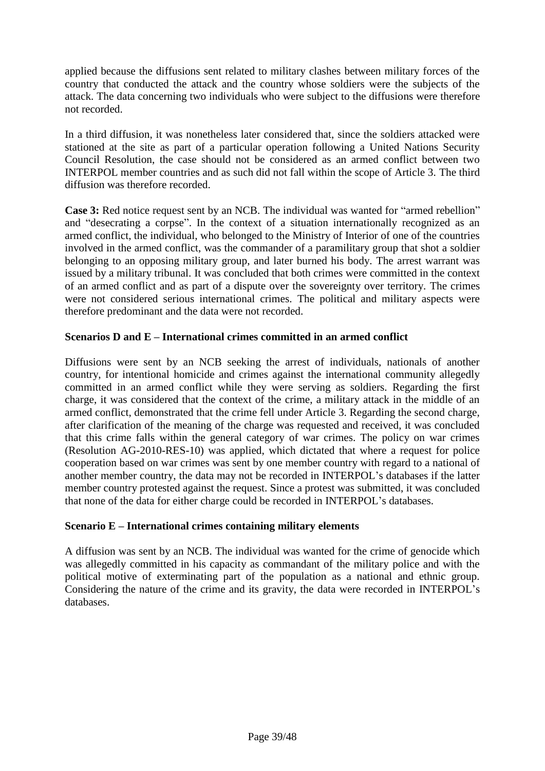applied because the diffusions sent related to military clashes between military forces of the country that conducted the attack and the country whose soldiers were the subjects of the attack. The data concerning two individuals who were subject to the diffusions were therefore not recorded.

In a third diffusion, it was nonetheless later considered that, since the soldiers attacked were stationed at the site as part of a particular operation following a United Nations Security Council Resolution, the case should not be considered as an armed conflict between two INTERPOL member countries and as such did not fall within the scope of Article 3. The third diffusion was therefore recorded.

**Case 3:** Red notice request sent by an NCB. The individual was wanted for "armed rebellion" and "desecrating a corpse". In the context of a situation internationally recognized as an armed conflict, the individual, who belonged to the Ministry of Interior of one of the countries involved in the armed conflict, was the commander of a paramilitary group that shot a soldier belonging to an opposing military group, and later burned his body. The arrest warrant was issued by a military tribunal. It was concluded that both crimes were committed in the context of an armed conflict and as part of a dispute over the sovereignty over territory. The crimes were not considered serious international crimes. The political and military aspects were therefore predominant and the data were not recorded.

### Scenarios D and E – International crimes committed in an armed conflict

Diffusions were sent by an NCB seeking the arrest of individuals, nationals of another country, for intentional homicide and crimes against the international community allegedly committed in an armed conflict while they were serving as soldiers. Regarding the first charge, it was considered that the context of the crime, a military attack in the middle of an armed conflict, demonstrated that the crime fell under Article 3. Regarding the second charge, after clarification of the meaning of the charge was requested and received, it was concluded that this crime falls within the general category of war crimes. The policy on war crimes (Resolution AG-2010-RES-10) was applied, which dictated that where a request for police cooperation based on war crimes was sent by one member country with regard to a national of another member country, the data may not be recorded in INTERPOL's databases if the latter member country protested against the request. Since a protest was submitted, it was concluded that none of the data for either charge could be recorded in INTERPOL's databases.

### Scenario E – International crimes containing military elements

A diffusion was sent by an NCB. The individual was wanted for the crime of genocide which was allegedly committed in his capacity as commandant of the military police and with the political motive of exterminating part of the population as a national and ethnic group. Considering the nature of the crime and its gravity, the data were recorded in INTERPOL's databases.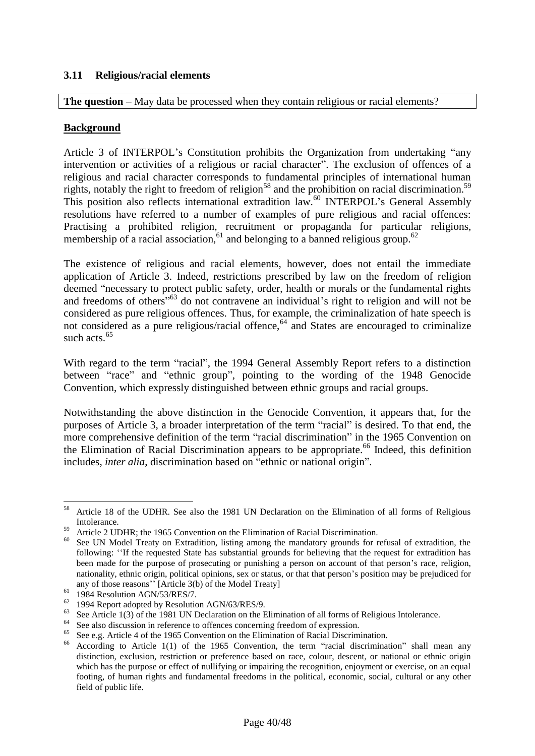### 3.11 Religious/racial elements

**The question** – May data be processed when they contain religious or racial elements?

**Background**

Article 3 of INTERPOL's Constitution prohibits the Organization from undertaking "any intervention or activities of a religious or racial character". The exclusion of offences of a religious and racial character corresponds to fundamental principles of international human rights, notably the right to freedom of religion[58] and the prohibition on racial discrimination.[59] This position also reflects international extradition law.[60] INTERPOL's General Assembly resolutions have referred to a number of examples of pure religious and racial offences: Practising a prohibited religion, recruitment or propaganda for particular religions, membership of a racial association,[61] and belonging to a banned religious group.[62]

The existence of religious and racial elements, however, does not entail the immediate application of Article 3. Indeed, restrictions prescribed by law on the freedom of religion deemed "necessary to protect public safety, order, health or morals or the fundamental rights and freedoms of others"[63] do not contravene an individual's right to religion and will not be considered as pure religious offences. Thus, for example, the criminalization of hate speech is not considered as a pure religious/racial offence,[64] and States are encouraged to criminalize such acts.[65]

With regard to the term "racial", the 1994 General Assembly Report refers to a distinction between "race" and "ethnic group", pointing to the wording of the 1948 Genocide Convention, which expressly distinguished between ethnic groups and racial groups.

Notwithstanding the above distinction in the Genocide Convention, it appears that, for the purposes of Article 3, a broader interpretation of the term "racial" is desired. To that end, the more comprehensive definition of the term "racial discrimination" in the 1965 Convention on the Elimination of Racial Discrimination appears to be appropriate.[66] Indeed, this definition includes, *inter alia*, discrimination based on "ethnic or national origin".

---

[58] Article 18 of the UDHR. See also the 1981 UN Declaration on the Elimination of all forms of Religious Intolerance.

[59] Article 2 UDHR; the 1965 Convention on the Elimination of Racial Discrimination.

[60] See UN Model Treaty on Extradition, listing among the mandatory grounds for refusal of extradition, the following: ''If the requested State has substantial grounds for believing that the request for extradition has been made for the purpose of prosecuting or punishing a person on account of that person's race, religion, nationality, ethnic origin, political opinions, sex or status, or that that person's position may be prejudiced for any of those reasons'' [Article 3(b) of the Model Treaty]

[61] 1984 Resolution AGN/53/RES/7.

[62] 1994 Report adopted by Resolution AGN/63/RES/9.

[63] See Article 1(3) of the 1981 UN Declaration on the Elimination of all forms of Religious Intolerance.

[64] See also discussion in reference to offences concerning freedom of expression.

[65] See e.g. Article 4 of the 1965 Convention on the Elimination of Racial Discrimination.

[66] According to Article 1(1) of the 1965 Convention, the term "racial discrimination" shall mean any distinction, exclusion, restriction or preference based on race, colour, descent, or national or ethnic origin which has the purpose or effect of nullifying or impairing the recognition, enjoyment or exercise, on an equal footing, of human rights and fundamental freedoms in the political, economic, social, cultural or any other field of public life.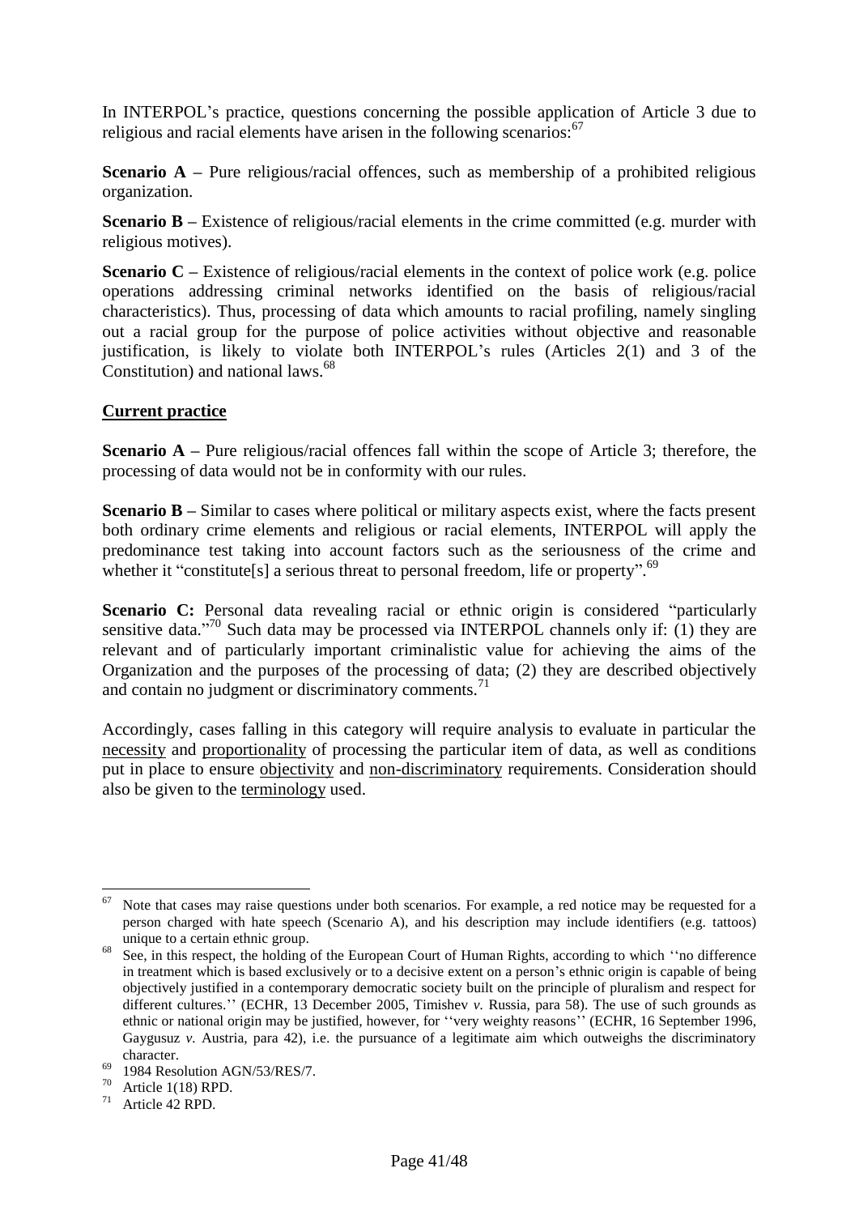In INTERPOL's practice, questions concerning the possible application of Article 3 due to religious and racial elements have arisen in the following scenarios:[67]

**Scenario A –** Pure religious/racial offences, such as membership of a prohibited religious organization.

**Scenario B –** Existence of religious/racial elements in the crime committed (e.g. murder with religious motives).

**Scenario C –** Existence of religious/racial elements in the context of police work (e.g. police operations addressing criminal networks identified on the basis of religious/racial characteristics). Thus, processing of data which amounts to racial profiling, namely singling out a racial group for the purpose of police activities without objective and reasonable justification, is likely to violate both INTERPOL's rules (Articles 2(1) and 3 of the Constitution) and national laws.[68]

**Current practice**

**Scenario A –** Pure religious/racial offences fall within the scope of Article 3; therefore, the processing of data would not be in conformity with our rules.

**Scenario B –** Similar to cases where political or military aspects exist, where the facts present both ordinary crime elements and religious or racial elements, INTERPOL will apply the predominance test taking into account factors such as the seriousness of the crime and whether it "constitute[s] a serious threat to personal freedom, life or property".[69]

**Scenario C:** Personal data revealing racial or ethnic origin is considered "particularly sensitive data."[70] Such data may be processed via INTERPOL channels only if: (1) they are relevant and of particularly important criminalistic value for achieving the aims of the Organization and the purposes of the processing of data; (2) they are described objectively and contain no judgment or discriminatory comments.[71]

Accordingly, cases falling in this category will require analysis to evaluate in particular the necessity and proportionality of processing the particular item of data, as well as conditions put in place to ensure objectivity and non-discriminatory requirements. Consideration should also be given to the terminology used.

---

[67] Note that cases may raise questions under both scenarios. For example, a red notice may be requested for a person charged with hate speech (Scenario A), and his description may include identifiers (e.g. tattoos) unique to a certain ethnic group.

[68] See, in this respect, the holding of the European Court of Human Rights, according to which ''no difference in treatment which is based exclusively or to a decisive extent on a person's ethnic origin is capable of being objectively justified in a contemporary democratic society built on the principle of pluralism and respect for different cultures.'' (ECHR, 13 December 2005, Timishev *v.* Russia, para 58). The use of such grounds as ethnic or national origin may be justified, however, for ''very weighty reasons'' (ECHR, 16 September 1996, Gaygusuz *v.* Austria, para 42), i.e. the pursuance of a legitimate aim which outweighs the discriminatory character.

[69] 1984 Resolution AGN/53/RES/7.

[70] Article 1(18) RPD.

[71] Article 42 RPD.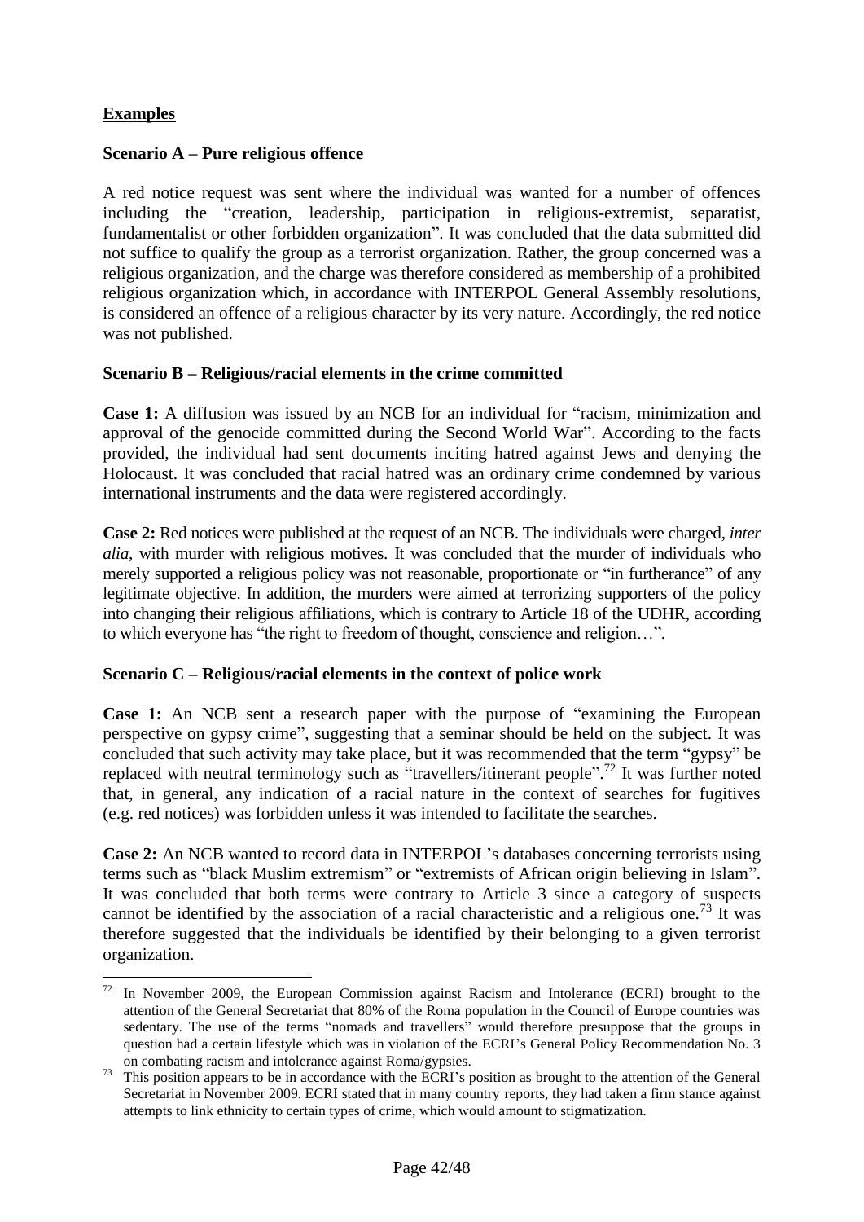**Examples**

**Scenario A – Pure religious offence**

A red notice request was sent where the individual was wanted for a number of offences including the "creation, leadership, participation in religious-extremist, separatist, fundamentalist or other forbidden organization". It was concluded that the data submitted did not suffice to qualify the group as a terrorist organization. Rather, the group concerned was a religious organization, and the charge was therefore considered as membership of a prohibited religious organization which, in accordance with INTERPOL General Assembly resolutions, is considered an offence of a religious character by its very nature. Accordingly, the red notice was not published.

**Scenario B – Religious/racial elements in the crime committed**

**Case 1:** A diffusion was issued by an NCB for an individual for "racism, minimization and approval of the genocide committed during the Second World War". According to the facts provided, the individual had sent documents inciting hatred against Jews and denying the Holocaust. It was concluded that racial hatred was an ordinary crime condemned by various international instruments and the data were registered accordingly.

**Case 2:** Red notices were published at the request of an NCB. The individuals were charged, *inter alia*, with murder with religious motives. It was concluded that the murder of individuals who merely supported a religious policy was not reasonable, proportionate or "in furtherance" of any legitimate objective. In addition, the murders were aimed at terrorizing supporters of the policy into changing their religious affiliations, which is contrary to Article 18 of the UDHR, according to which everyone has "the right to freedom of thought, conscience and religion…".

**Scenario C – Religious/racial elements in the context of police work**

**Case 1:** An NCB sent a research paper with the purpose of "examining the European perspective on gypsy crime", suggesting that a seminar should be held on the subject. It was concluded that such activity may take place, but it was recommended that the term "gypsy" be replaced with neutral terminology such as "travellers/itinerant people".[72] It was further noted that, in general, any indication of a racial nature in the context of searches for fugitives (e.g. red notices) was forbidden unless it was intended to facilitate the searches.

**Case 2:** An NCB wanted to record data in INTERPOL's databases concerning terrorists using terms such as "black Muslim extremism" or "extremists of African origin believing in Islam". It was concluded that both terms were contrary to Article 3 since a category of suspects cannot be identified by the association of a racial characteristic and a religious one.[73] It was therefore suggested that the individuals be identified by their belonging to a given terrorist organization.

---

[72] In November 2009, the European Commission against Racism and Intolerance (ECRI) brought to the attention of the General Secretariat that 80% of the Roma population in the Council of Europe countries was sedentary. The use of the terms "nomads and travellers" would therefore presuppose that the groups in question had a certain lifestyle which was in violation of the ECRI's General Policy Recommendation No. 3 on combating racism and intolerance against Roma/gypsies.

[73] This position appears to be in accordance with the ECRI's position as brought to the attention of the General Secretariat in November 2009. ECRI stated that in many country reports, they had taken a firm stance against attempts to link ethnicity to certain types of crime, which would amount to stigmatization.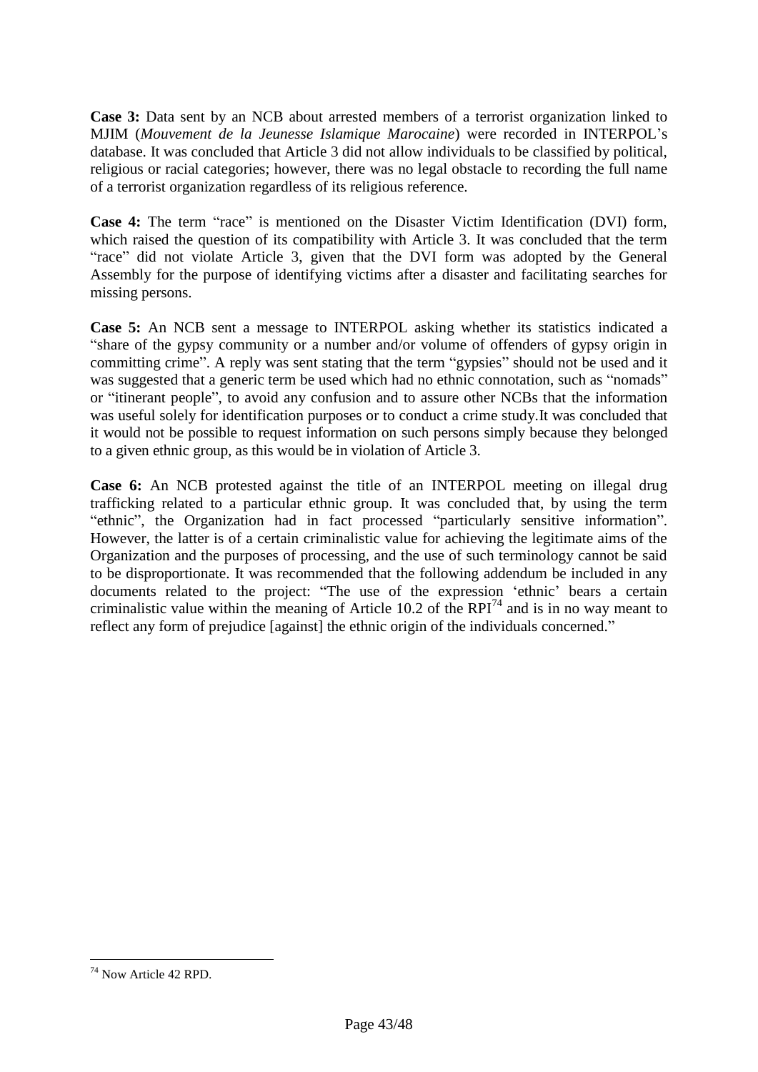**Case 3:** Data sent by an NCB about arrested members of a terrorist organization linked to MJIM (*Mouvement de la Jeunesse Islamique Marocaine*) were recorded in INTERPOL's database. It was concluded that Article 3 did not allow individuals to be classified by political, religious or racial categories; however, there was no legal obstacle to recording the full name of a terrorist organization regardless of its religious reference.

**Case 4:** The term "race" is mentioned on the Disaster Victim Identification (DVI) form, which raised the question of its compatibility with Article 3. It was concluded that the term "race" did not violate Article 3, given that the DVI form was adopted by the General Assembly for the purpose of identifying victims after a disaster and facilitating searches for missing persons.

**Case 5:** An NCB sent a message to INTERPOL asking whether its statistics indicated a "share of the gypsy community or a number and/or volume of offenders of gypsy origin in committing crime". A reply was sent stating that the term "gypsies" should not be used and it was suggested that a generic term be used which had no ethnic connotation, such as "nomads" or "itinerant people", to avoid any confusion and to assure other NCBs that the information was useful solely for identification purposes or to conduct a crime study.It was concluded that it would not be possible to request information on such persons simply because they belonged to a given ethnic group, as this would be in violation of Article 3.

**Case 6:** An NCB protested against the title of an INTERPOL meeting on illegal drug trafficking related to a particular ethnic group. It was concluded that, by using the term "ethnic", the Organization had in fact processed "particularly sensitive information". However, the latter is of a certain criminalistic value for achieving the legitimate aims of the Organization and the purposes of processing, and the use of such terminology cannot be said to be disproportionate. It was recommended that the following addendum be included in any documents related to the project: "The use of the expression 'ethnic' bears a certain criminalistic value within the meaning of Article 10.2 of the RPI[74] and is in no way meant to reflect any form of prejudice [against] the ethnic origin of the individuals concerned."

[74] Now Article 42 RPD.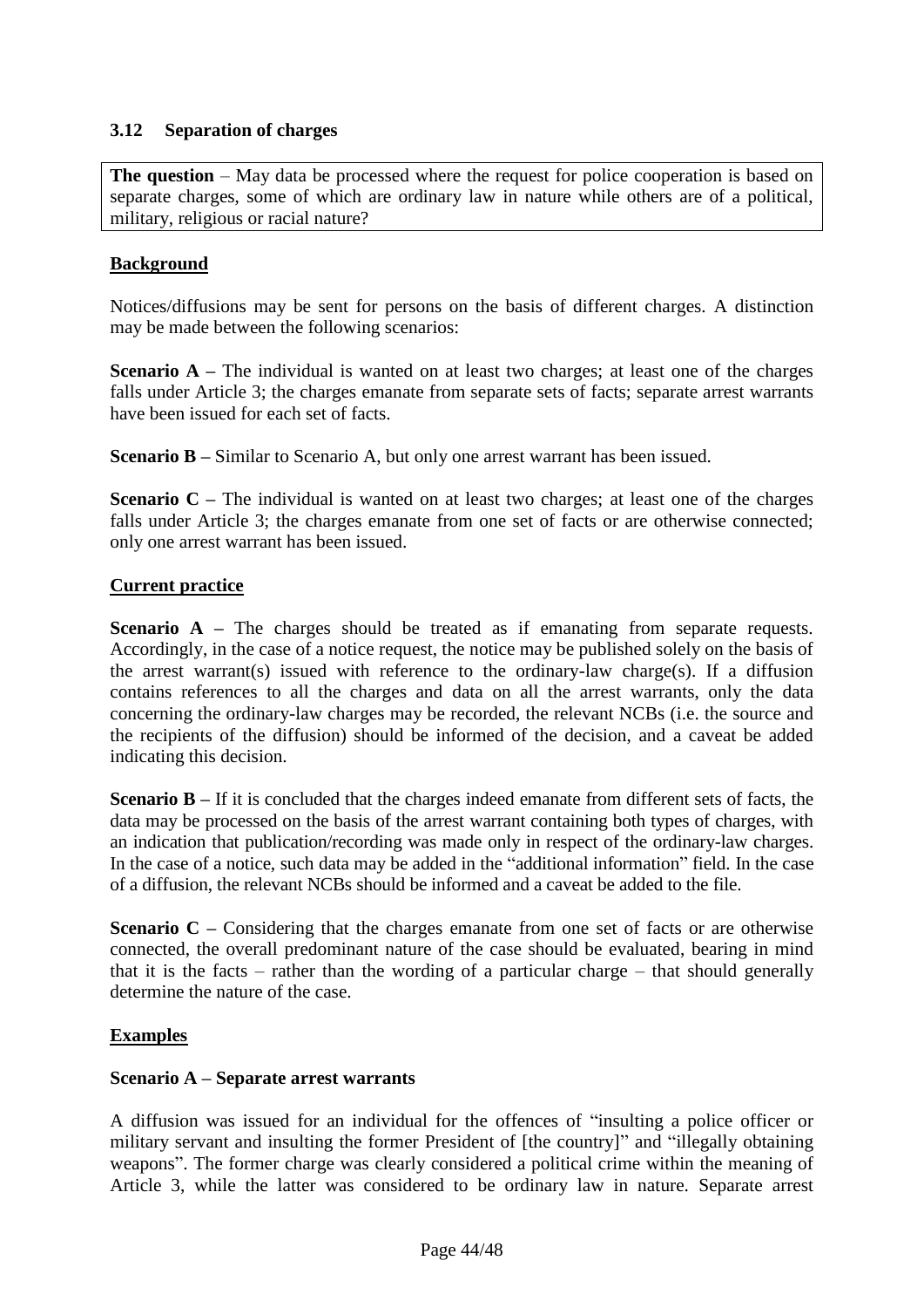### 3.12 Separation of charges

**The question** – May data be processed where the request for police cooperation is based on separate charges, some of which are ordinary law in nature while others are of a political, military, religious or racial nature?

**Background**

Notices/diffusions may be sent for persons on the basis of different charges. A distinction may be made between the following scenarios:

**Scenario A –** The individual is wanted on at least two charges; at least one of the charges falls under Article 3; the charges emanate from separate sets of facts; separate arrest warrants have been issued for each set of facts.

**Scenario B –** Similar to Scenario A, but only one arrest warrant has been issued.

**Scenario C –** The individual is wanted on at least two charges; at least one of the charges falls under Article 3; the charges emanate from one set of facts or are otherwise connected; only one arrest warrant has been issued.

**Current practice**

**Scenario A –** The charges should be treated as if emanating from separate requests. Accordingly, in the case of a notice request, the notice may be published solely on the basis of the arrest warrant(s) issued with reference to the ordinary-law charge(s). If a diffusion contains references to all the charges and data on all the arrest warrants, only the data concerning the ordinary-law charges may be recorded, the relevant NCBs (i.e. the source and the recipients of the diffusion) should be informed of the decision, and a caveat be added indicating this decision.

**Scenario B –** If it is concluded that the charges indeed emanate from different sets of facts, the data may be processed on the basis of the arrest warrant containing both types of charges, with an indication that publication/recording was made only in respect of the ordinary-law charges. In the case of a notice, such data may be added in the "additional information" field. In the case of a diffusion, the relevant NCBs should be informed and a caveat be added to the file.

**Scenario C –** Considering that the charges emanate from one set of facts or are otherwise connected, the overall predominant nature of the case should be evaluated, bearing in mind that it is the facts – rather than the wording of a particular charge – that should generally determine the nature of the case.

**Examples**

**Scenario A – Separate arrest warrants**

A diffusion was issued for an individual for the offences of "insulting a police officer or military servant and insulting the former President of [the country]" and "illegally obtaining weapons". The former charge was clearly considered a political crime within the meaning of Article 3, while the latter was considered to be ordinary law in nature. Separate arrest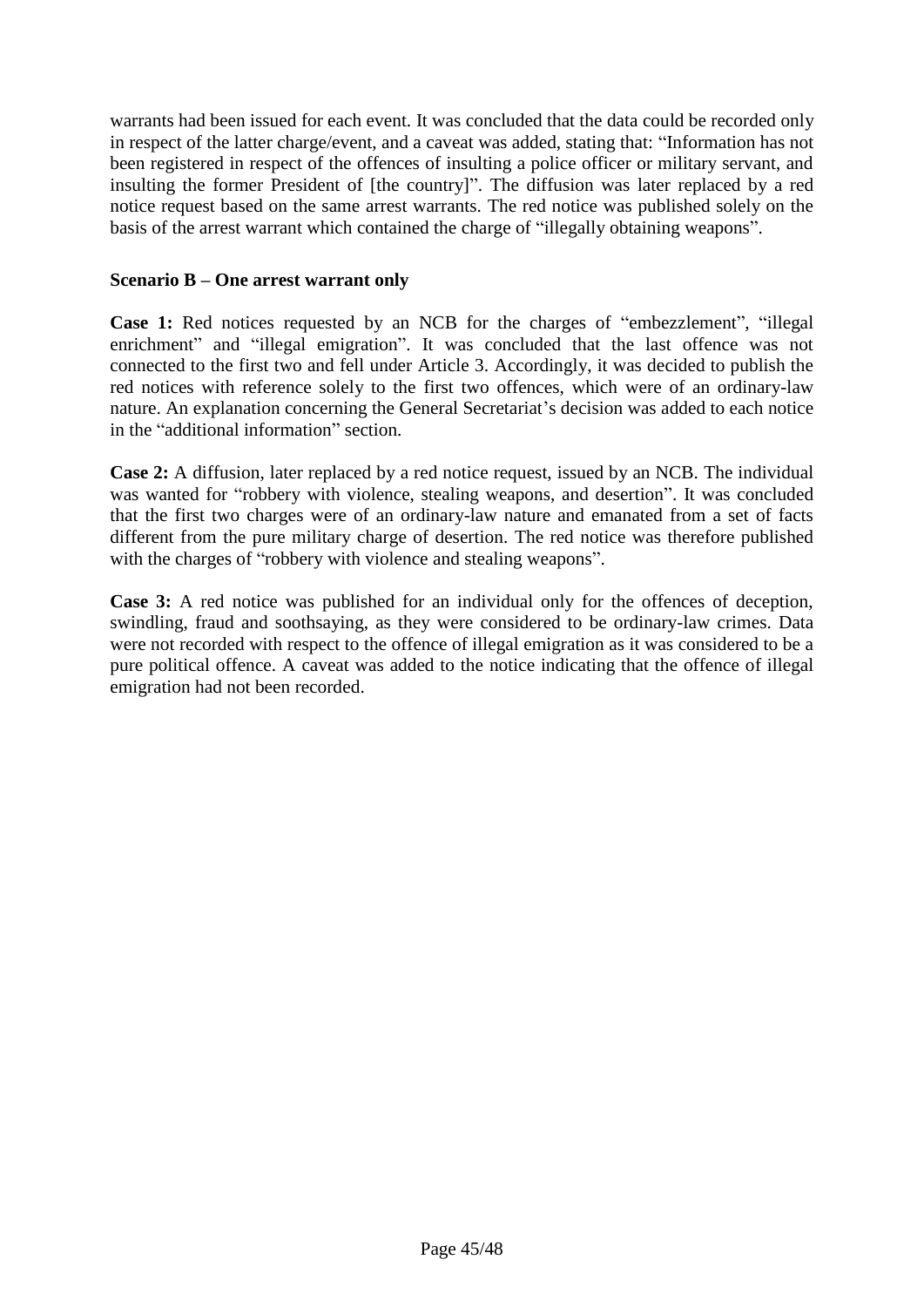warrants had been issued for each event. It was concluded that the data could be recorded only in respect of the latter charge/event, and a caveat was added, stating that: "Information has not been registered in respect of the offences of insulting a police officer or military servant, and insulting the former President of [the country]". The diffusion was later replaced by a red notice request based on the same arrest warrants. The red notice was published solely on the basis of the arrest warrant which contained the charge of "illegally obtaining weapons".

**Scenario B – One arrest warrant only**

**Case 1:** Red notices requested by an NCB for the charges of "embezzlement", "illegal enrichment" and "illegal emigration". It was concluded that the last offence was not connected to the first two and fell under Article 3. Accordingly, it was decided to publish the red notices with reference solely to the first two offences, which were of an ordinary-law nature. An explanation concerning the General Secretariat's decision was added to each notice in the "additional information" section.

**Case 2:** A diffusion, later replaced by a red notice request, issued by an NCB. The individual was wanted for "robbery with violence, stealing weapons, and desertion". It was concluded that the first two charges were of an ordinary-law nature and emanated from a set of facts different from the pure military charge of desertion. The red notice was therefore published with the charges of "robbery with violence and stealing weapons".

**Case 3:** A red notice was published for an individual only for the offences of deception, swindling, fraud and soothsaying, as they were considered to be ordinary-law crimes. Data were not recorded with respect to the offence of illegal emigration as it was considered to be a pure political offence. A caveat was added to the notice indicating that the offence of illegal emigration had not been recorded.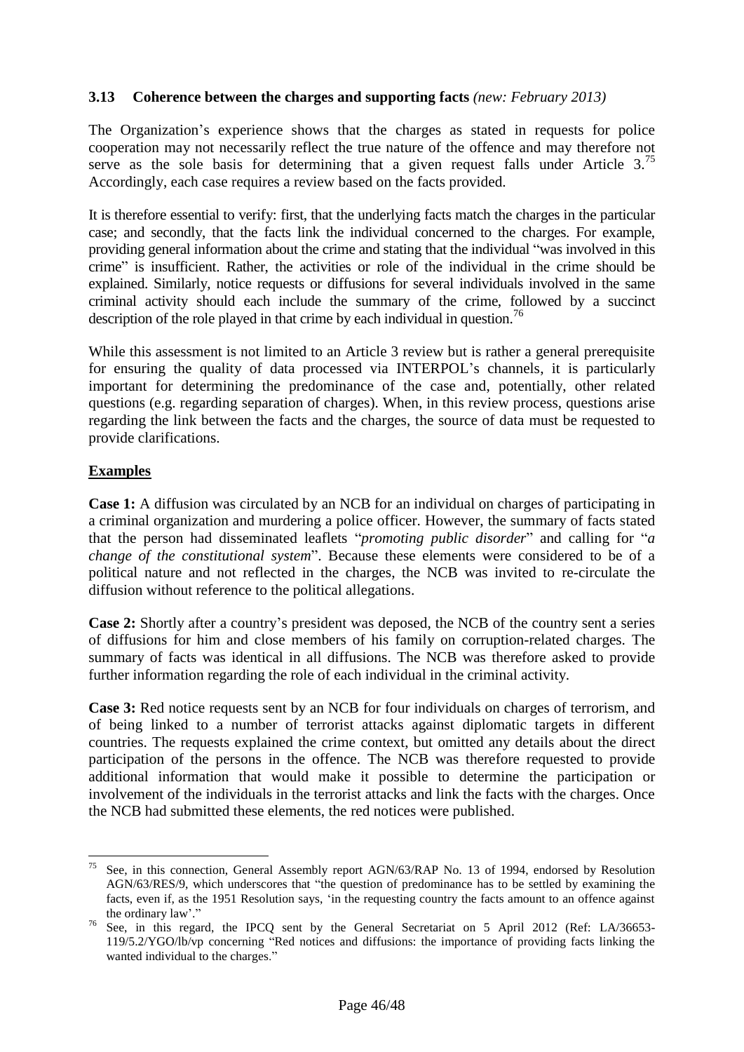### 3.13 Coherence between the charges and supporting facts *(new: February 2013)*

The Organization's experience shows that the charges as stated in requests for police cooperation may not necessarily reflect the true nature of the offence and may therefore not serve as the sole basis for determining that a given request falls under Article 3.[75] Accordingly, each case requires a review based on the facts provided.

It is therefore essential to verify: first, that the underlying facts match the charges in the particular case; and secondly, that the facts link the individual concerned to the charges. For example, providing general information about the crime and stating that the individual "was involved in this crime" is insufficient. Rather, the activities or role of the individual in the crime should be explained. Similarly, notice requests or diffusions for several individuals involved in the same criminal activity should each include the summary of the crime, followed by a succinct description of the role played in that crime by each individual in question.[76]

While this assessment is not limited to an Article 3 review but is rather a general prerequisite for ensuring the quality of data processed via INTERPOL's channels, it is particularly important for determining the predominance of the case and, potentially, other related questions (e.g. regarding separation of charges). When, in this review process, questions arise regarding the link between the facts and the charges, the source of data must be requested to provide clarifications.

**Examples**

**Case 1:** A diffusion was circulated by an NCB for an individual on charges of participating in a criminal organization and murdering a police officer. However, the summary of facts stated that the person had disseminated leaflets "*promoting public disorder*" and calling for "*a change of the constitutional system*". Because these elements were considered to be of a political nature and not reflected in the charges, the NCB was invited to re-circulate the diffusion without reference to the political allegations.

**Case 2:** Shortly after a country's president was deposed, the NCB of the country sent a series of diffusions for him and close members of his family on corruption-related charges. The summary of facts was identical in all diffusions. The NCB was therefore asked to provide further information regarding the role of each individual in the criminal activity.

**Case 3:** Red notice requests sent by an NCB for four individuals on charges of terrorism, and of being linked to a number of terrorist attacks against diplomatic targets in different countries. The requests explained the crime context, but omitted any details about the direct participation of the persons in the offence. The NCB was therefore requested to provide additional information that would make it possible to determine the participation or involvement of the individuals in the terrorist attacks and link the facts with the charges. Once the NCB had submitted these elements, the red notices were published.

---

[75] See, in this connection, General Assembly report AGN/63/RAP No. 13 of 1994, endorsed by Resolution AGN/63/RES/9, which underscores that "the question of predominance has to be settled by examining the facts, even if, as the 1951 Resolution says, 'in the requesting country the facts amount to an offence against the ordinary law'."

[76] See, in this regard, the IPCQ sent by the General Secretariat on 5 April 2012 (Ref: LA/36653-119/5.2/YGO/lb/vp concerning "Red notices and diffusions: the importance of providing facts linking the wanted individual to the charges."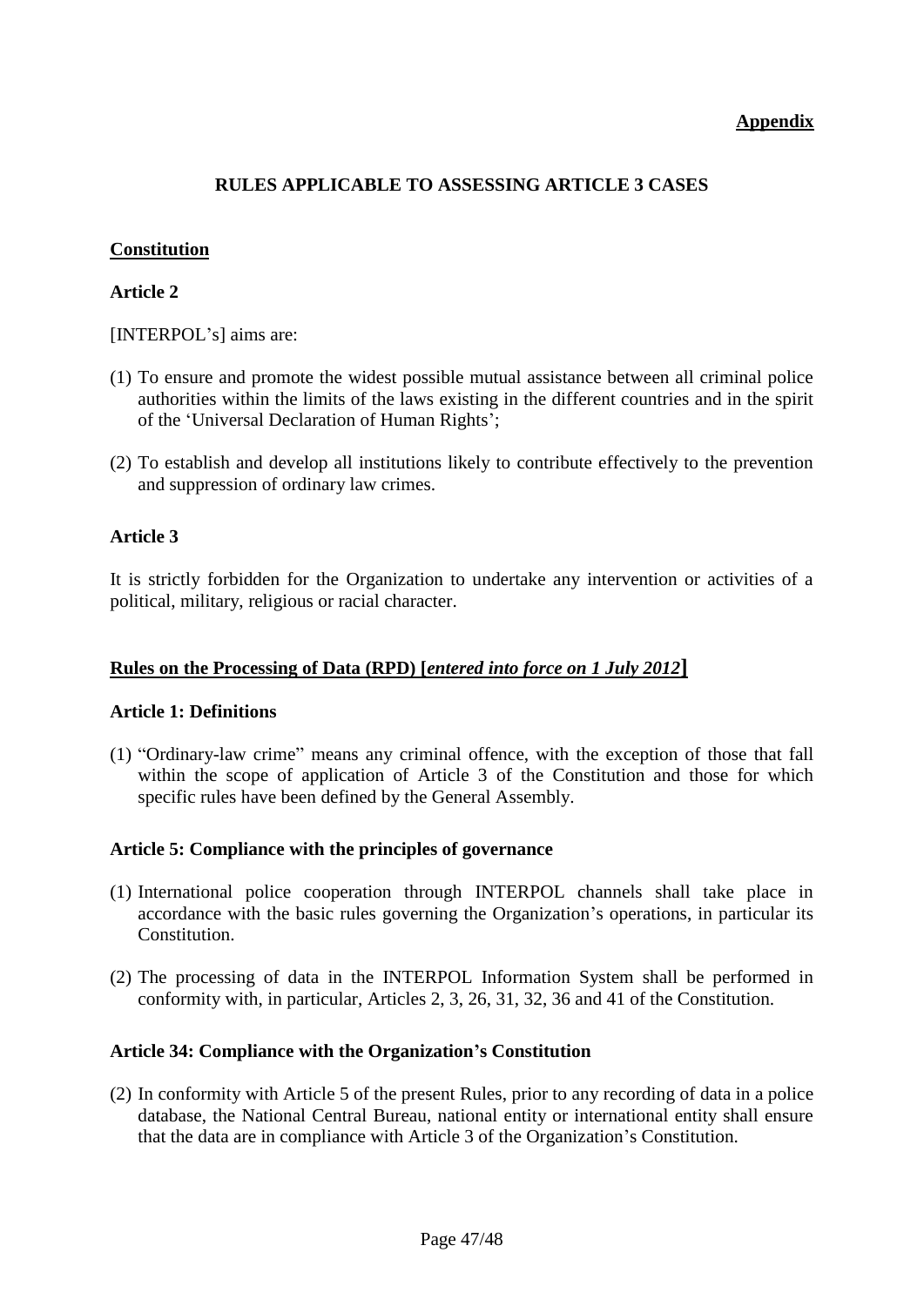**Appendix**

# RULES APPLICABLE TO ASSESSING ARTICLE 3 CASES

## Constitution

### Article 2

[INTERPOL's] aims are:

(1) To ensure and promote the widest possible mutual assistance between all criminal police authorities within the limits of the laws existing in the different countries and in the spirit of the 'Universal Declaration of Human Rights';

(2) To establish and develop all institutions likely to contribute effectively to the prevention and suppression of ordinary law crimes.

### Article 3

It is strictly forbidden for the Organization to undertake any intervention or activities of a political, military, religious or racial character.

## Rules on the Processing of Data (RPD) [*entered into force on 1 July 2012*]

### Article 1: Definitions

(1) "Ordinary-law crime" means any criminal offence, with the exception of those that fall within the scope of application of Article 3 of the Constitution and those for which specific rules have been defined by the General Assembly.

### Article 5: Compliance with the principles of governance

(1) International police cooperation through INTERPOL channels shall take place in accordance with the basic rules governing the Organization's operations, in particular its Constitution.

(2) The processing of data in the INTERPOL Information System shall be performed in conformity with, in particular, Articles 2, 3, 26, 31, 32, 36 and 41 of the Constitution.

### Article 34: Compliance with the Organization's Constitution

(2) In conformity with Article 5 of the present Rules, prior to any recording of data in a police database, the National Central Bureau, national entity or international entity shall ensure that the data are in compliance with Article 3 of the Organization's Constitution.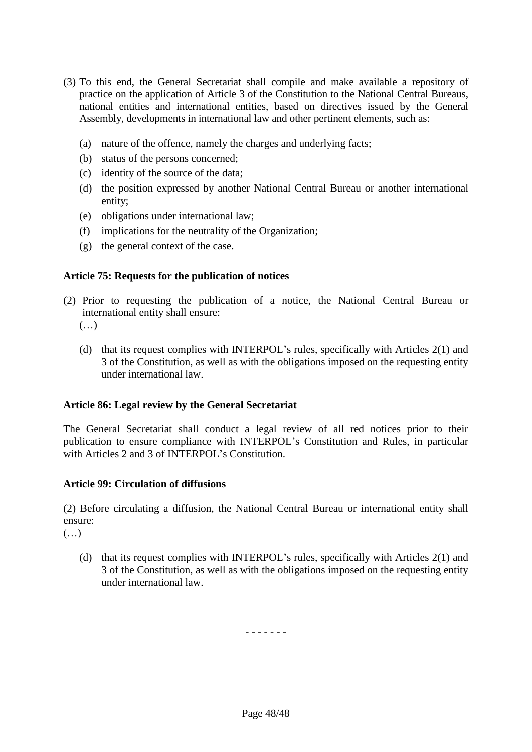(3) To this end, the General Secretariat shall compile and make available a repository of practice on the application of Article 3 of the Constitution to the National Central Bureaus, national entities and international entities, based on directives issued by the General Assembly, developments in international law and other pertinent elements, such as:

  (a) nature of the offence, namely the charges and underlying facts;
  (b) status of the persons concerned;
  (c) identity of the source of the data;
  (d) the position expressed by another National Central Bureau or another international entity;
  (e) obligations under international law;
  (f) implications for the neutrality of the Organization;
  (g) the general context of the case.

**Article 75: Requests for the publication of notices**

(2) Prior to requesting the publication of a notice, the National Central Bureau or international entity shall ensure:
(…)

  (d) that its request complies with INTERPOL's rules, specifically with Articles 2(1) and 3 of the Constitution, as well as with the obligations imposed on the requesting entity under international law.

**Article 86: Legal review by the General Secretariat**

The General Secretariat shall conduct a legal review of all red notices prior to their publication to ensure compliance with INTERPOL's Constitution and Rules, in particular with Articles 2 and 3 of INTERPOL's Constitution.

**Article 99: Circulation of diffusions**

(2) Before circulating a diffusion, the National Central Bureau or international entity shall ensure:
(…)

  (d) that its request complies with INTERPOL's rules, specifically with Articles 2(1) and 3 of the Constitution, as well as with the obligations imposed on the requesting entity under international law.

- - - - - - -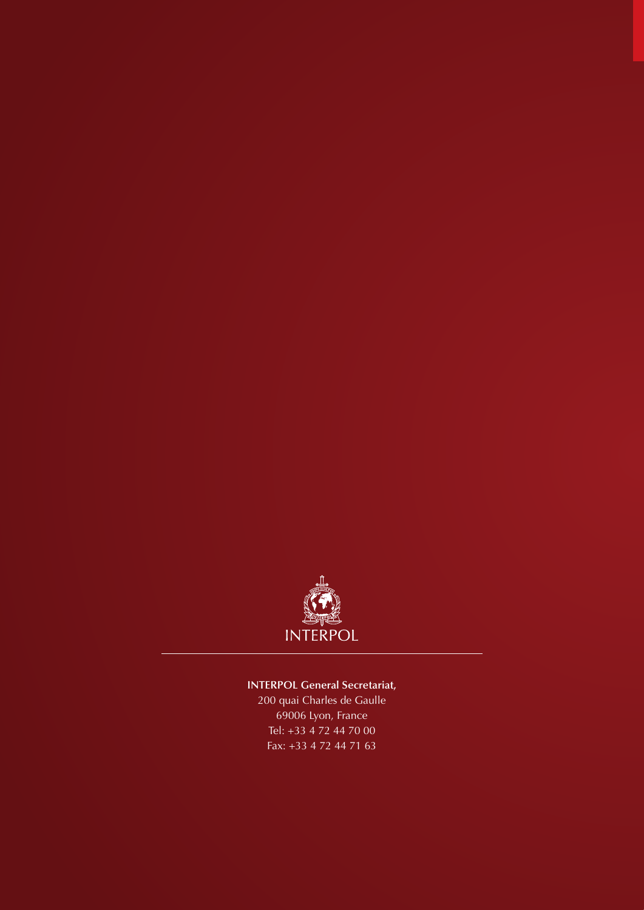INTERPOL

**INTERPOL General Secretariat,**
200 quai Charles de Gaulle
69006 Lyon, France
Tel: +33 4 72 44 70 00
Fax: +33 4 72 44 71 63